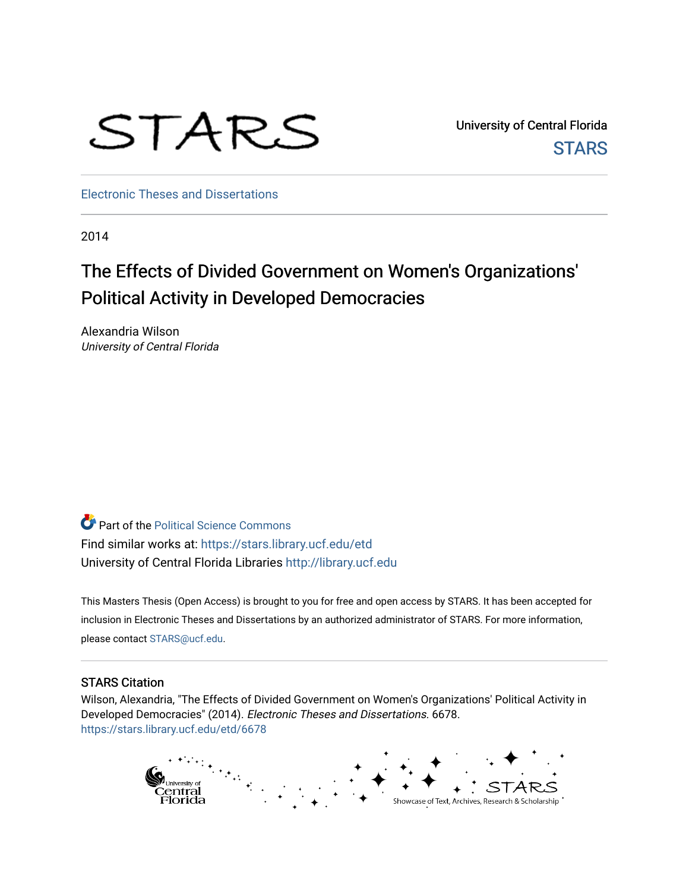STARS

University of Central Florida

STARS

Electronic Theses and Dissertations

2014

# The Effects of Divided Government on Women's Organizations' Political Activity in Developed Democracies

Alexandria Wilson
*University of Central Florida*

Part of the Political Science Commons

Find similar works at: https://stars.library.ucf.edu/etd

University of Central Florida Libraries http://library.ucf.edu

This Masters Thesis (Open Access) is brought to you for free and open access by STARS. It has been accepted for inclusion in Electronic Theses and Dissertations by an authorized administrator of STARS. For more information, please contact STARS@ucf.edu.

## STARS Citation

Wilson, Alexandria, "The Effects of Divided Government on Women's Organizations' Political Activity in Developed Democracies" (2014). *Electronic Theses and Dissertations*. 6678.
https://stars.library.ucf.edu/etd/6678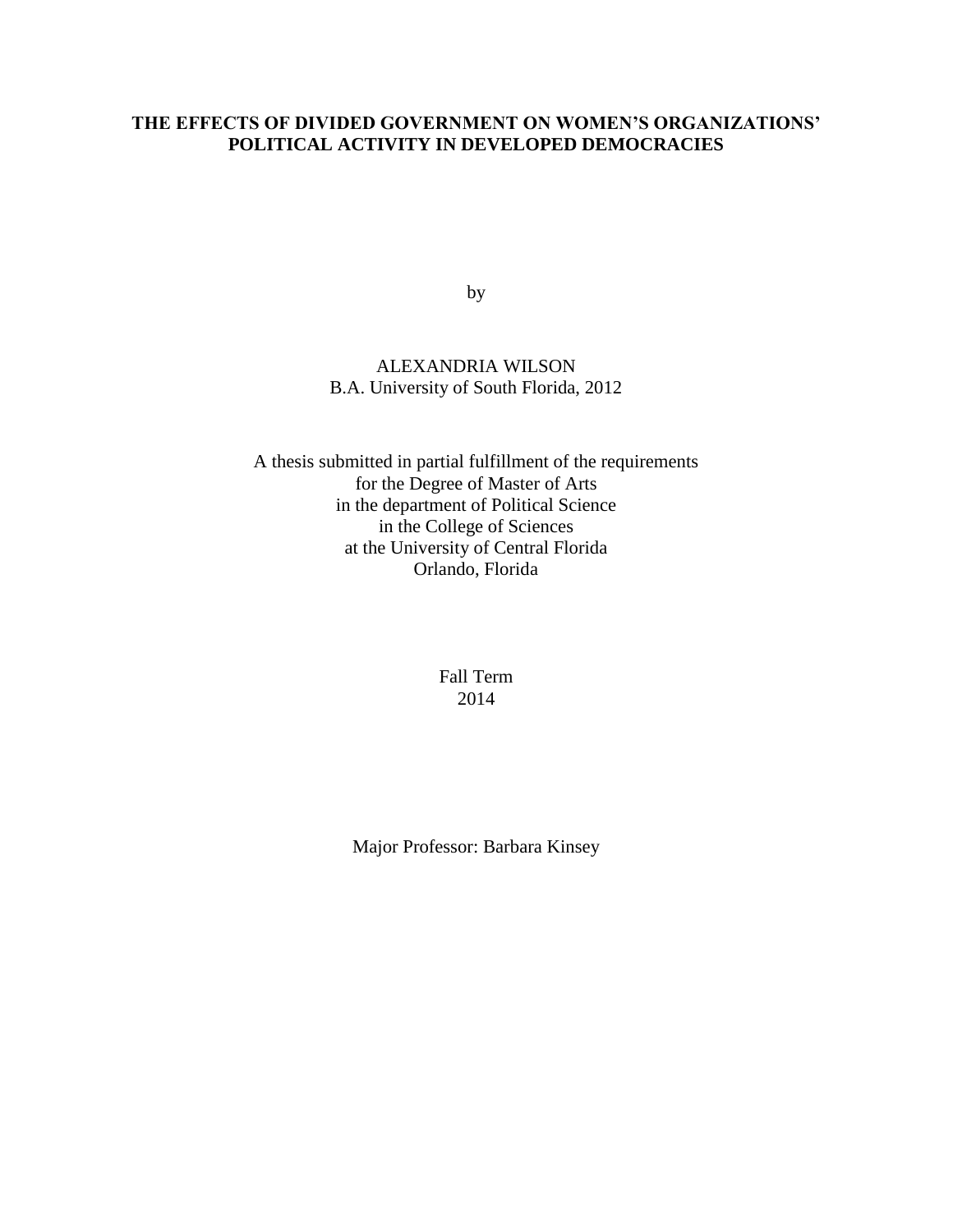# THE EFFECTS OF DIVIDED GOVERNMENT ON WOMEN'S ORGANIZATIONS' POLITICAL ACTIVITY IN DEVELOPED DEMOCRACIES

by

ALEXANDRIA WILSON
B.A. University of South Florida, 2012

A thesis submitted in partial fulfillment of the requirements
for the Degree of Master of Arts
in the department of Political Science
in the College of Sciences
at the University of Central Florida
Orlando, Florida

Fall Term
2014

Major Professor: Barbara Kinsey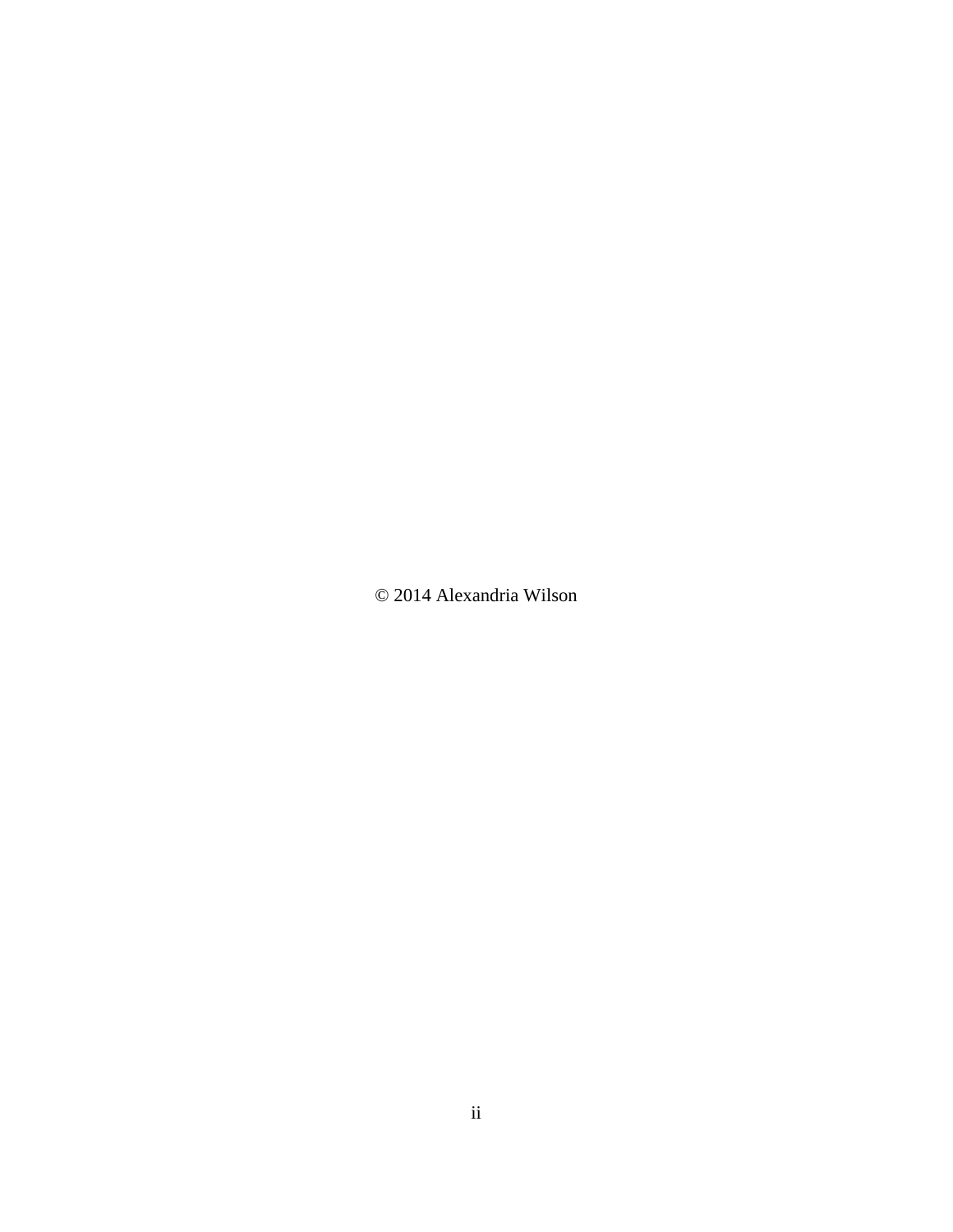© 2014 Alexandria Wilson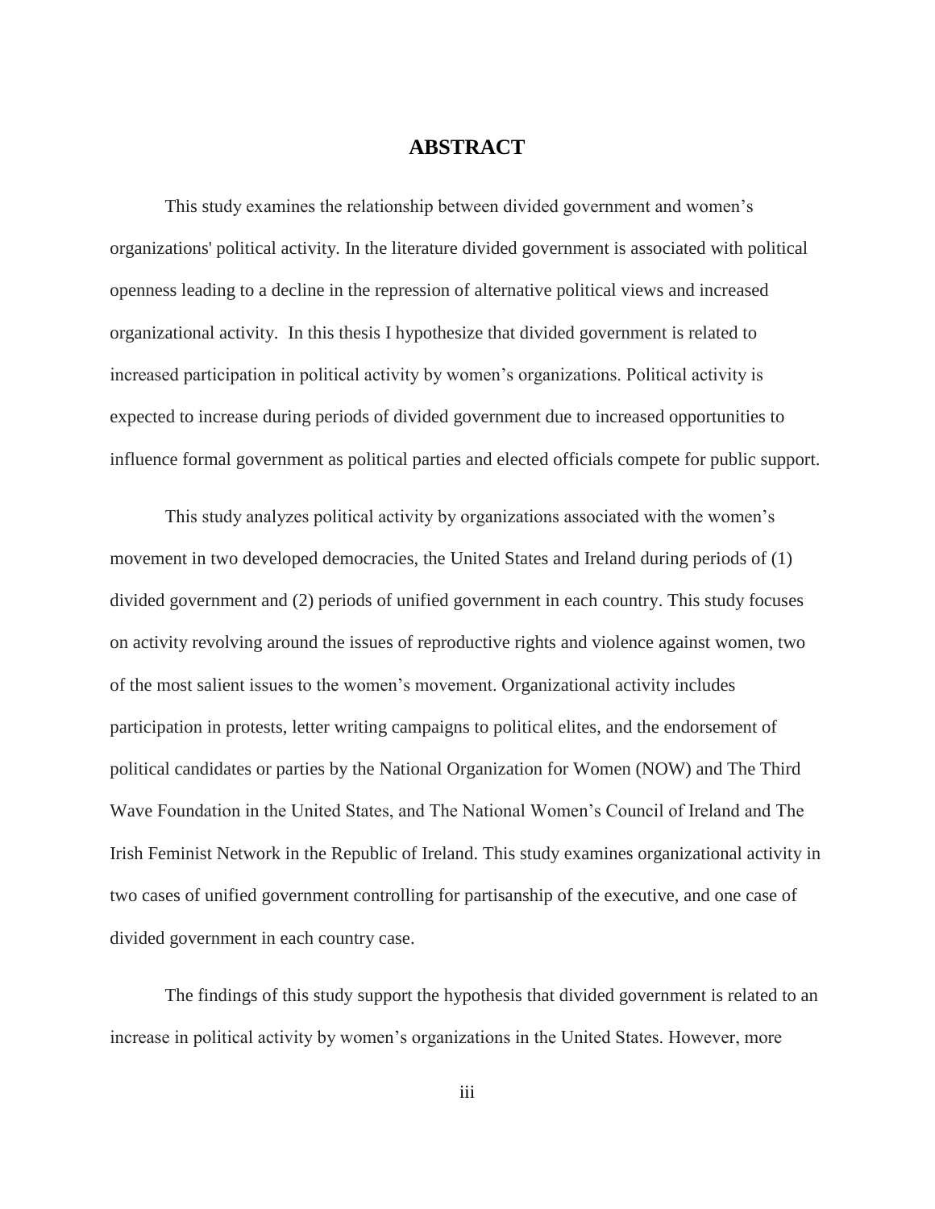# ABSTRACT

This study examines the relationship between divided government and women's organizations' political activity. In the literature divided government is associated with political openness leading to a decline in the repression of alternative political views and increased organizational activity. In this thesis I hypothesize that divided government is related to increased participation in political activity by women's organizations. Political activity is expected to increase during periods of divided government due to increased opportunities to influence formal government as political parties and elected officials compete for public support.

This study analyzes political activity by organizations associated with the women's movement in two developed democracies, the United States and Ireland during periods of (1) divided government and (2) periods of unified government in each country. This study focuses on activity revolving around the issues of reproductive rights and violence against women, two of the most salient issues to the women's movement. Organizational activity includes participation in protests, letter writing campaigns to political elites, and the endorsement of political candidates or parties by the National Organization for Women (NOW) and The Third Wave Foundation in the United States, and The National Women's Council of Ireland and The Irish Feminist Network in the Republic of Ireland. This study examines organizational activity in two cases of unified government controlling for partisanship of the executive, and one case of divided government in each country case.

The findings of this study support the hypothesis that divided government is related to an increase in political activity by women's organizations in the United States. However, more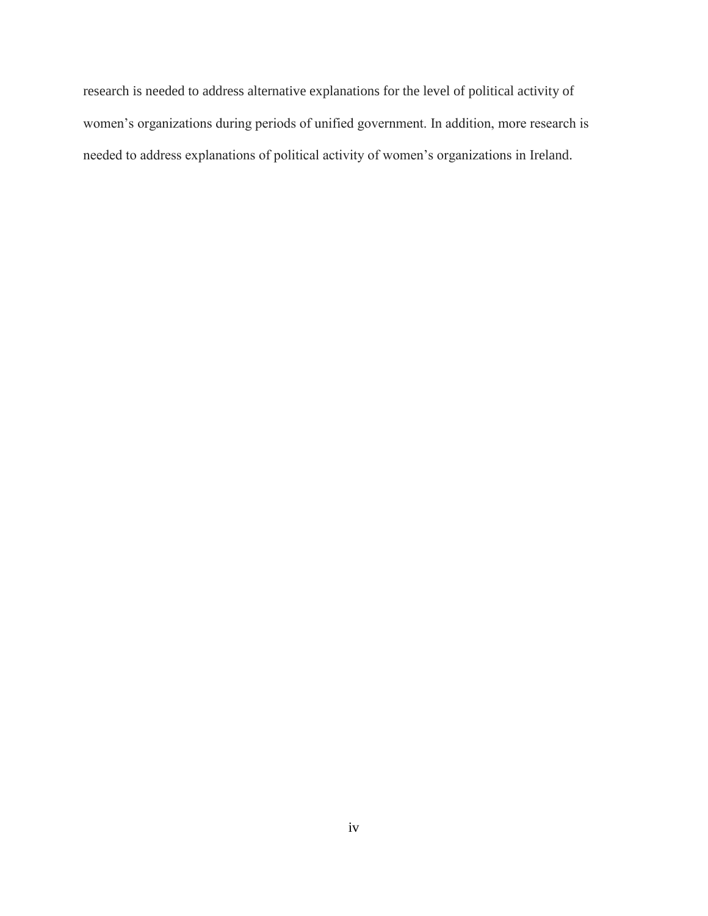research is needed to address alternative explanations for the level of political activity of women's organizations during periods of unified government. In addition, more research is needed to address explanations of political activity of women's organizations in Ireland.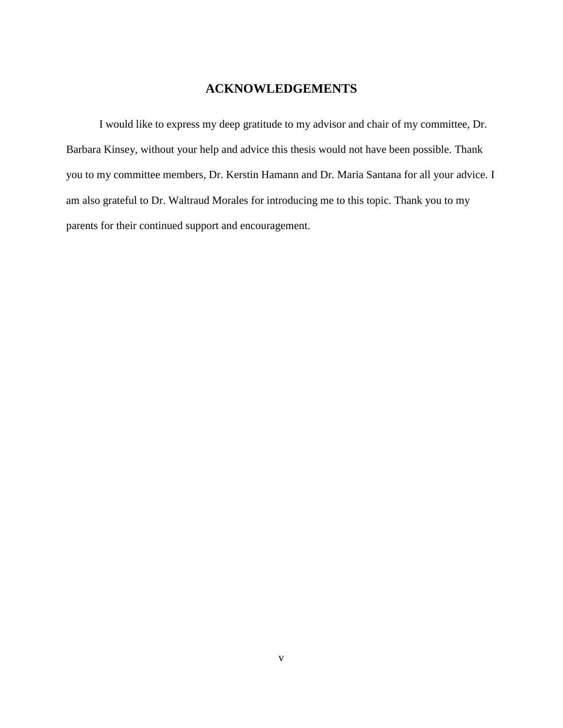# ACKNOWLEDGEMENTS

I would like to express my deep gratitude to my advisor and chair of my committee, Dr. Barbara Kinsey, without your help and advice this thesis would not have been possible. Thank you to my committee members, Dr. Kerstin Hamann and Dr. Maria Santana for all your advice. I am also grateful to Dr. Waltraud Morales for introducing me to this topic. Thank you to my parents for their continued support and encouragement.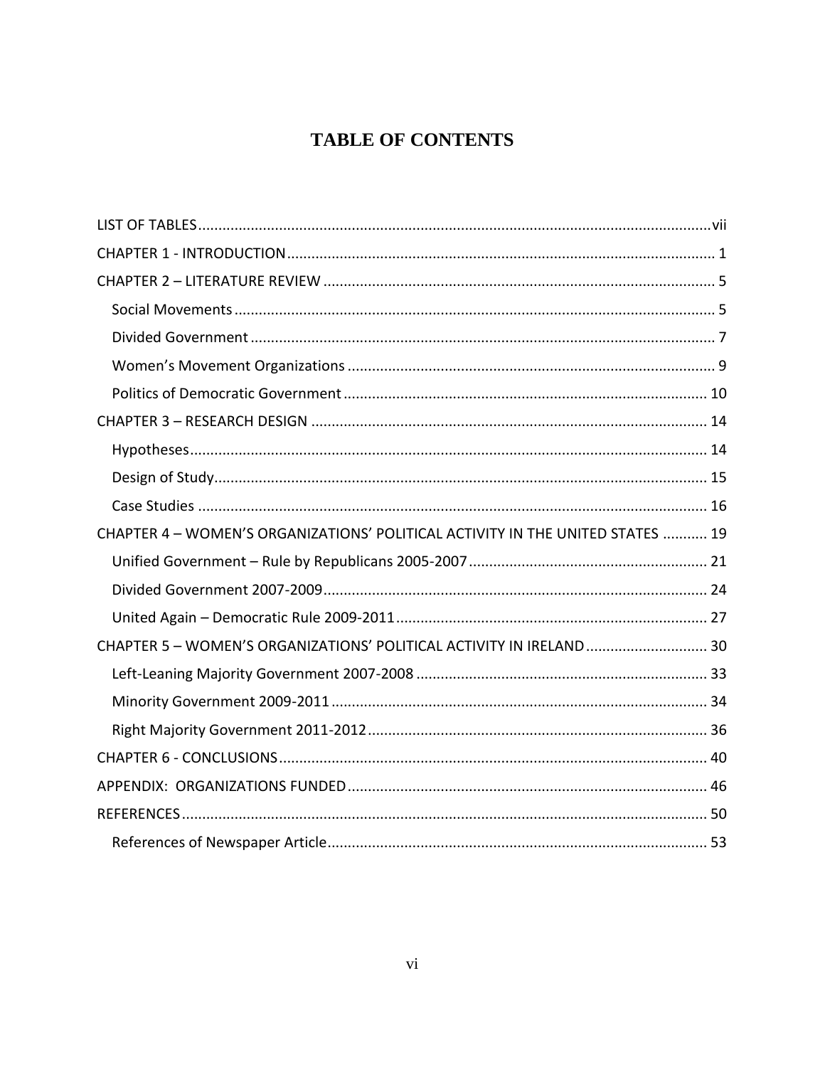# TABLE OF CONTENTS

LIST OF TABLES ..... vii

CHAPTER 1 - INTRODUCTION ..... 1

CHAPTER 2 – LITERATURE REVIEW ..... 5

- Social Movements ..... 5
- Divided Government ..... 7
- Women's Movement Organizations ..... 9
- Politics of Democratic Government ..... 10

CHAPTER 3 – RESEARCH DESIGN ..... 14

- Hypotheses ..... 14
- Design of Study ..... 15
- Case Studies ..... 16

CHAPTER 4 – WOMEN'S ORGANIZATIONS' POLITICAL ACTIVITY IN THE UNITED STATES ..... 19

- Unified Government – Rule by Republicans 2005-2007 ..... 21
- Divided Government 2007-2009 ..... 24
- United Again – Democratic Rule 2009-2011 ..... 27

CHAPTER 5 – WOMEN'S ORGANIZATIONS' POLITICAL ACTIVITY IN IRELAND ..... 30

- Left-Leaning Majority Government 2007-2008 ..... 33
- Minority Government 2009-2011 ..... 34
- Right Majority Government 2011-2012 ..... 36

CHAPTER 6 - CONCLUSIONS ..... 40

APPENDIX: ORGANIZATIONS FUNDED ..... 46

REFERENCES ..... 50

- References of Newspaper Article ..... 53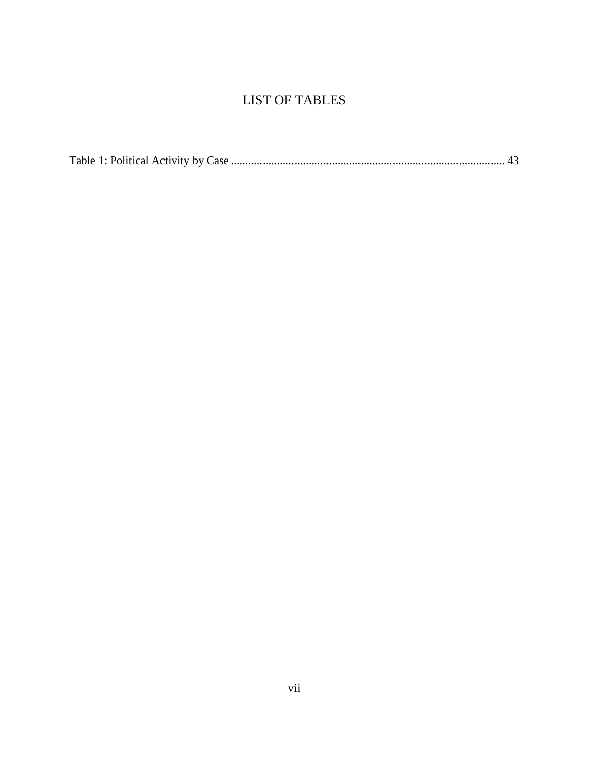# LIST OF TABLES

Table 1: Political Activity by Case ............................................................................................. 43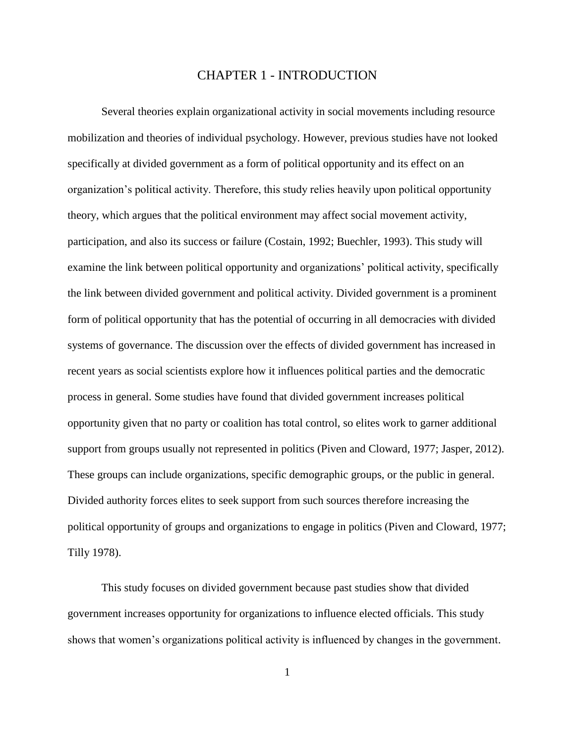# CHAPTER 1 - INTRODUCTION

Several theories explain organizational activity in social movements including resource mobilization and theories of individual psychology. However, previous studies have not looked specifically at divided government as a form of political opportunity and its effect on an organization's political activity. Therefore, this study relies heavily upon political opportunity theory, which argues that the political environment may affect social movement activity, participation, and also its success or failure (Costain, 1992; Buechler, 1993). This study will examine the link between political opportunity and organizations' political activity, specifically the link between divided government and political activity. Divided government is a prominent form of political opportunity that has the potential of occurring in all democracies with divided systems of governance. The discussion over the effects of divided government has increased in recent years as social scientists explore how it influences political parties and the democratic process in general. Some studies have found that divided government increases political opportunity given that no party or coalition has total control, so elites work to garner additional support from groups usually not represented in politics (Piven and Cloward, 1977; Jasper, 2012). These groups can include organizations, specific demographic groups, or the public in general. Divided authority forces elites to seek support from such sources therefore increasing the political opportunity of groups and organizations to engage in politics (Piven and Cloward, 1977; Tilly 1978).

This study focuses on divided government because past studies show that divided government increases opportunity for organizations to influence elected officials. This study shows that women's organizations political activity is influenced by changes in the government.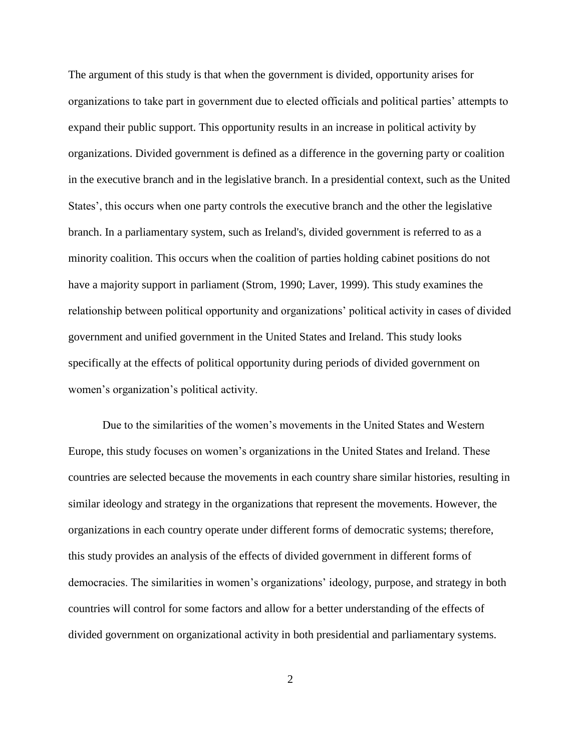The argument of this study is that when the government is divided, opportunity arises for organizations to take part in government due to elected officials and political parties' attempts to expand their public support. This opportunity results in an increase in political activity by organizations. Divided government is defined as a difference in the governing party or coalition in the executive branch and in the legislative branch. In a presidential context, such as the United States', this occurs when one party controls the executive branch and the other the legislative branch. In a parliamentary system, such as Ireland's, divided government is referred to as a minority coalition. This occurs when the coalition of parties holding cabinet positions do not have a majority support in parliament (Strom, 1990; Laver, 1999). This study examines the relationship between political opportunity and organizations' political activity in cases of divided government and unified government in the United States and Ireland. This study looks specifically at the effects of political opportunity during periods of divided government on women's organization's political activity.

Due to the similarities of the women's movements in the United States and Western Europe, this study focuses on women's organizations in the United States and Ireland. These countries are selected because the movements in each country share similar histories, resulting in similar ideology and strategy in the organizations that represent the movements. However, the organizations in each country operate under different forms of democratic systems; therefore, this study provides an analysis of the effects of divided government in different forms of democracies. The similarities in women's organizations' ideology, purpose, and strategy in both countries will control for some factors and allow for a better understanding of the effects of divided government on organizational activity in both presidential and parliamentary systems.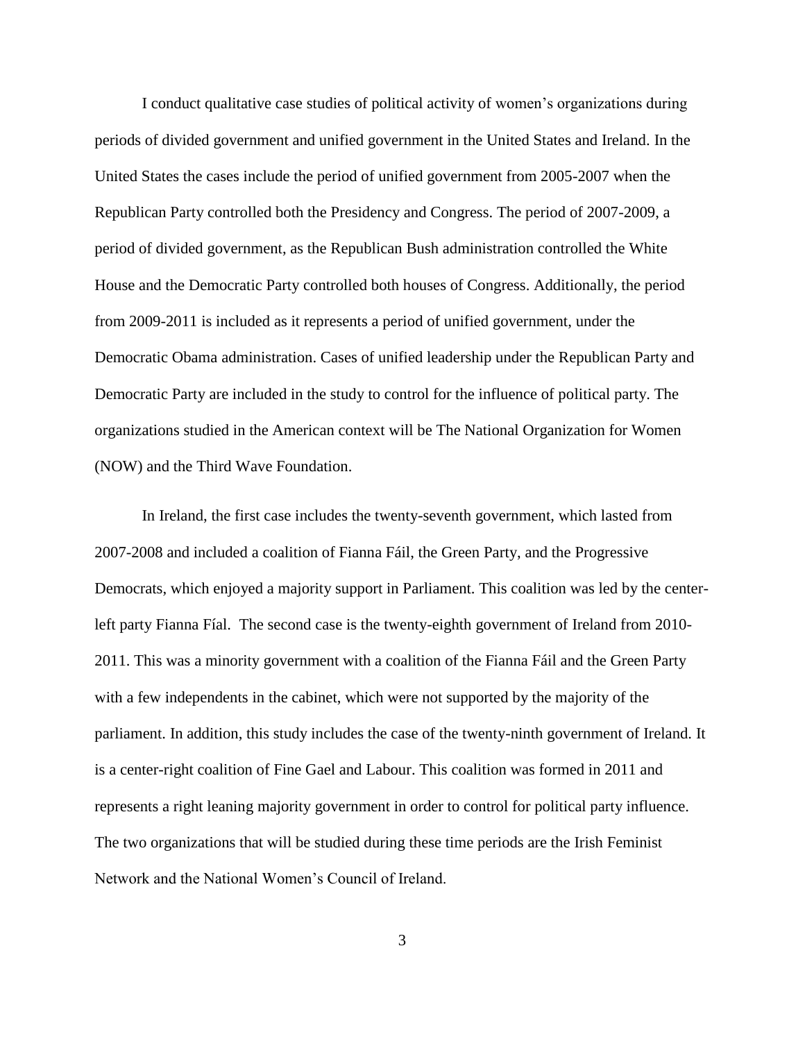I conduct qualitative case studies of political activity of women's organizations during periods of divided government and unified government in the United States and Ireland. In the United States the cases include the period of unified government from 2005-2007 when the Republican Party controlled both the Presidency and Congress. The period of 2007-2009, a period of divided government, as the Republican Bush administration controlled the White House and the Democratic Party controlled both houses of Congress. Additionally, the period from 2009-2011 is included as it represents a period of unified government, under the Democratic Obama administration. Cases of unified leadership under the Republican Party and Democratic Party are included in the study to control for the influence of political party. The organizations studied in the American context will be The National Organization for Women (NOW) and the Third Wave Foundation.

In Ireland, the first case includes the twenty-seventh government, which lasted from 2007-2008 and included a coalition of Fianna Fáil, the Green Party, and the Progressive Democrats, which enjoyed a majority support in Parliament. This coalition was led by the center-left party Fianna Fíal. The second case is the twenty-eighth government of Ireland from 2010-2011. This was a minority government with a coalition of the Fianna Fáil and the Green Party with a few independents in the cabinet, which were not supported by the majority of the parliament. In addition, this study includes the case of the twenty-ninth government of Ireland. It is a center-right coalition of Fine Gael and Labour. This coalition was formed in 2011 and represents a right leaning majority government in order to control for political party influence. The two organizations that will be studied during these time periods are the Irish Feminist Network and the National Women's Council of Ireland.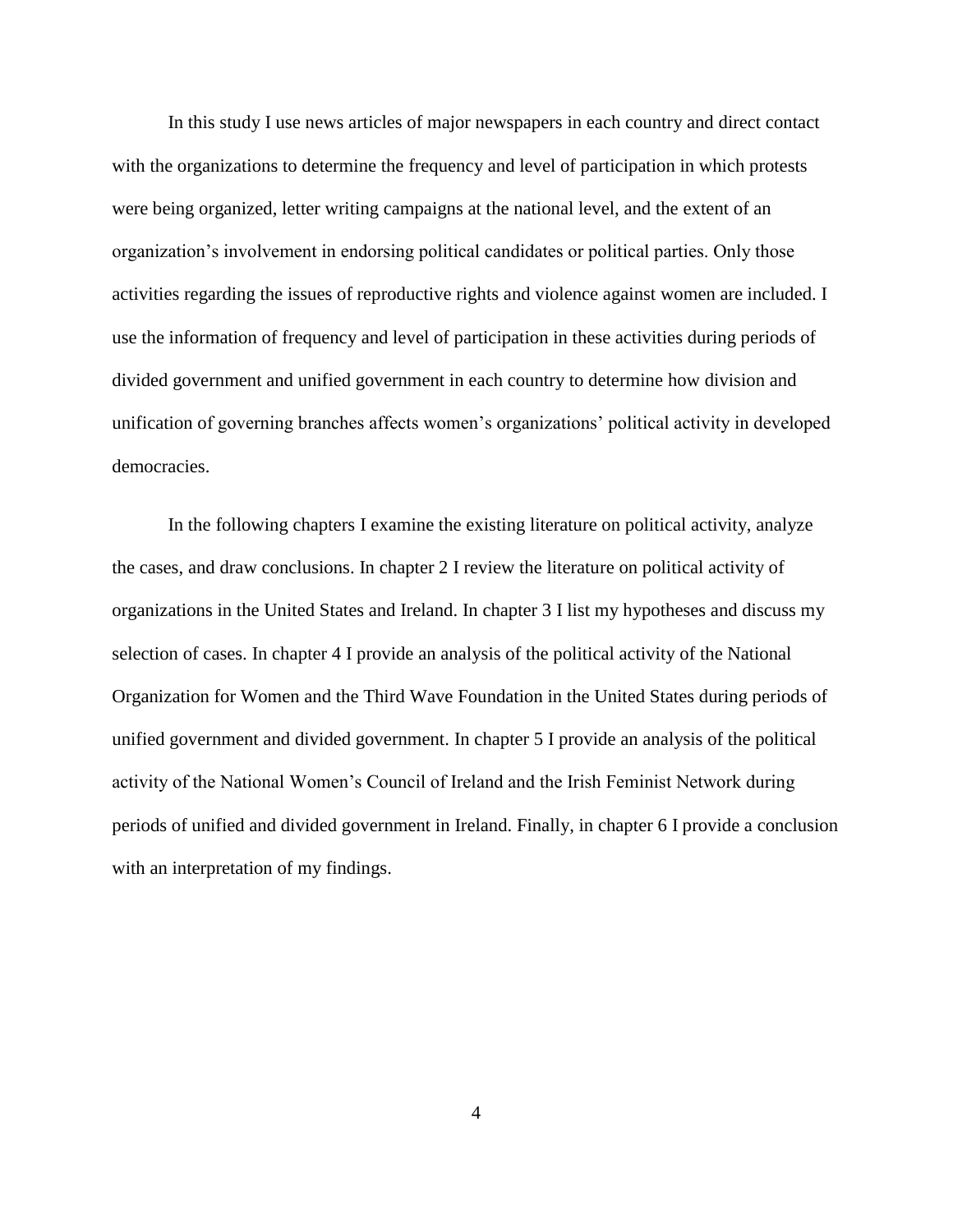In this study I use news articles of major newspapers in each country and direct contact with the organizations to determine the frequency and level of participation in which protests were being organized, letter writing campaigns at the national level, and the extent of an organization's involvement in endorsing political candidates or political parties. Only those activities regarding the issues of reproductive rights and violence against women are included. I use the information of frequency and level of participation in these activities during periods of divided government and unified government in each country to determine how division and unification of governing branches affects women's organizations' political activity in developed democracies.

In the following chapters I examine the existing literature on political activity, analyze the cases, and draw conclusions. In chapter 2 I review the literature on political activity of organizations in the United States and Ireland. In chapter 3 I list my hypotheses and discuss my selection of cases. In chapter 4 I provide an analysis of the political activity of the National Organization for Women and the Third Wave Foundation in the United States during periods of unified government and divided government. In chapter 5 I provide an analysis of the political activity of the National Women's Council of Ireland and the Irish Feminist Network during periods of unified and divided government in Ireland. Finally, in chapter 6 I provide a conclusion with an interpretation of my findings.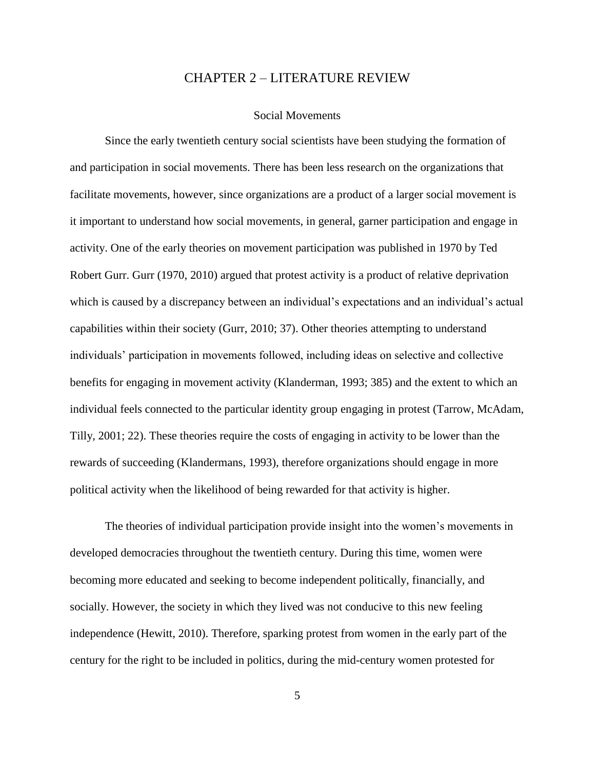# CHAPTER 2 – LITERATURE REVIEW

## Social Movements

Since the early twentieth century social scientists have been studying the formation of and participation in social movements. There has been less research on the organizations that facilitate movements, however, since organizations are a product of a larger social movement is it important to understand how social movements, in general, garner participation and engage in activity. One of the early theories on movement participation was published in 1970 by Ted Robert Gurr. Gurr (1970, 2010) argued that protest activity is a product of relative deprivation which is caused by a discrepancy between an individual's expectations and an individual's actual capabilities within their society (Gurr, 2010; 37). Other theories attempting to understand individuals' participation in movements followed, including ideas on selective and collective benefits for engaging in movement activity (Klanderman, 1993; 385) and the extent to which an individual feels connected to the particular identity group engaging in protest (Tarrow, McAdam, Tilly, 2001; 22). These theories require the costs of engaging in activity to be lower than the rewards of succeeding (Klandermans, 1993), therefore organizations should engage in more political activity when the likelihood of being rewarded for that activity is higher.

The theories of individual participation provide insight into the women's movements in developed democracies throughout the twentieth century. During this time, women were becoming more educated and seeking to become independent politically, financially, and socially. However, the society in which they lived was not conducive to this new feeling independence (Hewitt, 2010). Therefore, sparking protest from women in the early part of the century for the right to be included in politics, during the mid-century women protested for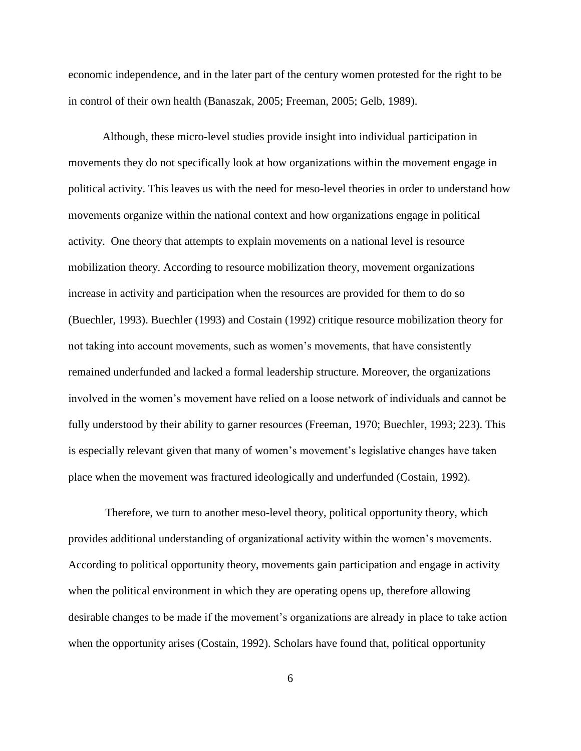economic independence, and in the later part of the century women protested for the right to be in control of their own health (Banaszak, 2005; Freeman, 2005; Gelb, 1989).

Although, these micro-level studies provide insight into individual participation in movements they do not specifically look at how organizations within the movement engage in political activity. This leaves us with the need for meso-level theories in order to understand how movements organize within the national context and how organizations engage in political activity. One theory that attempts to explain movements on a national level is resource mobilization theory. According to resource mobilization theory, movement organizations increase in activity and participation when the resources are provided for them to do so (Buechler, 1993). Buechler (1993) and Costain (1992) critique resource mobilization theory for not taking into account movements, such as women's movements, that have consistently remained underfunded and lacked a formal leadership structure. Moreover, the organizations involved in the women's movement have relied on a loose network of individuals and cannot be fully understood by their ability to garner resources (Freeman, 1970; Buechler, 1993; 223). This is especially relevant given that many of women's movement's legislative changes have taken place when the movement was fractured ideologically and underfunded (Costain, 1992).

Therefore, we turn to another meso-level theory, political opportunity theory, which provides additional understanding of organizational activity within the women's movements. According to political opportunity theory, movements gain participation and engage in activity when the political environment in which they are operating opens up, therefore allowing desirable changes to be made if the movement's organizations are already in place to take action when the opportunity arises (Costain, 1992). Scholars have found that, political opportunity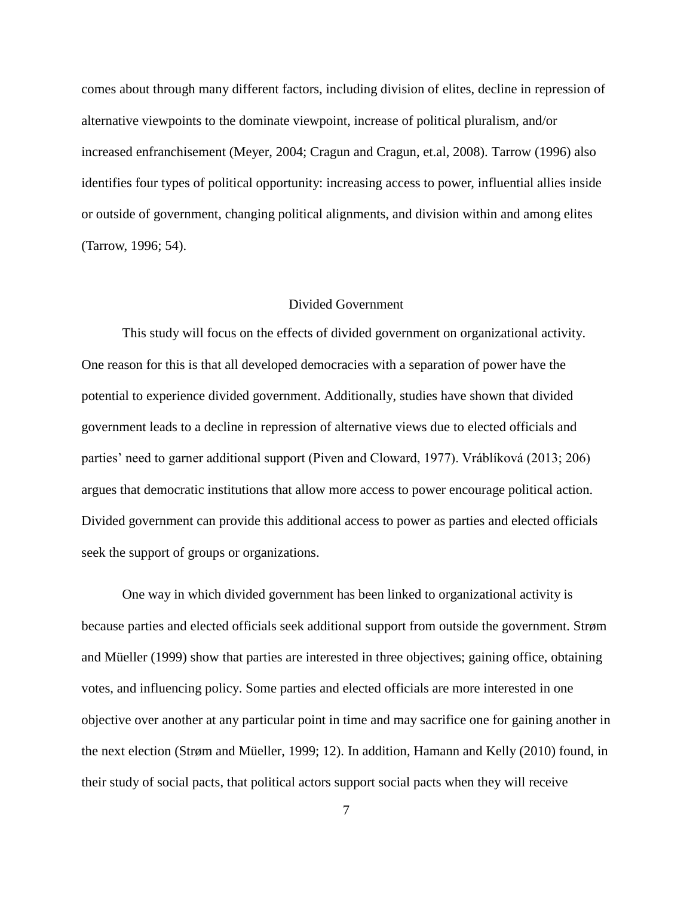comes about through many different factors, including division of elites, decline in repression of alternative viewpoints to the dominate viewpoint, increase of political pluralism, and/or increased enfranchisement (Meyer, 2004; Cragun and Cragun, et.al, 2008). Tarrow (1996) also identifies four types of political opportunity: increasing access to power, influential allies inside or outside of government, changing political alignments, and division within and among elites (Tarrow, 1996; 54).

## Divided Government

This study will focus on the effects of divided government on organizational activity. One reason for this is that all developed democracies with a separation of power have the potential to experience divided government. Additionally, studies have shown that divided government leads to a decline in repression of alternative views due to elected officials and parties' need to garner additional support (Piven and Cloward, 1977). Vráblíková (2013; 206) argues that democratic institutions that allow more access to power encourage political action. Divided government can provide this additional access to power as parties and elected officials seek the support of groups or organizations.

One way in which divided government has been linked to organizational activity is because parties and elected officials seek additional support from outside the government. Strøm and Müeller (1999) show that parties are interested in three objectives; gaining office, obtaining votes, and influencing policy. Some parties and elected officials are more interested in one objective over another at any particular point in time and may sacrifice one for gaining another in the next election (Strøm and Müeller, 1999; 12). In addition, Hamann and Kelly (2010) found, in their study of social pacts, that political actors support social pacts when they will receive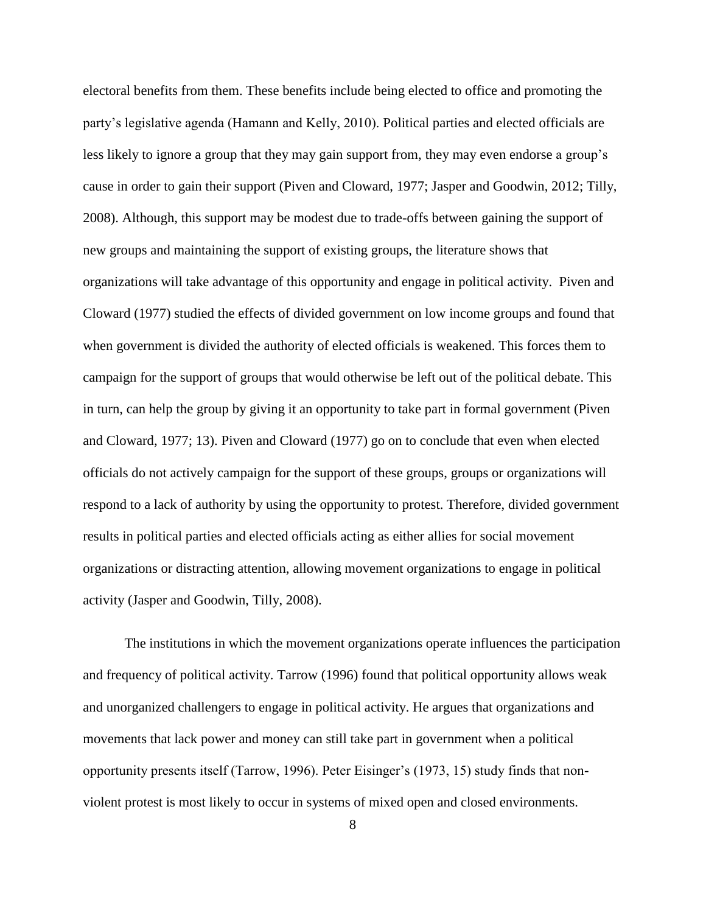electoral benefits from them. These benefits include being elected to office and promoting the party's legislative agenda (Hamann and Kelly, 2010). Political parties and elected officials are less likely to ignore a group that they may gain support from, they may even endorse a group's cause in order to gain their support (Piven and Cloward, 1977; Jasper and Goodwin, 2012; Tilly, 2008). Although, this support may be modest due to trade-offs between gaining the support of new groups and maintaining the support of existing groups, the literature shows that organizations will take advantage of this opportunity and engage in political activity. Piven and Cloward (1977) studied the effects of divided government on low income groups and found that when government is divided the authority of elected officials is weakened. This forces them to campaign for the support of groups that would otherwise be left out of the political debate. This in turn, can help the group by giving it an opportunity to take part in formal government (Piven and Cloward, 1977; 13). Piven and Cloward (1977) go on to conclude that even when elected officials do not actively campaign for the support of these groups, groups or organizations will respond to a lack of authority by using the opportunity to protest. Therefore, divided government results in political parties and elected officials acting as either allies for social movement organizations or distracting attention, allowing movement organizations to engage in political activity (Jasper and Goodwin, Tilly, 2008).

The institutions in which the movement organizations operate influences the participation and frequency of political activity. Tarrow (1996) found that political opportunity allows weak and unorganized challengers to engage in political activity. He argues that organizations and movements that lack power and money can still take part in government when a political opportunity presents itself (Tarrow, 1996). Peter Eisinger's (1973, 15) study finds that non-violent protest is most likely to occur in systems of mixed open and closed environments.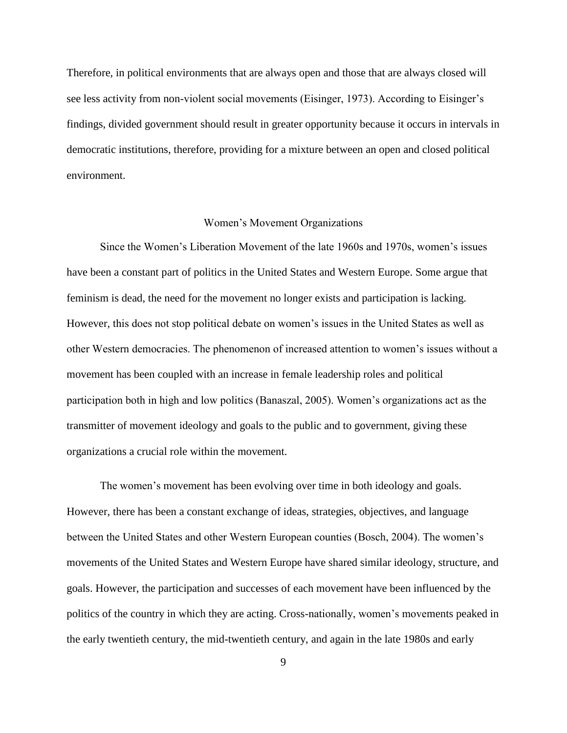Therefore, in political environments that are always open and those that are always closed will see less activity from non-violent social movements (Eisinger, 1973). According to Eisinger's findings, divided government should result in greater opportunity because it occurs in intervals in democratic institutions, therefore, providing for a mixture between an open and closed political environment.

## Women's Movement Organizations

Since the Women's Liberation Movement of the late 1960s and 1970s, women's issues have been a constant part of politics in the United States and Western Europe. Some argue that feminism is dead, the need for the movement no longer exists and participation is lacking. However, this does not stop political debate on women's issues in the United States as well as other Western democracies. The phenomenon of increased attention to women's issues without a movement has been coupled with an increase in female leadership roles and political participation both in high and low politics (Banaszal, 2005). Women's organizations act as the transmitter of movement ideology and goals to the public and to government, giving these organizations a crucial role within the movement.

The women's movement has been evolving over time in both ideology and goals. However, there has been a constant exchange of ideas, strategies, objectives, and language between the United States and other Western European counties (Bosch, 2004). The women's movements of the United States and Western Europe have shared similar ideology, structure, and goals. However, the participation and successes of each movement have been influenced by the politics of the country in which they are acting. Cross-nationally, women's movements peaked in the early twentieth century, the mid-twentieth century, and again in the late 1980s and early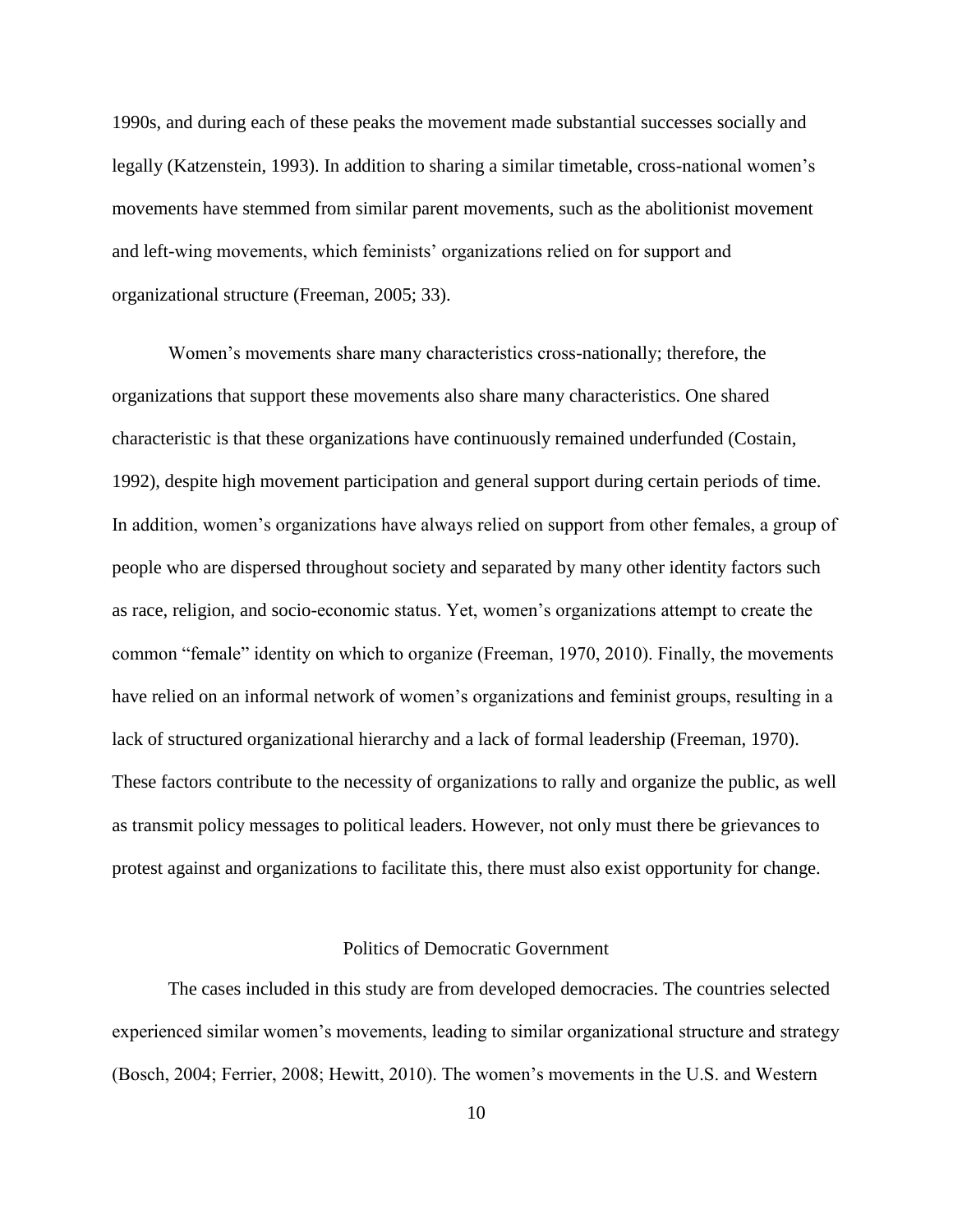1990s, and during each of these peaks the movement made substantial successes socially and legally (Katzenstein, 1993). In addition to sharing a similar timetable, cross-national women's movements have stemmed from similar parent movements, such as the abolitionist movement and left-wing movements, which feminists' organizations relied on for support and organizational structure (Freeman, 2005; 33).

Women's movements share many characteristics cross-nationally; therefore, the organizations that support these movements also share many characteristics. One shared characteristic is that these organizations have continuously remained underfunded (Costain, 1992), despite high movement participation and general support during certain periods of time. In addition, women's organizations have always relied on support from other females, a group of people who are dispersed throughout society and separated by many other identity factors such as race, religion, and socio-economic status. Yet, women's organizations attempt to create the common "female" identity on which to organize (Freeman, 1970, 2010). Finally, the movements have relied on an informal network of women's organizations and feminist groups, resulting in a lack of structured organizational hierarchy and a lack of formal leadership (Freeman, 1970). These factors contribute to the necessity of organizations to rally and organize the public, as well as transmit policy messages to political leaders. However, not only must there be grievances to protest against and organizations to facilitate this, there must also exist opportunity for change.

## Politics of Democratic Government

The cases included in this study are from developed democracies. The countries selected experienced similar women's movements, leading to similar organizational structure and strategy (Bosch, 2004; Ferrier, 2008; Hewitt, 2010). The women's movements in the U.S. and Western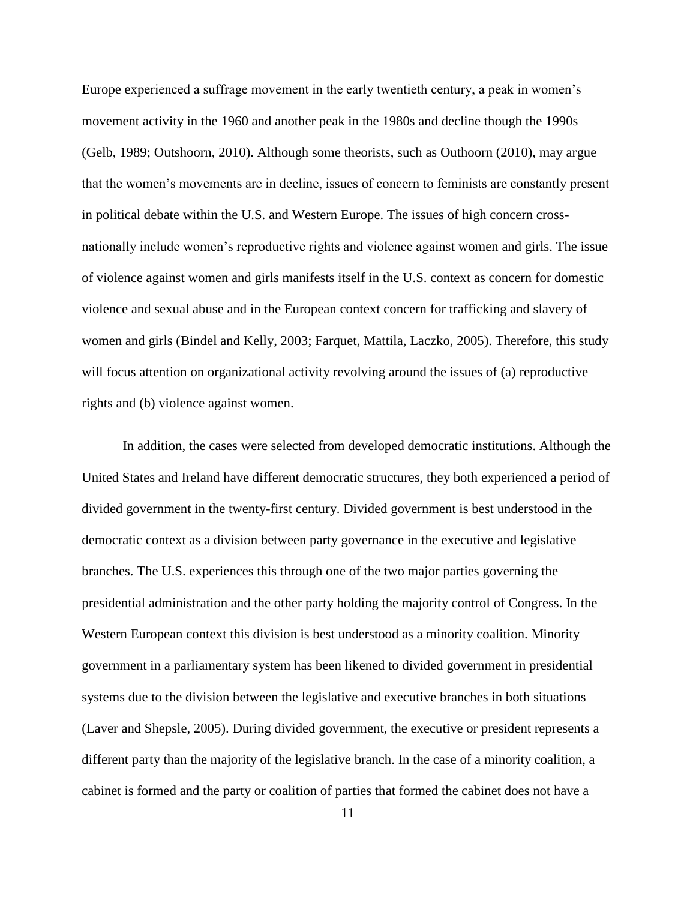Europe experienced a suffrage movement in the early twentieth century, a peak in women's movement activity in the 1960 and another peak in the 1980s and decline though the 1990s (Gelb, 1989; Outshoorn, 2010). Although some theorists, such as Outhoorn (2010), may argue that the women's movements are in decline, issues of concern to feminists are constantly present in political debate within the U.S. and Western Europe. The issues of high concern cross-nationally include women's reproductive rights and violence against women and girls. The issue of violence against women and girls manifests itself in the U.S. context as concern for domestic violence and sexual abuse and in the European context concern for trafficking and slavery of women and girls (Bindel and Kelly, 2003; Farquet, Mattila, Laczko, 2005). Therefore, this study will focus attention on organizational activity revolving around the issues of (a) reproductive rights and (b) violence against women.

In addition, the cases were selected from developed democratic institutions. Although the United States and Ireland have different democratic structures, they both experienced a period of divided government in the twenty-first century. Divided government is best understood in the democratic context as a division between party governance in the executive and legislative branches. The U.S. experiences this through one of the two major parties governing the presidential administration and the other party holding the majority control of Congress. In the Western European context this division is best understood as a minority coalition. Minority government in a parliamentary system has been likened to divided government in presidential systems due to the division between the legislative and executive branches in both situations (Laver and Shepsle, 2005). During divided government, the executive or president represents a different party than the majority of the legislative branch. In the case of a minority coalition, a cabinet is formed and the party or coalition of parties that formed the cabinet does not have a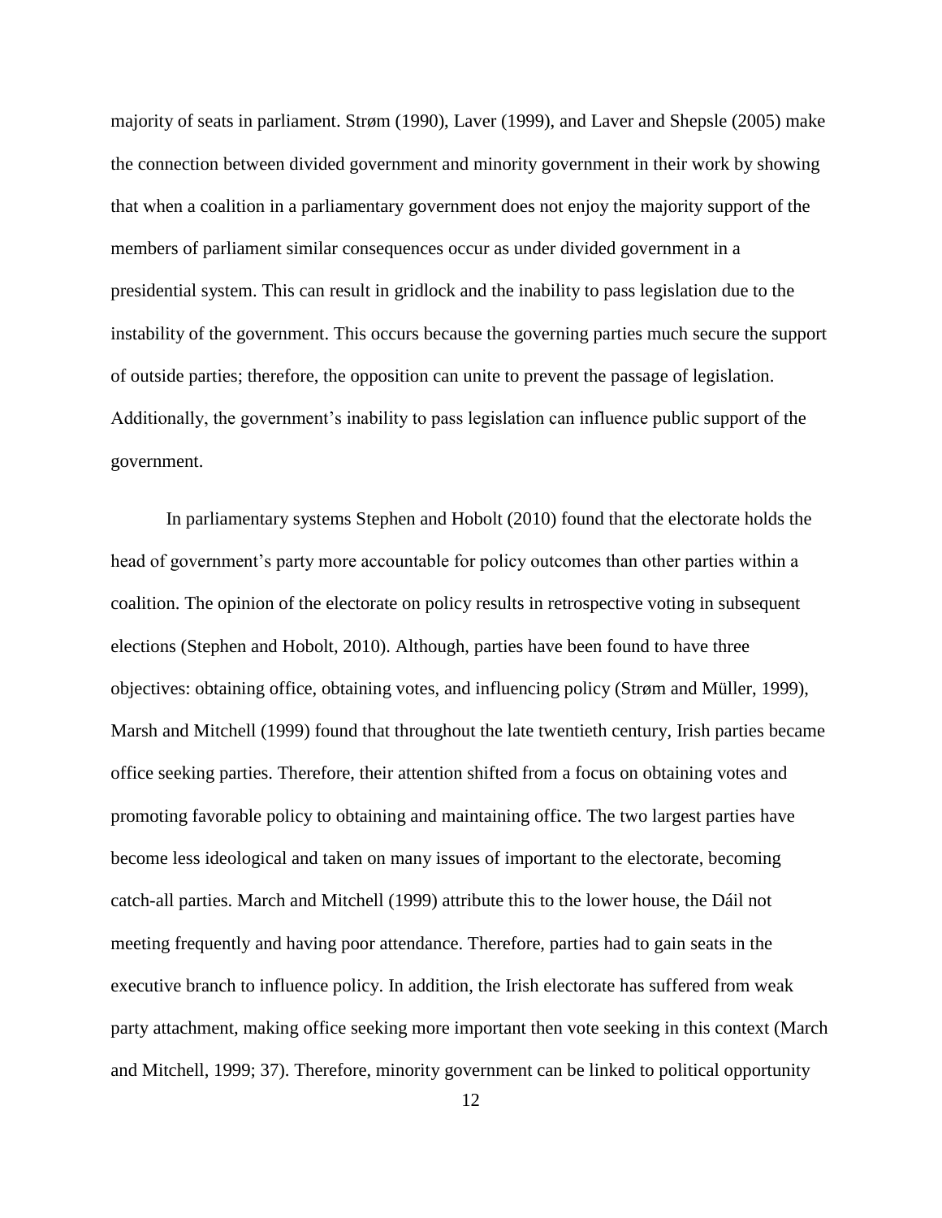majority of seats in parliament. Strøm (1990), Laver (1999), and Laver and Shepsle (2005) make the connection between divided government and minority government in their work by showing that when a coalition in a parliamentary government does not enjoy the majority support of the members of parliament similar consequences occur as under divided government in a presidential system. This can result in gridlock and the inability to pass legislation due to the instability of the government. This occurs because the governing parties much secure the support of outside parties; therefore, the opposition can unite to prevent the passage of legislation. Additionally, the government's inability to pass legislation can influence public support of the government.

In parliamentary systems Stephen and Hobolt (2010) found that the electorate holds the head of government's party more accountable for policy outcomes than other parties within a coalition. The opinion of the electorate on policy results in retrospective voting in subsequent elections (Stephen and Hobolt, 2010). Although, parties have been found to have three objectives: obtaining office, obtaining votes, and influencing policy (Strøm and Müller, 1999), Marsh and Mitchell (1999) found that throughout the late twentieth century, Irish parties became office seeking parties. Therefore, their attention shifted from a focus on obtaining votes and promoting favorable policy to obtaining and maintaining office. The two largest parties have become less ideological and taken on many issues of important to the electorate, becoming catch-all parties. March and Mitchell (1999) attribute this to the lower house, the Dáil not meeting frequently and having poor attendance. Therefore, parties had to gain seats in the executive branch to influence policy. In addition, the Irish electorate has suffered from weak party attachment, making office seeking more important then vote seeking in this context (March and Mitchell, 1999; 37). Therefore, minority government can be linked to political opportunity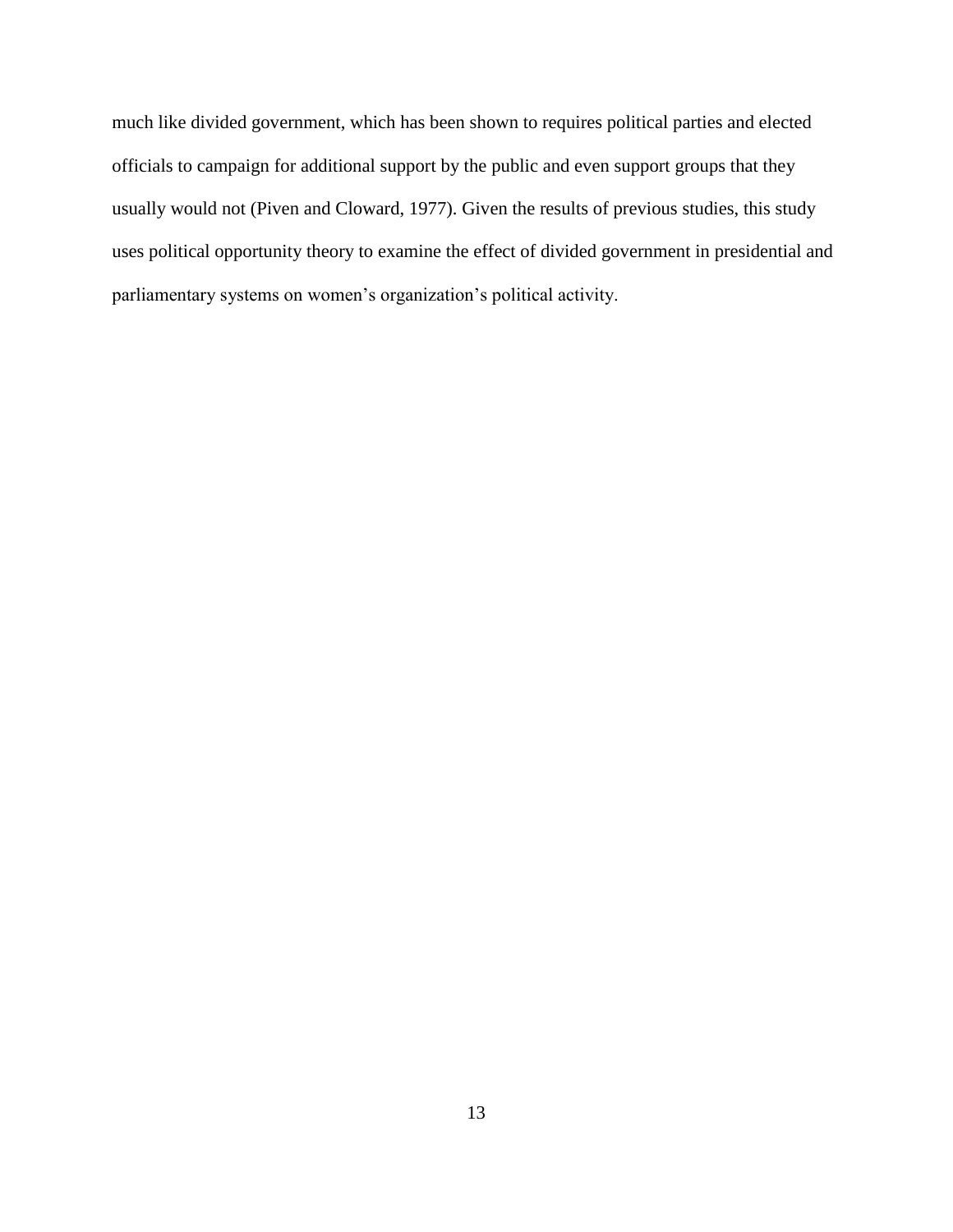much like divided government, which has been shown to requires political parties and elected officials to campaign for additional support by the public and even support groups that they usually would not (Piven and Cloward, 1977). Given the results of previous studies, this study uses political opportunity theory to examine the effect of divided government in presidential and parliamentary systems on women's organization's political activity.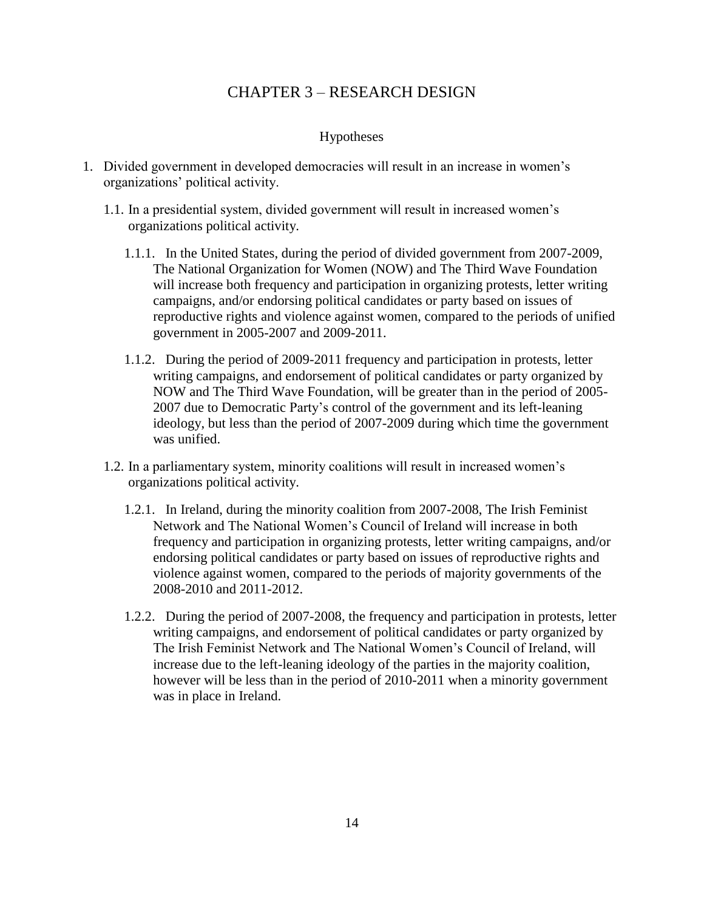# CHAPTER 3 – RESEARCH DESIGN

## Hypotheses

1. Divided government in developed democracies will result in an increase in women's organizations' political activity.
   - 1.1. In a presidential system, divided government will result in increased women's organizations political activity.
     - 1.1.1. In the United States, during the period of divided government from 2007-2009, The National Organization for Women (NOW) and The Third Wave Foundation will increase both frequency and participation in organizing protests, letter writing campaigns, and/or endorsing political candidates or party based on issues of reproductive rights and violence against women, compared to the periods of unified government in 2005-2007 and 2009-2011.
     - 1.1.2. During the period of 2009-2011 frequency and participation in protests, letter writing campaigns, and endorsement of political candidates or party organized by NOW and The Third Wave Foundation, will be greater than in the period of 2005-2007 due to Democratic Party's control of the government and its left-leaning ideology, but less than the period of 2007-2009 during which time the government was unified.
   - 1.2. In a parliamentary system, minority coalitions will result in increased women's organizations political activity.
     - 1.2.1. In Ireland, during the minority coalition from 2007-2008, The Irish Feminist Network and The National Women's Council of Ireland will increase in both frequency and participation in organizing protests, letter writing campaigns, and/or endorsing political candidates or party based on issues of reproductive rights and violence against women, compared to the periods of majority governments of the 2008-2010 and 2011-2012.
     - 1.2.2. During the period of 2007-2008, the frequency and participation in protests, letter writing campaigns, and endorsement of political candidates or party organized by The Irish Feminist Network and The National Women's Council of Ireland, will increase due to the left-leaning ideology of the parties in the majority coalition, however will be less than in the period of 2010-2011 when a minority government was in place in Ireland.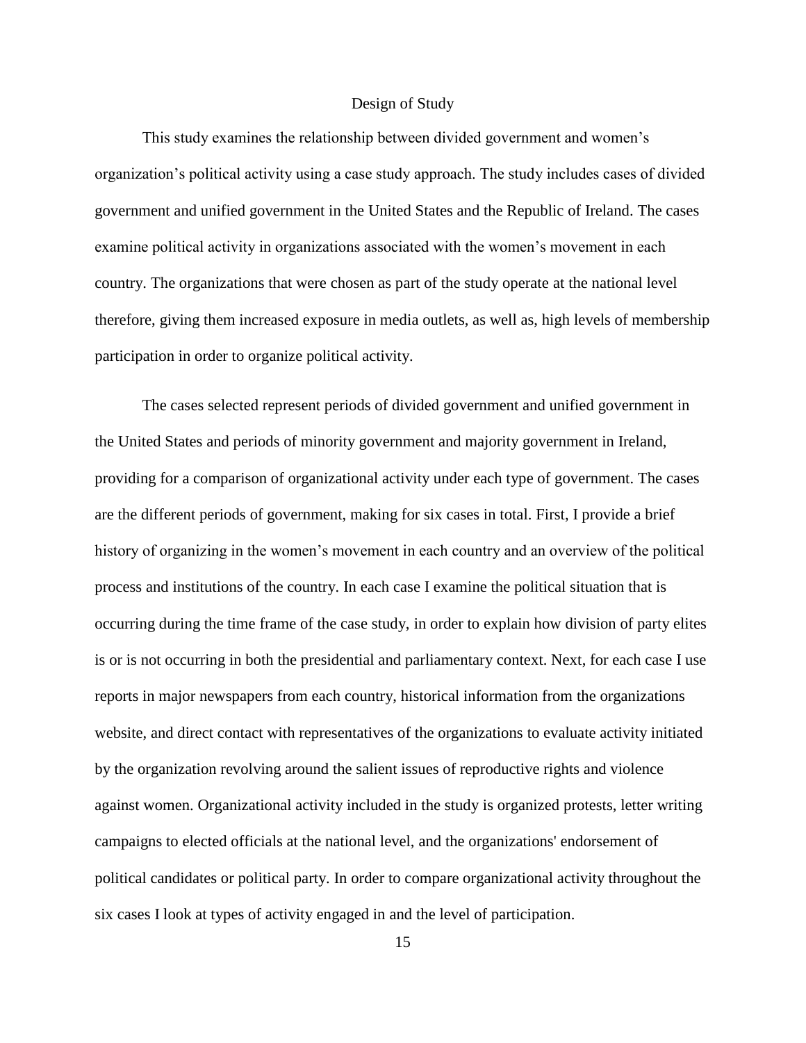## Design of Study

This study examines the relationship between divided government and women's organization's political activity using a case study approach. The study includes cases of divided government and unified government in the United States and the Republic of Ireland. The cases examine political activity in organizations associated with the women's movement in each country. The organizations that were chosen as part of the study operate at the national level therefore, giving them increased exposure in media outlets, as well as, high levels of membership participation in order to organize political activity.

The cases selected represent periods of divided government and unified government in the United States and periods of minority government and majority government in Ireland, providing for a comparison of organizational activity under each type of government. The cases are the different periods of government, making for six cases in total. First, I provide a brief history of organizing in the women's movement in each country and an overview of the political process and institutions of the country. In each case I examine the political situation that is occurring during the time frame of the case study, in order to explain how division of party elites is or is not occurring in both the presidential and parliamentary context. Next, for each case I use reports in major newspapers from each country, historical information from the organizations website, and direct contact with representatives of the organizations to evaluate activity initiated by the organization revolving around the salient issues of reproductive rights and violence against women. Organizational activity included in the study is organized protests, letter writing campaigns to elected officials at the national level, and the organizations' endorsement of political candidates or political party. In order to compare organizational activity throughout the six cases I look at types of activity engaged in and the level of participation.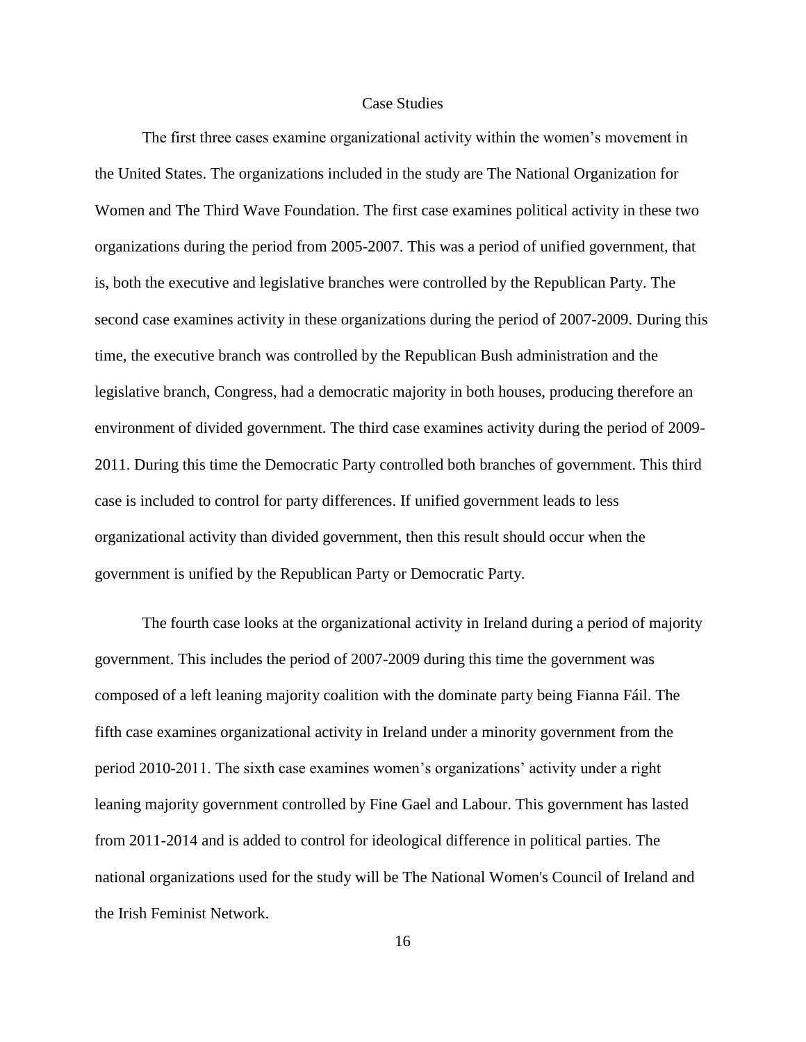## Case Studies

The first three cases examine organizational activity within the women's movement in the United States. The organizations included in the study are The National Organization for Women and The Third Wave Foundation. The first case examines political activity in these two organizations during the period from 2005-2007. This was a period of unified government, that is, both the executive and legislative branches were controlled by the Republican Party. The second case examines activity in these organizations during the period of 2007-2009. During this time, the executive branch was controlled by the Republican Bush administration and the legislative branch, Congress, had a democratic majority in both houses, producing therefore an environment of divided government. The third case examines activity during the period of 2009-2011. During this time the Democratic Party controlled both branches of government. This third case is included to control for party differences. If unified government leads to less organizational activity than divided government, then this result should occur when the government is unified by the Republican Party or Democratic Party.

The fourth case looks at the organizational activity in Ireland during a period of majority government. This includes the period of 2007-2009 during this time the government was composed of a left leaning majority coalition with the dominate party being Fianna Fáil. The fifth case examines organizational activity in Ireland under a minority government from the period 2010-2011. The sixth case examines women's organizations' activity under a right leaning majority government controlled by Fine Gael and Labour. This government has lasted from 2011-2014 and is added to control for ideological difference in political parties. The national organizations used for the study will be The National Women's Council of Ireland and the Irish Feminist Network.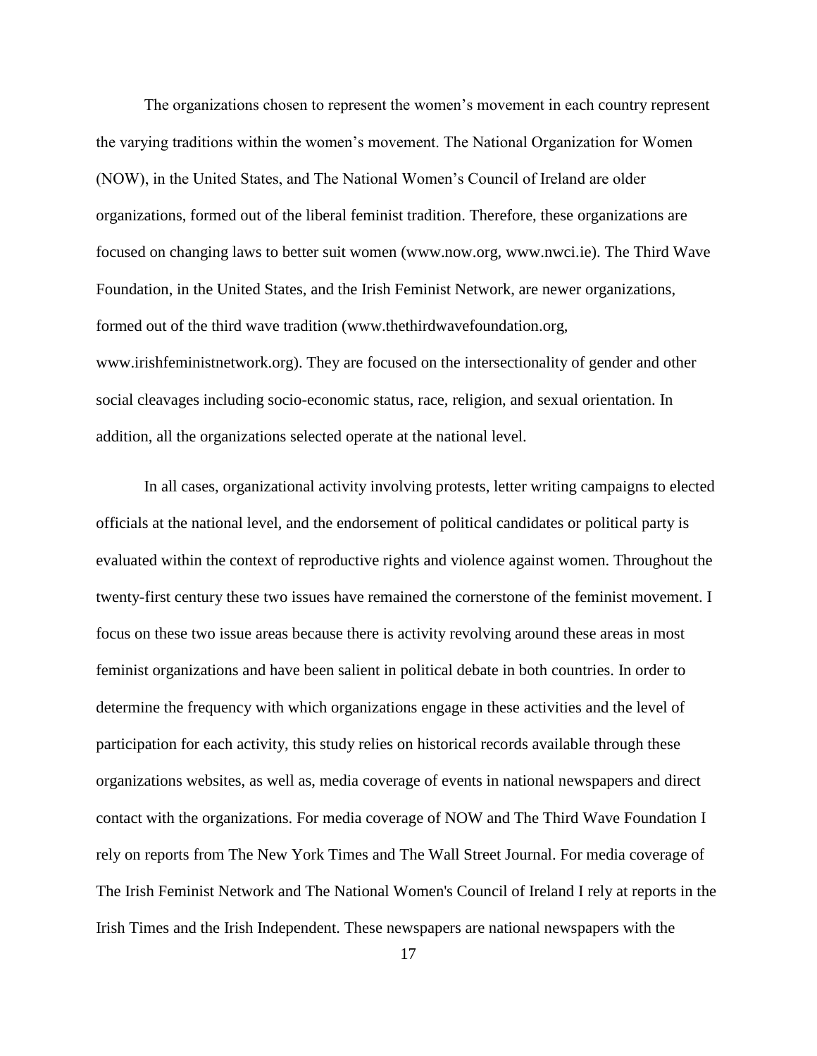The organizations chosen to represent the women's movement in each country represent the varying traditions within the women's movement. The National Organization for Women (NOW), in the United States, and The National Women's Council of Ireland are older organizations, formed out of the liberal feminist tradition. Therefore, these organizations are focused on changing laws to better suit women (www.now.org, www.nwci.ie). The Third Wave Foundation, in the United States, and the Irish Feminist Network, are newer organizations, formed out of the third wave tradition (www.thethirdwavefoundation.org, www.irishfeministnetwork.org). They are focused on the intersectionality of gender and other social cleavages including socio-economic status, race, religion, and sexual orientation. In addition, all the organizations selected operate at the national level.

In all cases, organizational activity involving protests, letter writing campaigns to elected officials at the national level, and the endorsement of political candidates or political party is evaluated within the context of reproductive rights and violence against women. Throughout the twenty-first century these two issues have remained the cornerstone of the feminist movement. I focus on these two issue areas because there is activity revolving around these areas in most feminist organizations and have been salient in political debate in both countries. In order to determine the frequency with which organizations engage in these activities and the level of participation for each activity, this study relies on historical records available through these organizations websites, as well as, media coverage of events in national newspapers and direct contact with the organizations. For media coverage of NOW and The Third Wave Foundation I rely on reports from The New York Times and The Wall Street Journal. For media coverage of The Irish Feminist Network and The National Women's Council of Ireland I rely at reports in the Irish Times and the Irish Independent. These newspapers are national newspapers with the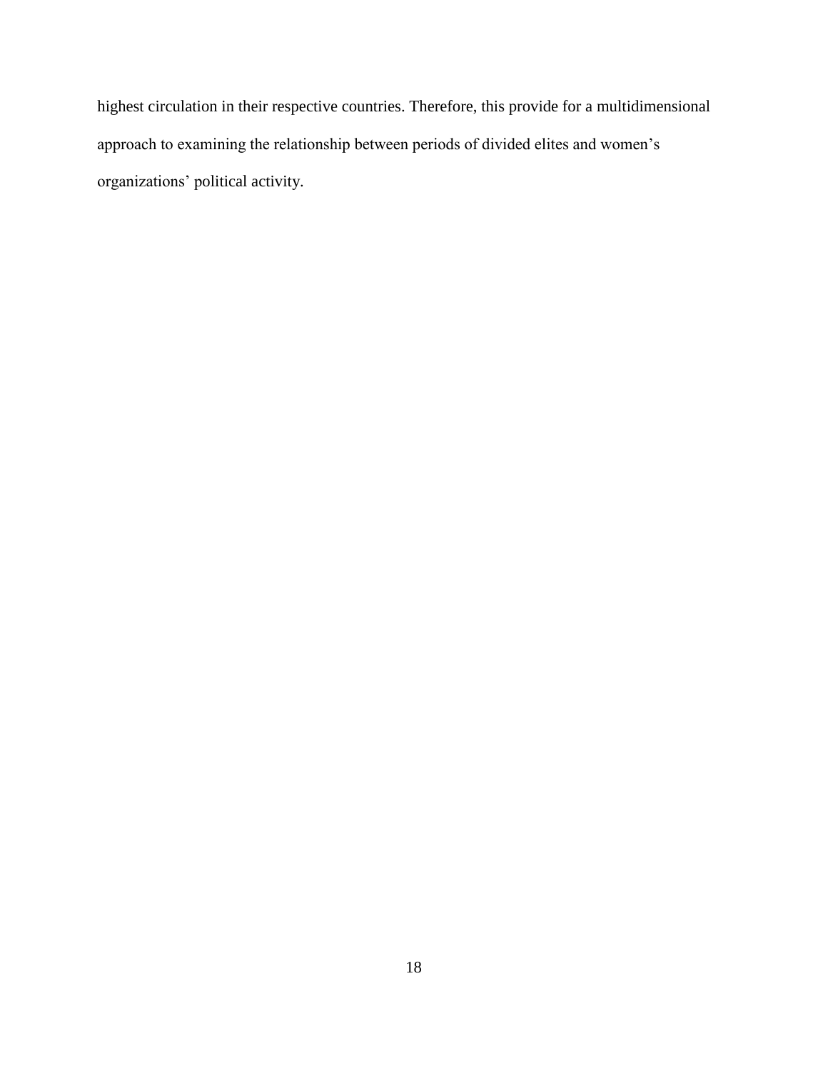highest circulation in their respective countries. Therefore, this provide for a multidimensional approach to examining the relationship between periods of divided elites and women's organizations' political activity.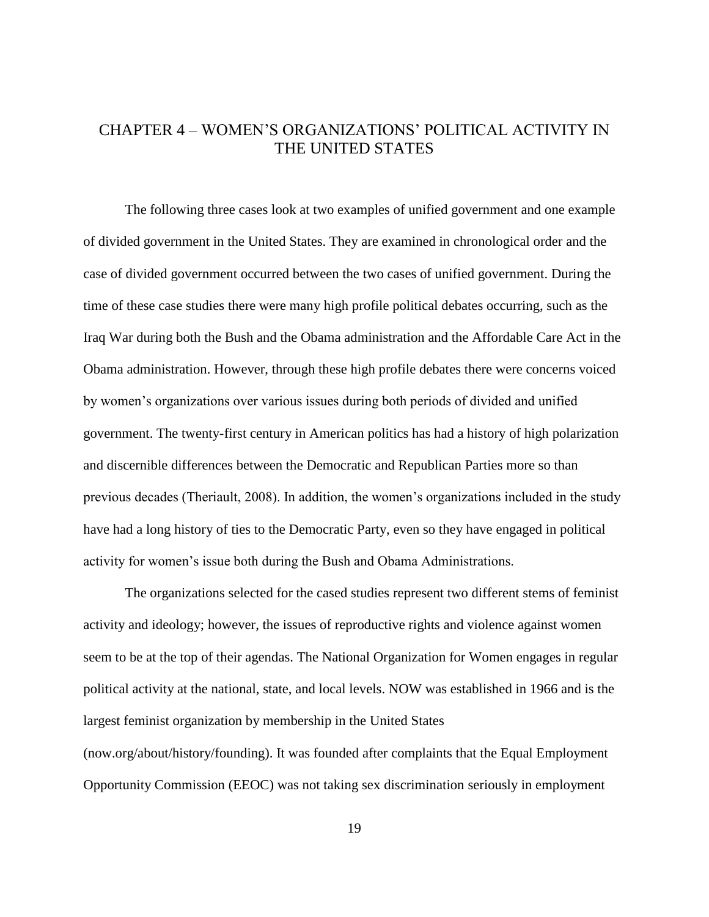# CHAPTER 4 – WOMEN'S ORGANIZATIONS' POLITICAL ACTIVITY IN THE UNITED STATES

The following three cases look at two examples of unified government and one example of divided government in the United States. They are examined in chronological order and the case of divided government occurred between the two cases of unified government. During the time of these case studies there were many high profile political debates occurring, such as the Iraq War during both the Bush and the Obama administration and the Affordable Care Act in the Obama administration. However, through these high profile debates there were concerns voiced by women's organizations over various issues during both periods of divided and unified government. The twenty-first century in American politics has had a history of high polarization and discernible differences between the Democratic and Republican Parties more so than previous decades (Theriault, 2008). In addition, the women's organizations included in the study have had a long history of ties to the Democratic Party, even so they have engaged in political activity for women's issue both during the Bush and Obama Administrations.

The organizations selected for the cased studies represent two different stems of feminist activity and ideology; however, the issues of reproductive rights and violence against women seem to be at the top of their agendas. The National Organization for Women engages in regular political activity at the national, state, and local levels. NOW was established in 1966 and is the largest feminist organization by membership in the United States (now.org/about/history/founding). It was founded after complaints that the Equal Employment Opportunity Commission (EEOC) was not taking sex discrimination seriously in employment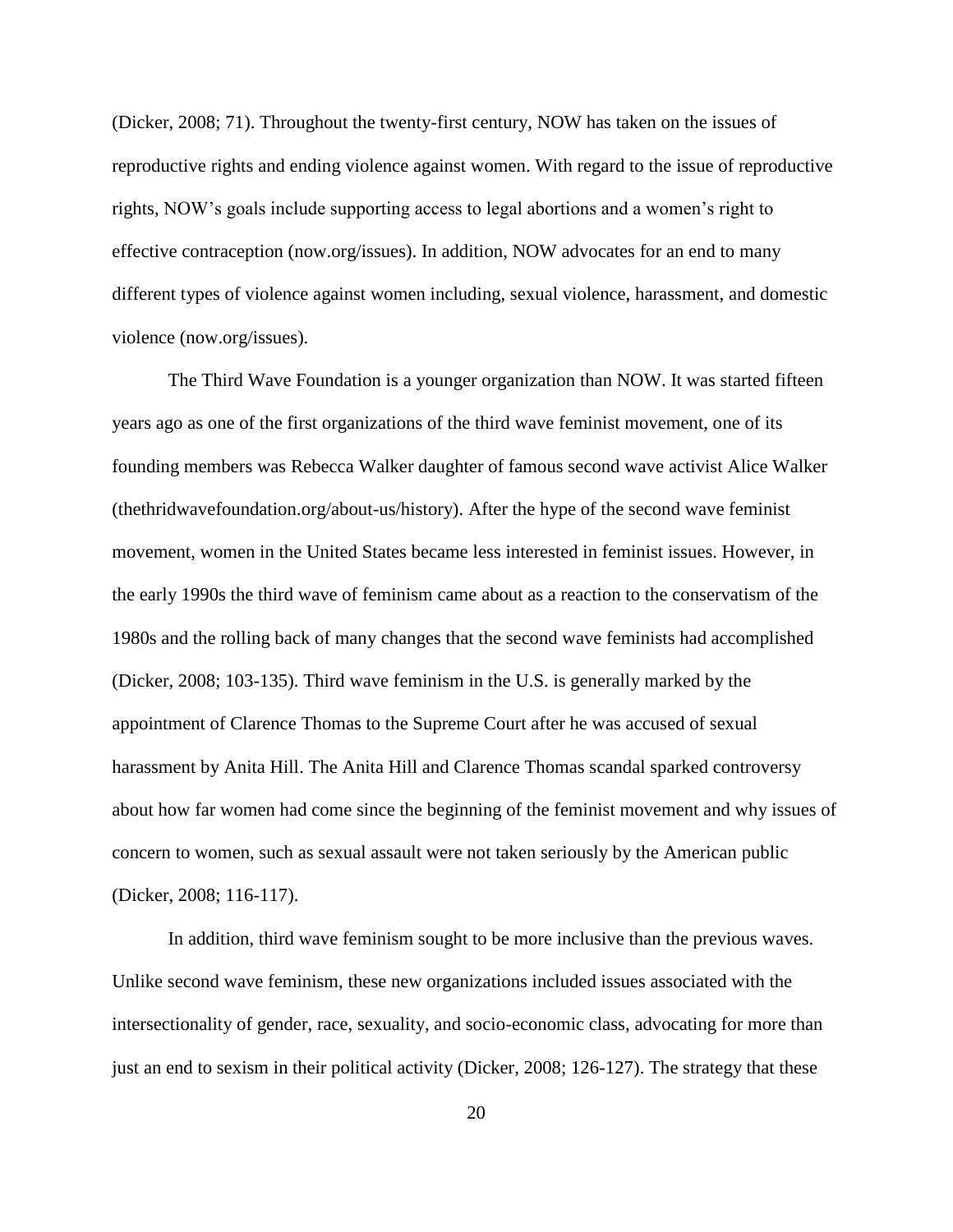(Dicker, 2008; 71). Throughout the twenty-first century, NOW has taken on the issues of reproductive rights and ending violence against women. With regard to the issue of reproductive rights, NOW's goals include supporting access to legal abortions and a women's right to effective contraception (now.org/issues). In addition, NOW advocates for an end to many different types of violence against women including, sexual violence, harassment, and domestic violence (now.org/issues).

The Third Wave Foundation is a younger organization than NOW. It was started fifteen years ago as one of the first organizations of the third wave feminist movement, one of its founding members was Rebecca Walker daughter of famous second wave activist Alice Walker (thethridwavefoundation.org/about-us/history). After the hype of the second wave feminist movement, women in the United States became less interested in feminist issues. However, in the early 1990s the third wave of feminism came about as a reaction to the conservatism of the 1980s and the rolling back of many changes that the second wave feminists had accomplished (Dicker, 2008; 103-135). Third wave feminism in the U.S. is generally marked by the appointment of Clarence Thomas to the Supreme Court after he was accused of sexual harassment by Anita Hill. The Anita Hill and Clarence Thomas scandal sparked controversy about how far women had come since the beginning of the feminist movement and why issues of concern to women, such as sexual assault were not taken seriously by the American public (Dicker, 2008; 116-117).

In addition, third wave feminism sought to be more inclusive than the previous waves. Unlike second wave feminism, these new organizations included issues associated with the intersectionality of gender, race, sexuality, and socio-economic class, advocating for more than just an end to sexism in their political activity (Dicker, 2008; 126-127). The strategy that these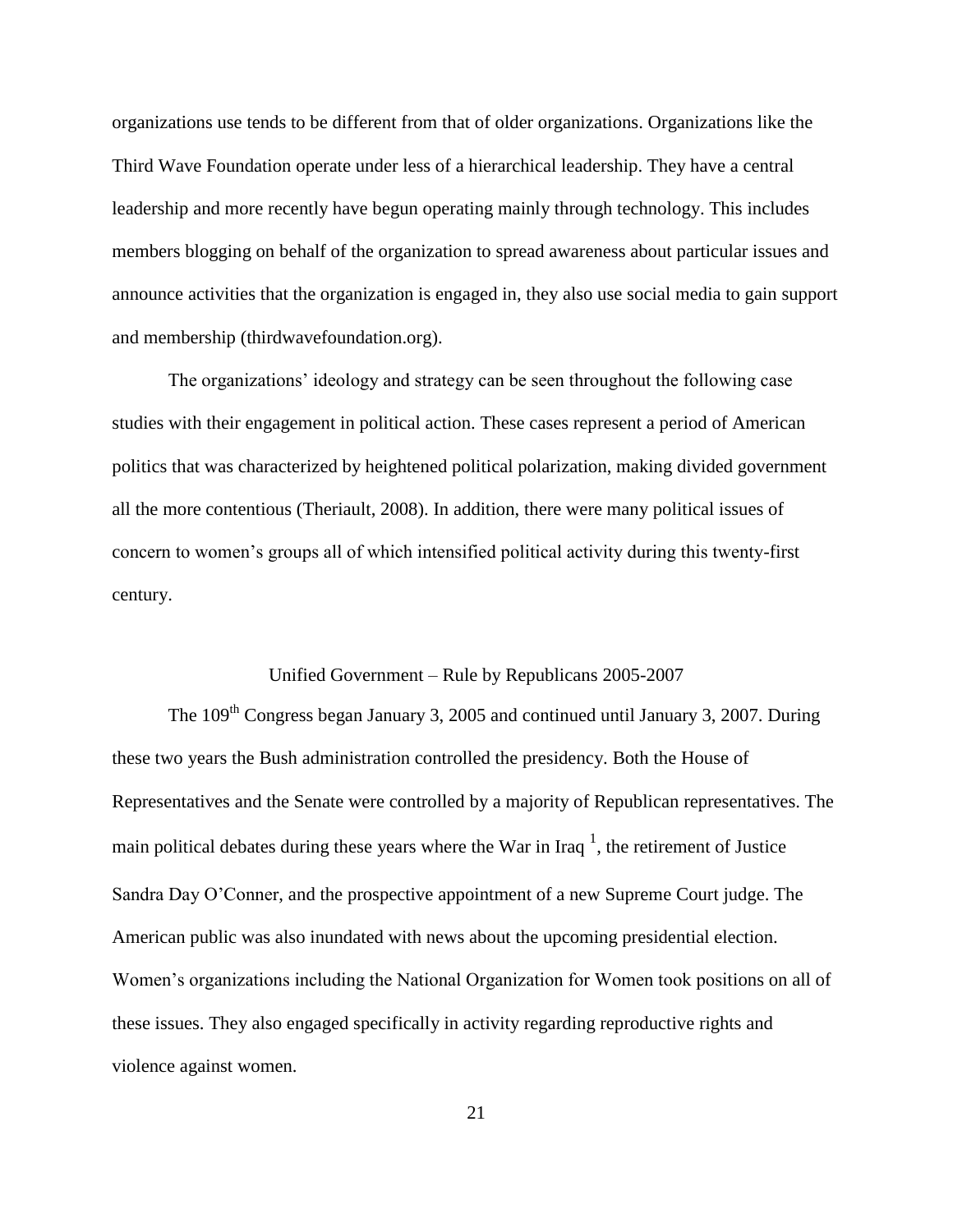organizations use tends to be different from that of older organizations. Organizations like the Third Wave Foundation operate under less of a hierarchical leadership. They have a central leadership and more recently have begun operating mainly through technology. This includes members blogging on behalf of the organization to spread awareness about particular issues and announce activities that the organization is engaged in, they also use social media to gain support and membership (thirdwavefoundation.org).

The organizations' ideology and strategy can be seen throughout the following case studies with their engagement in political action. These cases represent a period of American politics that was characterized by heightened political polarization, making divided government all the more contentious (Theriault, 2008). In addition, there were many political issues of concern to women's groups all of which intensified political activity during this twenty-first century.

## Unified Government – Rule by Republicans 2005-2007

The 109th Congress began January 3, 2005 and continued until January 3, 2007. During these two years the Bush administration controlled the presidency. Both the House of Representatives and the Senate were controlled by a majority of Republican representatives. The main political debates during these years where the War in Iraq [1], the retirement of Justice Sandra Day O'Conner, and the prospective appointment of a new Supreme Court judge. The American public was also inundated with news about the upcoming presidential election. Women's organizations including the National Organization for Women took positions on all of these issues. They also engaged specifically in activity regarding reproductive rights and violence against women.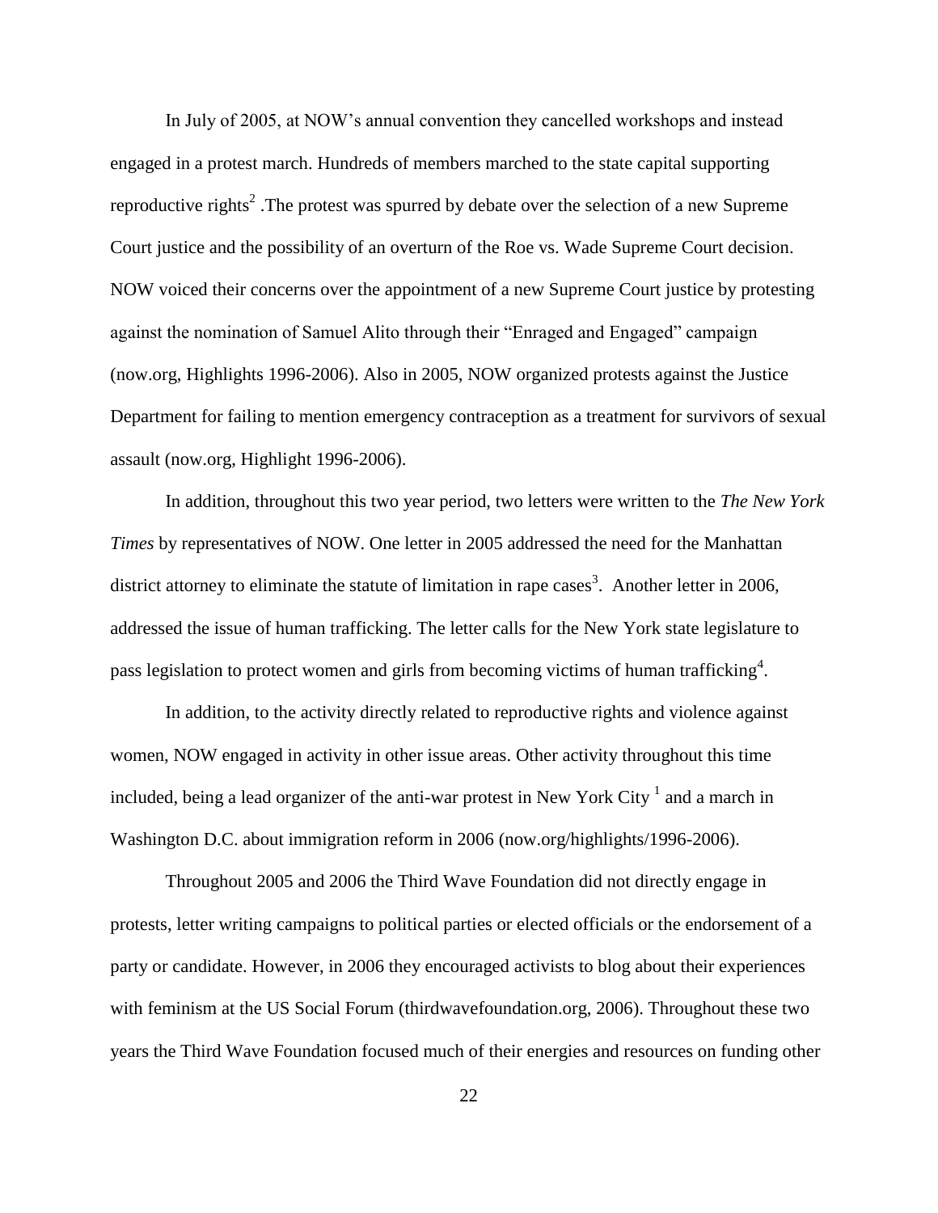In July of 2005, at NOW's annual convention they cancelled workshops and instead engaged in a protest march. Hundreds of members marched to the state capital supporting reproductive rights[2] .The protest was spurred by debate over the selection of a new Supreme Court justice and the possibility of an overturn of the Roe vs. Wade Supreme Court decision. NOW voiced their concerns over the appointment of a new Supreme Court justice by protesting against the nomination of Samuel Alito through their "Enraged and Engaged" campaign (now.org, Highlights 1996-2006). Also in 2005, NOW organized protests against the Justice Department for failing to mention emergency contraception as a treatment for survivors of sexual assault (now.org, Highlight 1996-2006).

In addition, throughout this two year period, two letters were written to the *The New York Times* by representatives of NOW. One letter in 2005 addressed the need for the Manhattan district attorney to eliminate the statute of limitation in rape cases[3]. Another letter in 2006, addressed the issue of human trafficking. The letter calls for the New York state legislature to pass legislation to protect women and girls from becoming victims of human trafficking[4].

In addition, to the activity directly related to reproductive rights and violence against women, NOW engaged in activity in other issue areas. Other activity throughout this time included, being a lead organizer of the anti-war protest in New York City [1] and a march in Washington D.C. about immigration reform in 2006 (now.org/highlights/1996-2006).

Throughout 2005 and 2006 the Third Wave Foundation did not directly engage in protests, letter writing campaigns to political parties or elected officials or the endorsement of a party or candidate. However, in 2006 they encouraged activists to blog about their experiences with feminism at the US Social Forum (thirdwavefoundation.org, 2006). Throughout these two years the Third Wave Foundation focused much of their energies and resources on funding other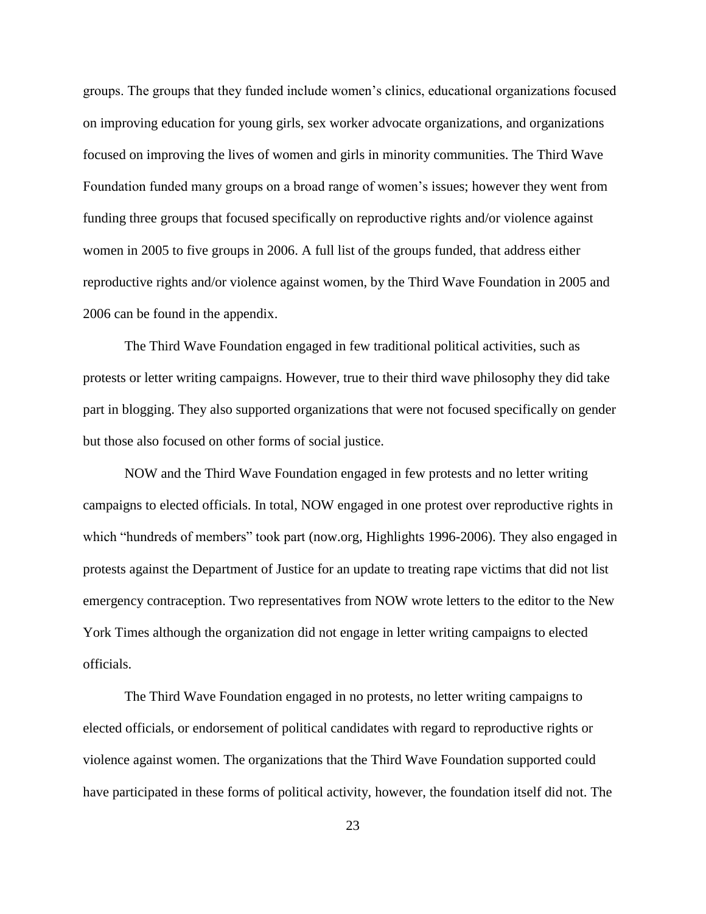groups. The groups that they funded include women's clinics, educational organizations focused on improving education for young girls, sex worker advocate organizations, and organizations focused on improving the lives of women and girls in minority communities. The Third Wave Foundation funded many groups on a broad range of women's issues; however they went from funding three groups that focused specifically on reproductive rights and/or violence against women in 2005 to five groups in 2006. A full list of the groups funded, that address either reproductive rights and/or violence against women, by the Third Wave Foundation in 2005 and 2006 can be found in the appendix.

The Third Wave Foundation engaged in few traditional political activities, such as protests or letter writing campaigns. However, true to their third wave philosophy they did take part in blogging. They also supported organizations that were not focused specifically on gender but those also focused on other forms of social justice.

NOW and the Third Wave Foundation engaged in few protests and no letter writing campaigns to elected officials. In total, NOW engaged in one protest over reproductive rights in which "hundreds of members" took part (now.org, Highlights 1996-2006). They also engaged in protests against the Department of Justice for an update to treating rape victims that did not list emergency contraception. Two representatives from NOW wrote letters to the editor to the New York Times although the organization did not engage in letter writing campaigns to elected officials.

The Third Wave Foundation engaged in no protests, no letter writing campaigns to elected officials, or endorsement of political candidates with regard to reproductive rights or violence against women. The organizations that the Third Wave Foundation supported could have participated in these forms of political activity, however, the foundation itself did not. The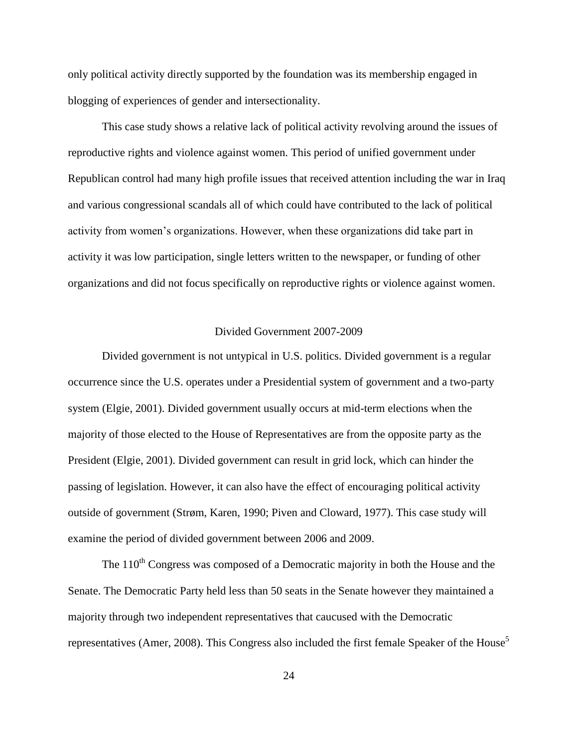only political activity directly supported by the foundation was its membership engaged in blogging of experiences of gender and intersectionality.

This case study shows a relative lack of political activity revolving around the issues of reproductive rights and violence against women. This period of unified government under Republican control had many high profile issues that received attention including the war in Iraq and various congressional scandals all of which could have contributed to the lack of political activity from women's organizations. However, when these organizations did take part in activity it was low participation, single letters written to the newspaper, or funding of other organizations and did not focus specifically on reproductive rights or violence against women.

## Divided Government 2007-2009

Divided government is not untypical in U.S. politics. Divided government is a regular occurrence since the U.S. operates under a Presidential system of government and a two-party system (Elgie, 2001). Divided government usually occurs at mid-term elections when the majority of those elected to the House of Representatives are from the opposite party as the President (Elgie, 2001). Divided government can result in grid lock, which can hinder the passing of legislation. However, it can also have the effect of encouraging political activity outside of government (Strøm, Karen, 1990; Piven and Cloward, 1977). This case study will examine the period of divided government between 2006 and 2009.

The 110th Congress was composed of a Democratic majority in both the House and the Senate. The Democratic Party held less than 50 seats in the Senate however they maintained a majority through two independent representatives that caucused with the Democratic representatives (Amer, 2008). This Congress also included the first female Speaker of the House[5]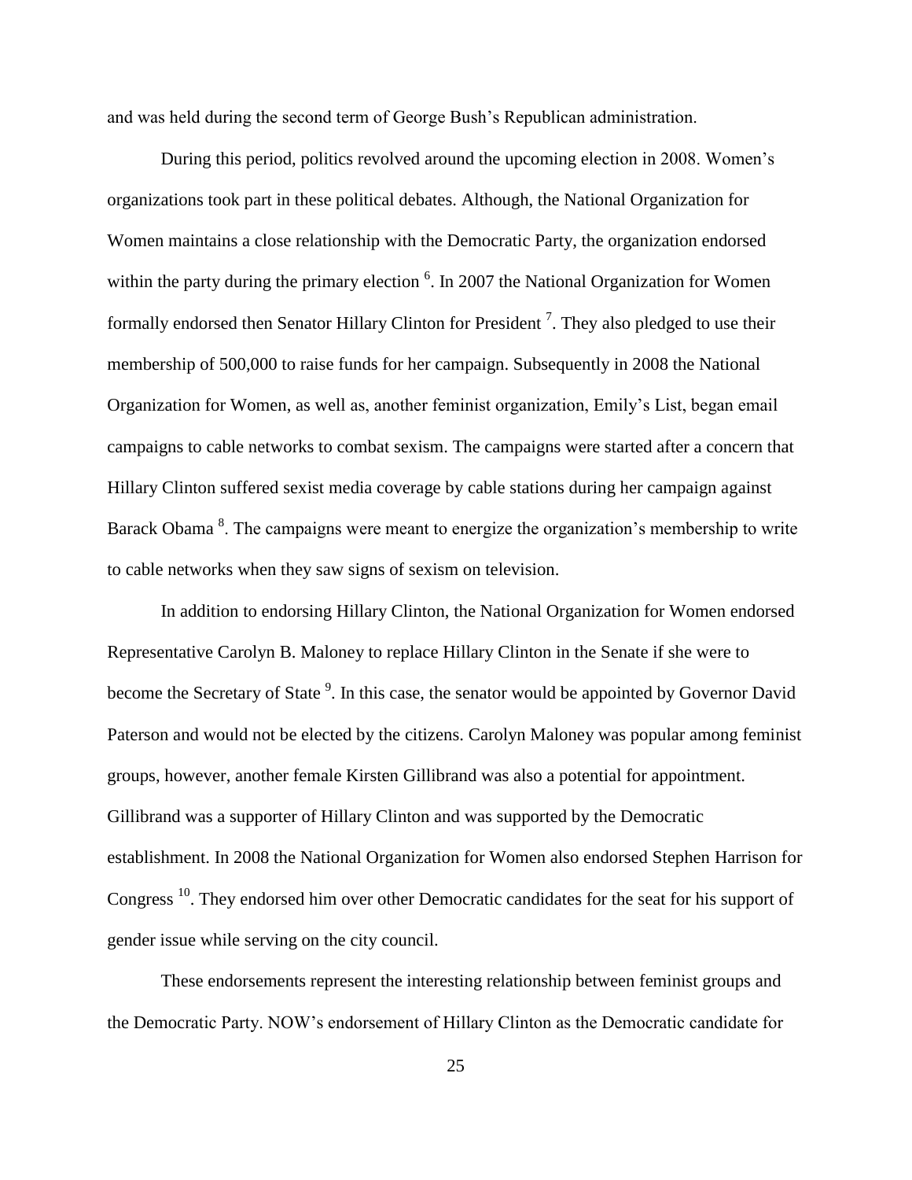and was held during the second term of George Bush's Republican administration.

During this period, politics revolved around the upcoming election in 2008. Women's organizations took part in these political debates. Although, the National Organization for Women maintains a close relationship with the Democratic Party, the organization endorsed within the party during the primary election [6]. In 2007 the National Organization for Women formally endorsed then Senator Hillary Clinton for President [7]. They also pledged to use their membership of 500,000 to raise funds for her campaign. Subsequently in 2008 the National Organization for Women, as well as, another feminist organization, Emily's List, began email campaigns to cable networks to combat sexism. The campaigns were started after a concern that Hillary Clinton suffered sexist media coverage by cable stations during her campaign against Barack Obama [8]. The campaigns were meant to energize the organization's membership to write to cable networks when they saw signs of sexism on television.

In addition to endorsing Hillary Clinton, the National Organization for Women endorsed Representative Carolyn B. Maloney to replace Hillary Clinton in the Senate if she were to become the Secretary of State [9]. In this case, the senator would be appointed by Governor David Paterson and would not be elected by the citizens. Carolyn Maloney was popular among feminist groups, however, another female Kirsten Gillibrand was also a potential for appointment. Gillibrand was a supporter of Hillary Clinton and was supported by the Democratic establishment. In 2008 the National Organization for Women also endorsed Stephen Harrison for Congress [10]. They endorsed him over other Democratic candidates for the seat for his support of gender issue while serving on the city council.

These endorsements represent the interesting relationship between feminist groups and the Democratic Party. NOW's endorsement of Hillary Clinton as the Democratic candidate for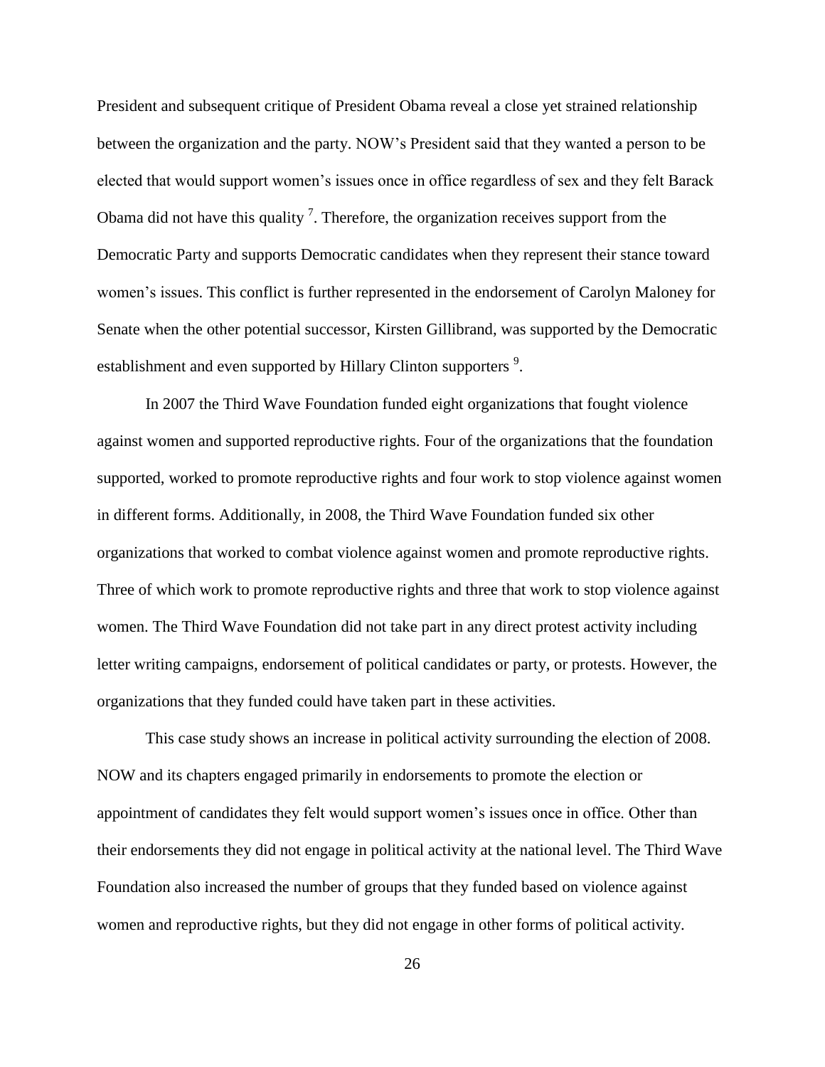President and subsequent critique of President Obama reveal a close yet strained relationship between the organization and the party. NOW's President said that they wanted a person to be elected that would support women's issues once in office regardless of sex and they felt Barack Obama did not have this quality [7]. Therefore, the organization receives support from the Democratic Party and supports Democratic candidates when they represent their stance toward women's issues. This conflict is further represented in the endorsement of Carolyn Maloney for Senate when the other potential successor, Kirsten Gillibrand, was supported by the Democratic establishment and even supported by Hillary Clinton supporters [9].

In 2007 the Third Wave Foundation funded eight organizations that fought violence against women and supported reproductive rights. Four of the organizations that the foundation supported, worked to promote reproductive rights and four work to stop violence against women in different forms. Additionally, in 2008, the Third Wave Foundation funded six other organizations that worked to combat violence against women and promote reproductive rights. Three of which work to promote reproductive rights and three that work to stop violence against women. The Third Wave Foundation did not take part in any direct protest activity including letter writing campaigns, endorsement of political candidates or party, or protests. However, the organizations that they funded could have taken part in these activities.

This case study shows an increase in political activity surrounding the election of 2008. NOW and its chapters engaged primarily in endorsements to promote the election or appointment of candidates they felt would support women's issues once in office. Other than their endorsements they did not engage in political activity at the national level. The Third Wave Foundation also increased the number of groups that they funded based on violence against women and reproductive rights, but they did not engage in other forms of political activity.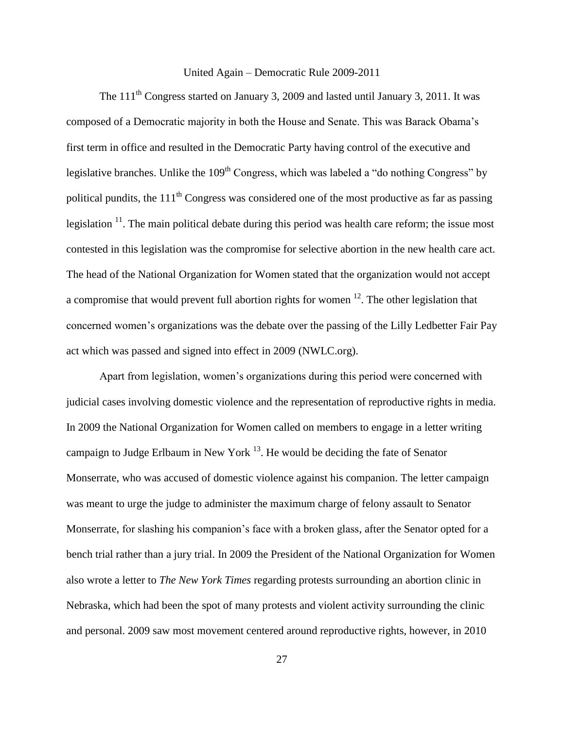## United Again – Democratic Rule 2009-2011

The 111th Congress started on January 3, 2009 and lasted until January 3, 2011. It was composed of a Democratic majority in both the House and Senate. This was Barack Obama's first term in office and resulted in the Democratic Party having control of the executive and legislative branches. Unlike the 109th Congress, which was labeled a "do nothing Congress" by political pundits, the 111th Congress was considered one of the most productive as far as passing legislation [11]. The main political debate during this period was health care reform; the issue most contested in this legislation was the compromise for selective abortion in the new health care act. The head of the National Organization for Women stated that the organization would not accept a compromise that would prevent full abortion rights for women [12]. The other legislation that concerned women's organizations was the debate over the passing of the Lilly Ledbetter Fair Pay act which was passed and signed into effect in 2009 (NWLC.org).

Apart from legislation, women's organizations during this period were concerned with judicial cases involving domestic violence and the representation of reproductive rights in media. In 2009 the National Organization for Women called on members to engage in a letter writing campaign to Judge Erlbaum in New York [13]. He would be deciding the fate of Senator Monserrate, who was accused of domestic violence against his companion. The letter campaign was meant to urge the judge to administer the maximum charge of felony assault to Senator Monserrate, for slashing his companion's face with a broken glass, after the Senator opted for a bench trial rather than a jury trial. In 2009 the President of the National Organization for Women also wrote a letter to *The New York Times* regarding protests surrounding an abortion clinic in Nebraska, which had been the spot of many protests and violent activity surrounding the clinic and personal. 2009 saw most movement centered around reproductive rights, however, in 2010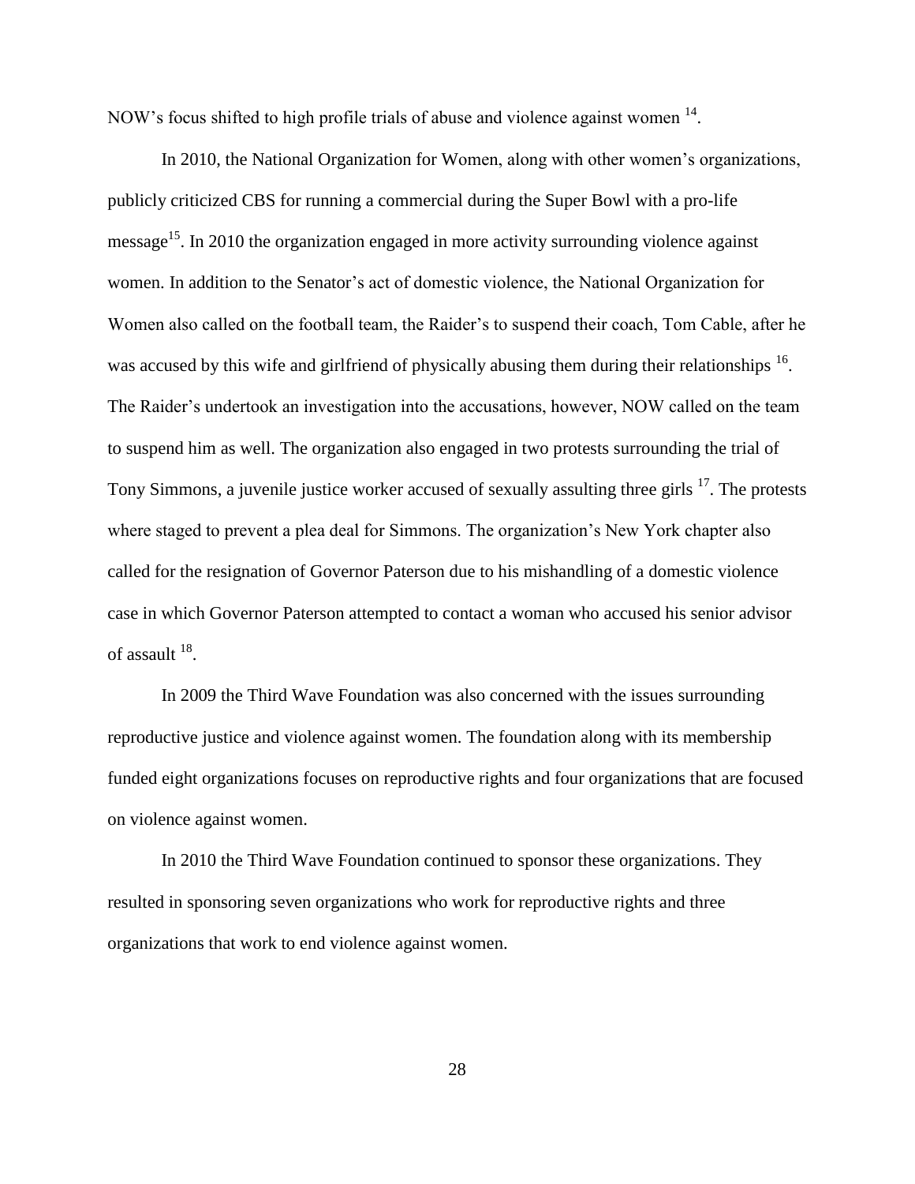NOW's focus shifted to high profile trials of abuse and violence against women [14].

In 2010, the National Organization for Women, along with other women's organizations, publicly criticized CBS for running a commercial during the Super Bowl with a pro-life message[15]. In 2010 the organization engaged in more activity surrounding violence against women. In addition to the Senator's act of domestic violence, the National Organization for Women also called on the football team, the Raider's to suspend their coach, Tom Cable, after he was accused by this wife and girlfriend of physically abusing them during their relationships [16]. The Raider's undertook an investigation into the accusations, however, NOW called on the team to suspend him as well. The organization also engaged in two protests surrounding the trial of Tony Simmons, a juvenile justice worker accused of sexually assulting three girls [17]. The protests where staged to prevent a plea deal for Simmons. The organization's New York chapter also called for the resignation of Governor Paterson due to his mishandling of a domestic violence case in which Governor Paterson attempted to contact a woman who accused his senior advisor of assault [18].

In 2009 the Third Wave Foundation was also concerned with the issues surrounding reproductive justice and violence against women. The foundation along with its membership funded eight organizations focuses on reproductive rights and four organizations that are focused on violence against women.

In 2010 the Third Wave Foundation continued to sponsor these organizations. They resulted in sponsoring seven organizations who work for reproductive rights and three organizations that work to end violence against women.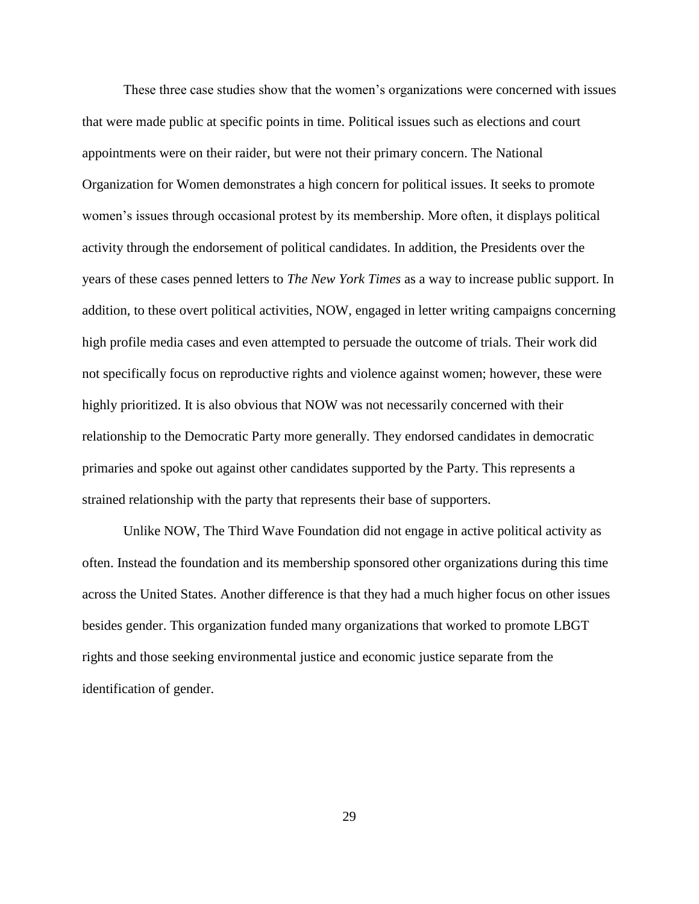These three case studies show that the women's organizations were concerned with issues that were made public at specific points in time. Political issues such as elections and court appointments were on their raider, but were not their primary concern. The National Organization for Women demonstrates a high concern for political issues. It seeks to promote women's issues through occasional protest by its membership. More often, it displays political activity through the endorsement of political candidates. In addition, the Presidents over the years of these cases penned letters to *The New York Times* as a way to increase public support. In addition, to these overt political activities, NOW, engaged in letter writing campaigns concerning high profile media cases and even attempted to persuade the outcome of trials. Their work did not specifically focus on reproductive rights and violence against women; however, these were highly prioritized. It is also obvious that NOW was not necessarily concerned with their relationship to the Democratic Party more generally. They endorsed candidates in democratic primaries and spoke out against other candidates supported by the Party. This represents a strained relationship with the party that represents their base of supporters.

Unlike NOW, The Third Wave Foundation did not engage in active political activity as often. Instead the foundation and its membership sponsored other organizations during this time across the United States. Another difference is that they had a much higher focus on other issues besides gender. This organization funded many organizations that worked to promote LBGT rights and those seeking environmental justice and economic justice separate from the identification of gender.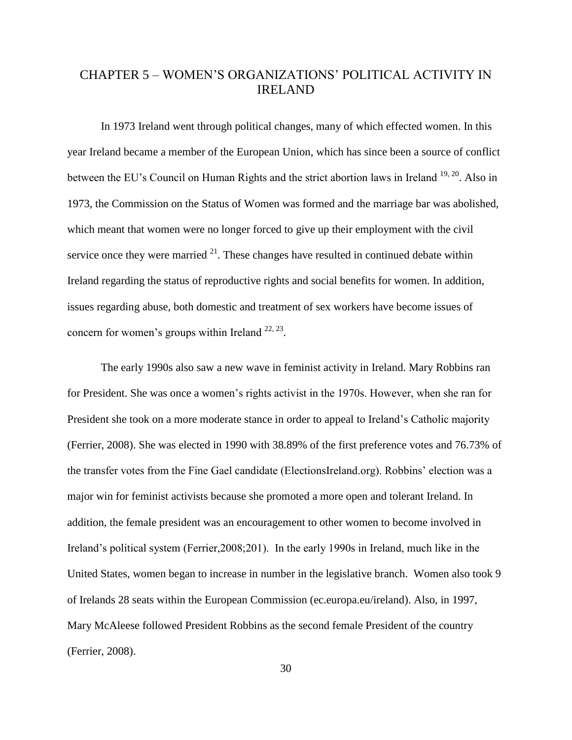# CHAPTER 5 – WOMEN'S ORGANIZATIONS' POLITICAL ACTIVITY IN IRELAND

In 1973 Ireland went through political changes, many of which effected women. In this year Ireland became a member of the European Union, which has since been a source of conflict between the EU's Council on Human Rights and the strict abortion laws in Ireland [19, 20]. Also in 1973, the Commission on the Status of Women was formed and the marriage bar was abolished, which meant that women were no longer forced to give up their employment with the civil service once they were married [21]. These changes have resulted in continued debate within Ireland regarding the status of reproductive rights and social benefits for women. In addition, issues regarding abuse, both domestic and treatment of sex workers have become issues of concern for women's groups within Ireland [22, 23].

The early 1990s also saw a new wave in feminist activity in Ireland. Mary Robbins ran for President. She was once a women's rights activist in the 1970s. However, when she ran for President she took on a more moderate stance in order to appeal to Ireland's Catholic majority (Ferrier, 2008). She was elected in 1990 with 38.89% of the first preference votes and 76.73% of the transfer votes from the Fine Gael candidate (ElectionsIreland.org). Robbins' election was a major win for feminist activists because she promoted a more open and tolerant Ireland. In addition, the female president was an encouragement to other women to become involved in Ireland's political system (Ferrier,2008;201). In the early 1990s in Ireland, much like in the United States, women began to increase in number in the legislative branch. Women also took 9 of Irelands 28 seats within the European Commission (ec.europa.eu/ireland). Also, in 1997, Mary McAleese followed President Robbins as the second female President of the country (Ferrier, 2008).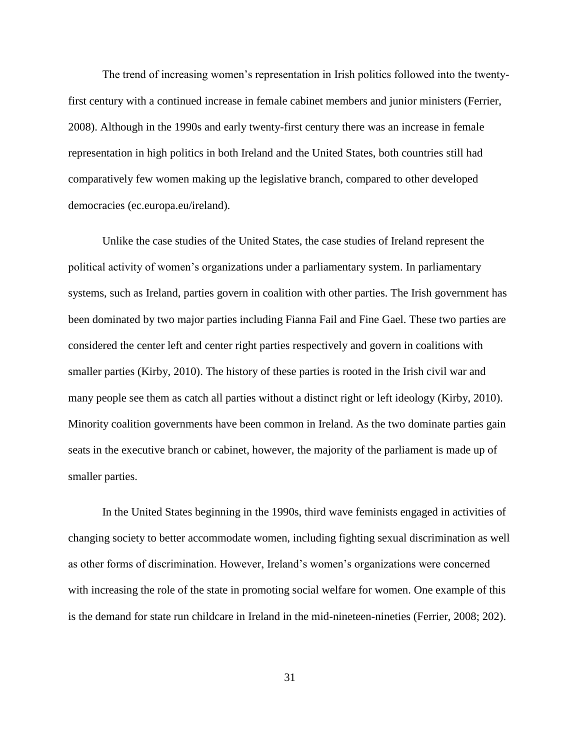The trend of increasing women's representation in Irish politics followed into the twenty-first century with a continued increase in female cabinet members and junior ministers (Ferrier, 2008). Although in the 1990s and early twenty-first century there was an increase in female representation in high politics in both Ireland and the United States, both countries still had comparatively few women making up the legislative branch, compared to other developed democracies (ec.europa.eu/ireland).

Unlike the case studies of the United States, the case studies of Ireland represent the political activity of women's organizations under a parliamentary system. In parliamentary systems, such as Ireland, parties govern in coalition with other parties. The Irish government has been dominated by two major parties including Fianna Fail and Fine Gael. These two parties are considered the center left and center right parties respectively and govern in coalitions with smaller parties (Kirby, 2010). The history of these parties is rooted in the Irish civil war and many people see them as catch all parties without a distinct right or left ideology (Kirby, 2010). Minority coalition governments have been common in Ireland. As the two dominate parties gain seats in the executive branch or cabinet, however, the majority of the parliament is made up of smaller parties.

In the United States beginning in the 1990s, third wave feminists engaged in activities of changing society to better accommodate women, including fighting sexual discrimination as well as other forms of discrimination. However, Ireland's women's organizations were concerned with increasing the role of the state in promoting social welfare for women. One example of this is the demand for state run childcare in Ireland in the mid-nineteen-nineties (Ferrier, 2008; 202).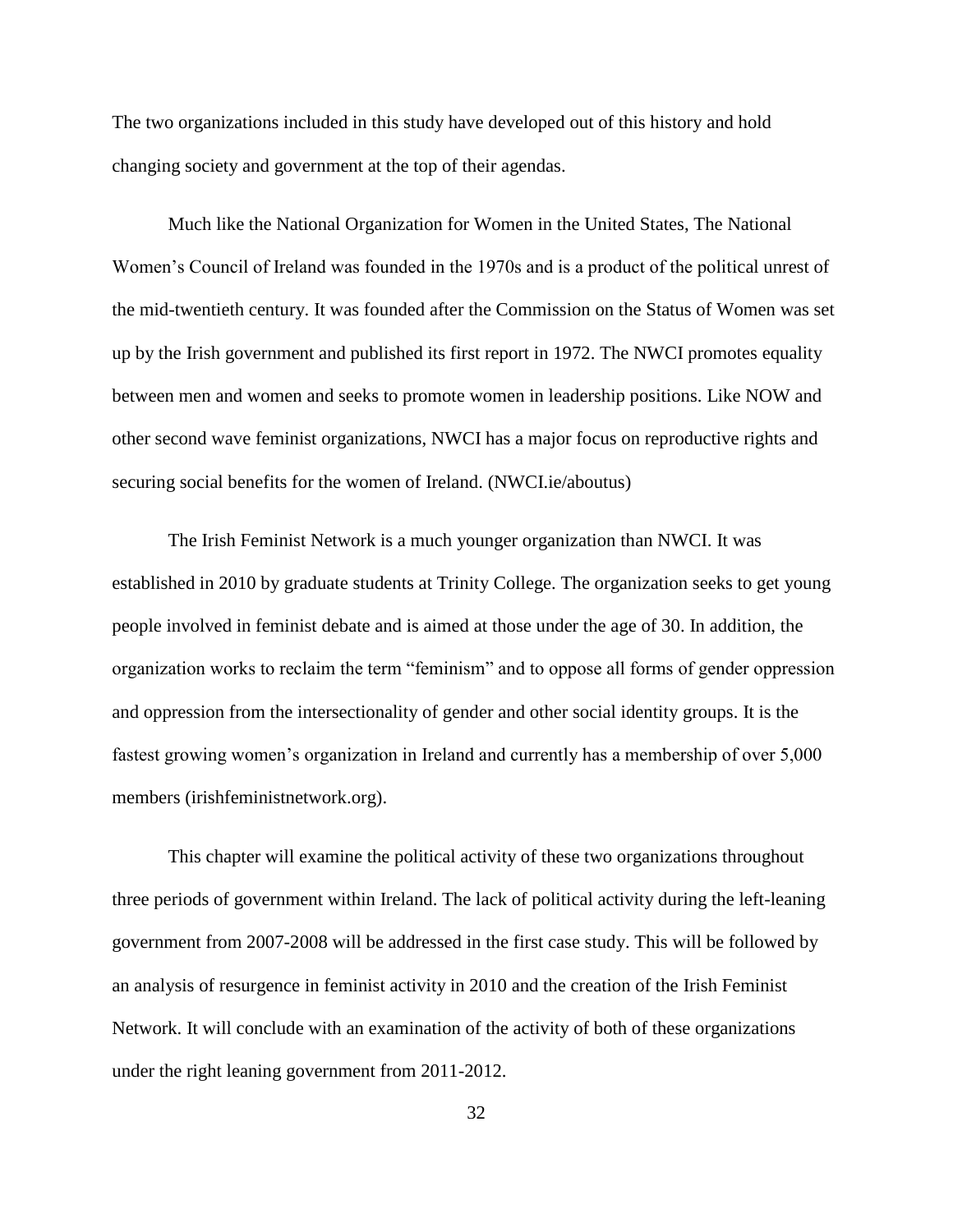The two organizations included in this study have developed out of this history and hold changing society and government at the top of their agendas.

Much like the National Organization for Women in the United States, The National Women's Council of Ireland was founded in the 1970s and is a product of the political unrest of the mid-twentieth century. It was founded after the Commission on the Status of Women was set up by the Irish government and published its first report in 1972. The NWCI promotes equality between men and women and seeks to promote women in leadership positions. Like NOW and other second wave feminist organizations, NWCI has a major focus on reproductive rights and securing social benefits for the women of Ireland. (NWCI.ie/aboutus)

The Irish Feminist Network is a much younger organization than NWCI. It was established in 2010 by graduate students at Trinity College. The organization seeks to get young people involved in feminist debate and is aimed at those under the age of 30. In addition, the organization works to reclaim the term "feminism" and to oppose all forms of gender oppression and oppression from the intersectionality of gender and other social identity groups. It is the fastest growing women's organization in Ireland and currently has a membership of over 5,000 members (irishfeministnetwork.org).

This chapter will examine the political activity of these two organizations throughout three periods of government within Ireland. The lack of political activity during the left-leaning government from 2007-2008 will be addressed in the first case study. This will be followed by an analysis of resurgence in feminist activity in 2010 and the creation of the Irish Feminist Network. It will conclude with an examination of the activity of both of these organizations under the right leaning government from 2011-2012.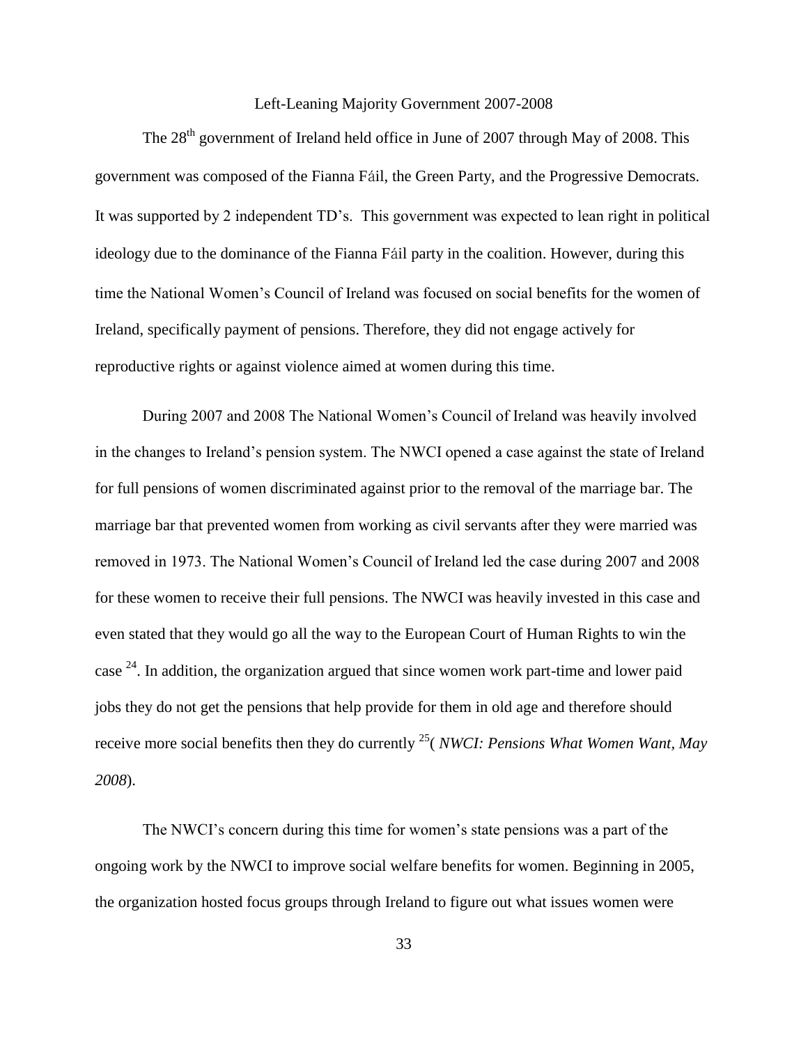## Left-Leaning Majority Government 2007-2008

The 28th government of Ireland held office in June of 2007 through May of 2008. This government was composed of the Fianna Fáil, the Green Party, and the Progressive Democrats. It was supported by 2 independent TD's. This government was expected to lean right in political ideology due to the dominance of the Fianna Fáil party in the coalition. However, during this time the National Women's Council of Ireland was focused on social benefits for the women of Ireland, specifically payment of pensions. Therefore, they did not engage actively for reproductive rights or against violence aimed at women during this time.

During 2007 and 2008 The National Women's Council of Ireland was heavily involved in the changes to Ireland's pension system. The NWCI opened a case against the state of Ireland for full pensions of women discriminated against prior to the removal of the marriage bar. The marriage bar that prevented women from working as civil servants after they were married was removed in 1973. The National Women's Council of Ireland led the case during 2007 and 2008 for these women to receive their full pensions. The NWCI was heavily invested in this case and even stated that they would go all the way to the European Court of Human Rights to win the case [24]. In addition, the organization argued that since women work part-time and lower paid jobs they do not get the pensions that help provide for them in old age and therefore should receive more social benefits then they do currently [25]( *NWCI: Pensions What Women Want, May 2008*).

The NWCI's concern during this time for women's state pensions was a part of the ongoing work by the NWCI to improve social welfare benefits for women. Beginning in 2005, the organization hosted focus groups through Ireland to figure out what issues women were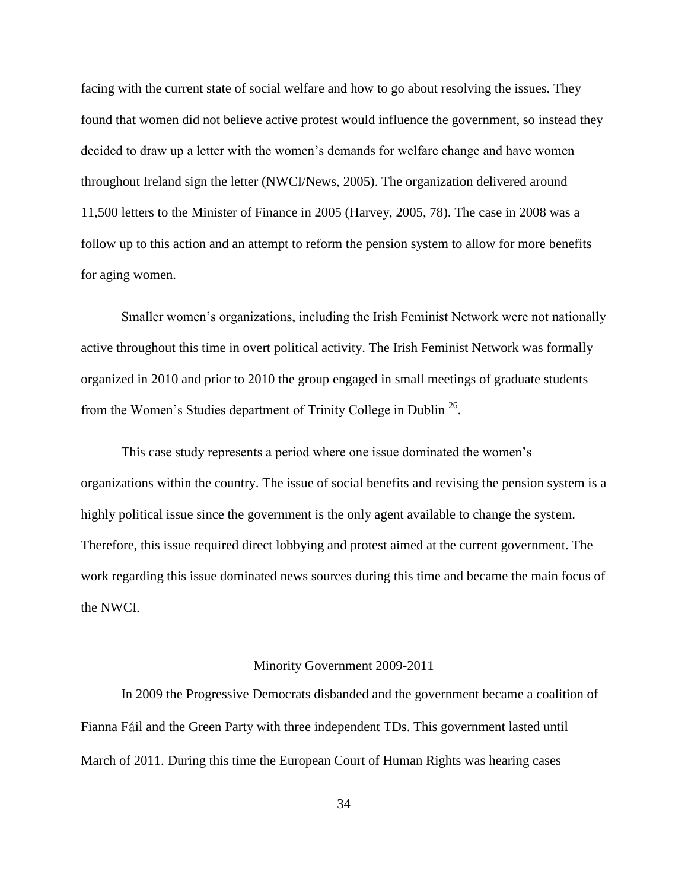facing with the current state of social welfare and how to go about resolving the issues. They found that women did not believe active protest would influence the government, so instead they decided to draw up a letter with the women's demands for welfare change and have women throughout Ireland sign the letter (NWCI/News, 2005). The organization delivered around 11,500 letters to the Minister of Finance in 2005 (Harvey, 2005, 78). The case in 2008 was a follow up to this action and an attempt to reform the pension system to allow for more benefits for aging women.

Smaller women's organizations, including the Irish Feminist Network were not nationally active throughout this time in overt political activity. The Irish Feminist Network was formally organized in 2010 and prior to 2010 the group engaged in small meetings of graduate students from the Women's Studies department of Trinity College in Dublin [26].

This case study represents a period where one issue dominated the women's organizations within the country. The issue of social benefits and revising the pension system is a highly political issue since the government is the only agent available to change the system. Therefore, this issue required direct lobbying and protest aimed at the current government. The work regarding this issue dominated news sources during this time and became the main focus of the NWCI.

## Minority Government 2009-2011

In 2009 the Progressive Democrats disbanded and the government became a coalition of Fianna Fáil and the Green Party with three independent TDs. This government lasted until March of 2011. During this time the European Court of Human Rights was hearing cases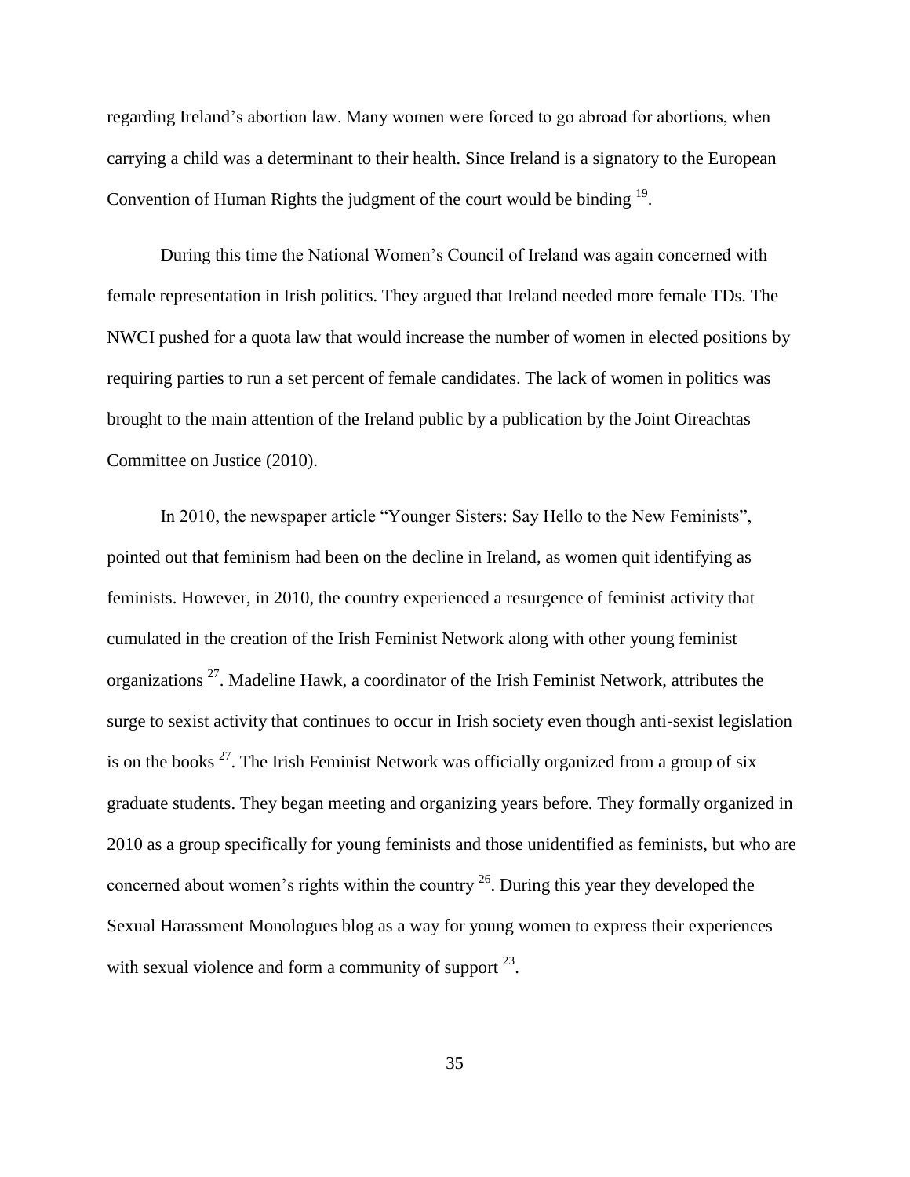regarding Ireland's abortion law. Many women were forced to go abroad for abortions, when carrying a child was a determinant to their health. Since Ireland is a signatory to the European Convention of Human Rights the judgment of the court would be binding [19].

During this time the National Women's Council of Ireland was again concerned with female representation in Irish politics. They argued that Ireland needed more female TDs. The NWCI pushed for a quota law that would increase the number of women in elected positions by requiring parties to run a set percent of female candidates. The lack of women in politics was brought to the main attention of the Ireland public by a publication by the Joint Oireachtas Committee on Justice (2010).

In 2010, the newspaper article "Younger Sisters: Say Hello to the New Feminists", pointed out that feminism had been on the decline in Ireland, as women quit identifying as feminists. However, in 2010, the country experienced a resurgence of feminist activity that cumulated in the creation of the Irish Feminist Network along with other young feminist organizations [27]. Madeline Hawk, a coordinator of the Irish Feminist Network, attributes the surge to sexist activity that continues to occur in Irish society even though anti-sexist legislation is on the books [27]. The Irish Feminist Network was officially organized from a group of six graduate students. They began meeting and organizing years before. They formally organized in 2010 as a group specifically for young feminists and those unidentified as feminists, but who are concerned about women's rights within the country [26]. During this year they developed the Sexual Harassment Monologues blog as a way for young women to express their experiences with sexual violence and form a community of support [23].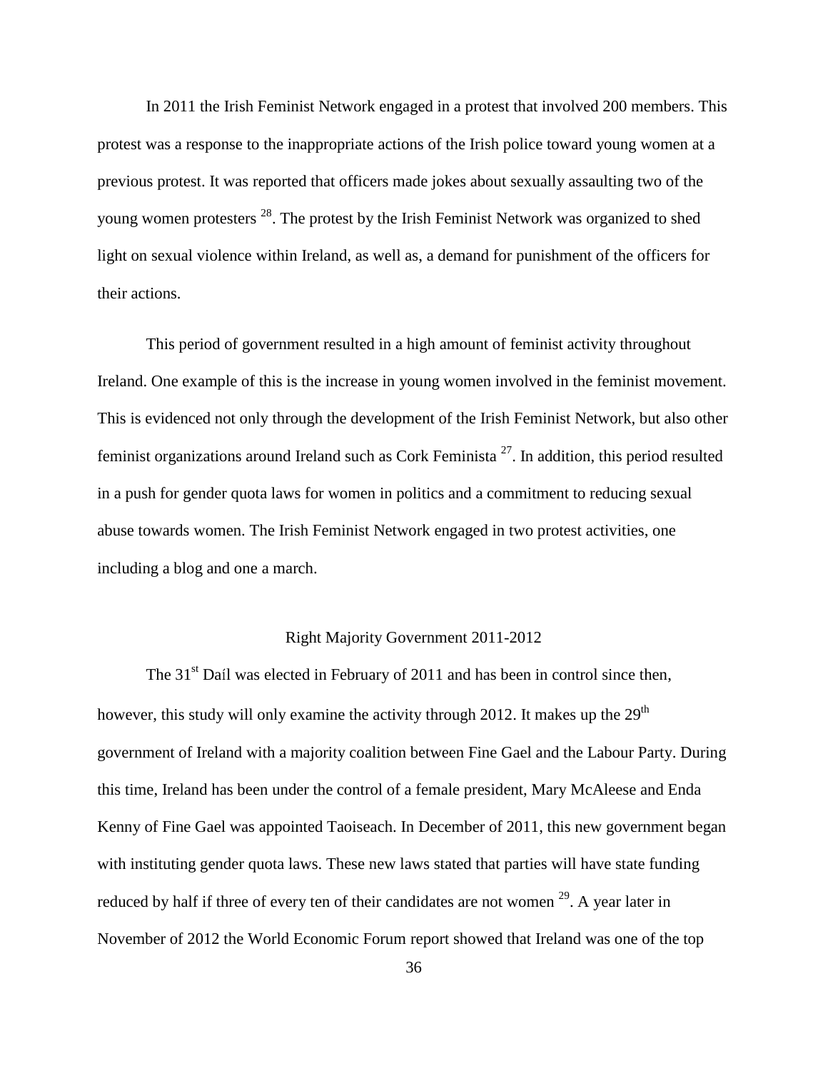In 2011 the Irish Feminist Network engaged in a protest that involved 200 members. This protest was a response to the inappropriate actions of the Irish police toward young women at a previous protest. It was reported that officers made jokes about sexually assaulting two of the young women protesters [28]. The protest by the Irish Feminist Network was organized to shed light on sexual violence within Ireland, as well as, a demand for punishment of the officers for their actions.

This period of government resulted in a high amount of feminist activity throughout Ireland. One example of this is the increase in young women involved in the feminist movement. This is evidenced not only through the development of the Irish Feminist Network, but also other feminist organizations around Ireland such as Cork Feminista [27]. In addition, this period resulted in a push for gender quota laws for women in politics and a commitment to reducing sexual abuse towards women. The Irish Feminist Network engaged in two protest activities, one including a blog and one a march.

## Right Majority Government 2011-2012

The 31st Daíl was elected in February of 2011 and has been in control since then, however, this study will only examine the activity through 2012. It makes up the 29th government of Ireland with a majority coalition between Fine Gael and the Labour Party. During this time, Ireland has been under the control of a female president, Mary McAleese and Enda Kenny of Fine Gael was appointed Taoiseach. In December of 2011, this new government began with instituting gender quota laws. These new laws stated that parties will have state funding reduced by half if three of every ten of their candidates are not women [29]. A year later in November of 2012 the World Economic Forum report showed that Ireland was one of the top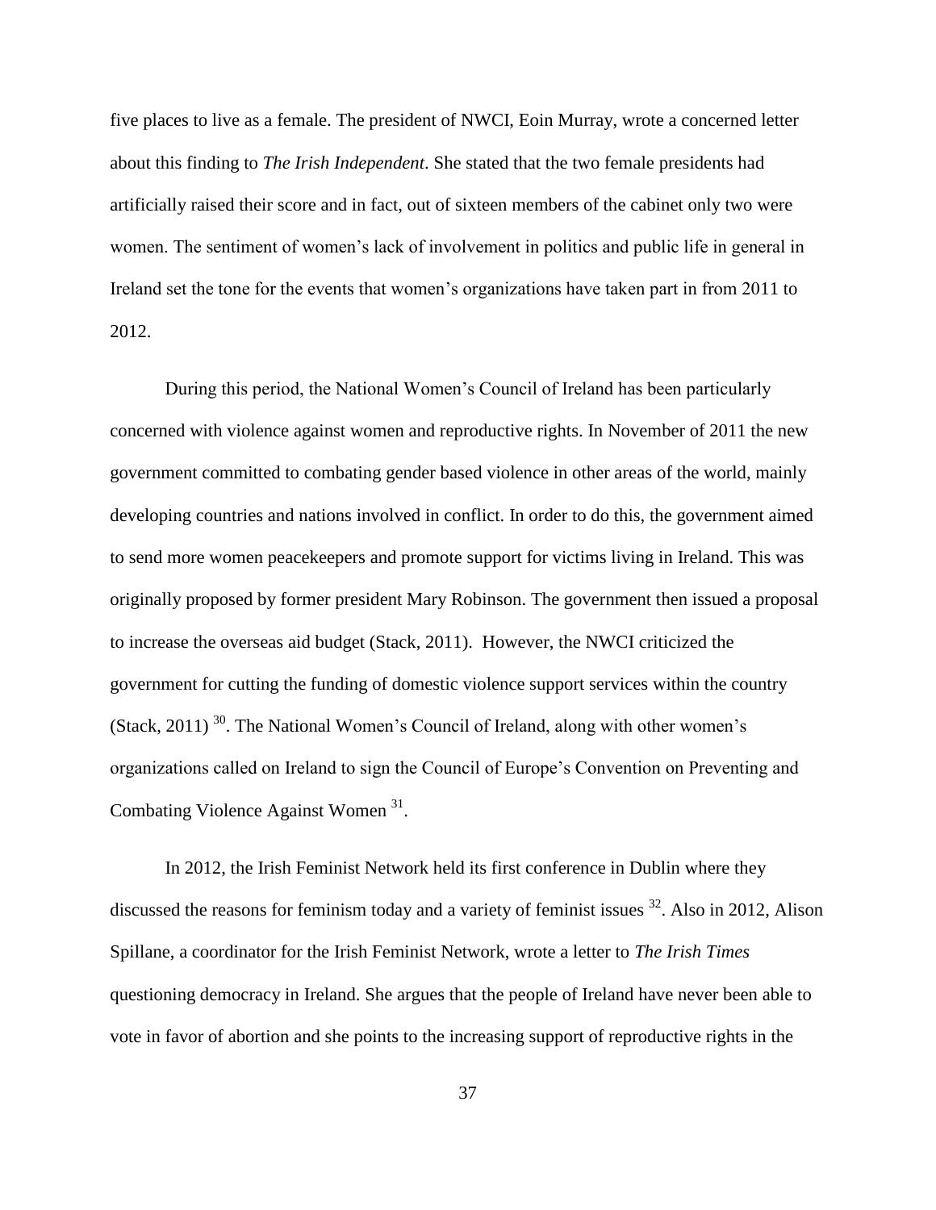five places to live as a female. The president of NWCI, Eoin Murray, wrote a concerned letter about this finding to *The Irish Independent*. She stated that the two female presidents had artificially raised their score and in fact, out of sixteen members of the cabinet only two were women. The sentiment of women's lack of involvement in politics and public life in general in Ireland set the tone for the events that women's organizations have taken part in from 2011 to 2012.

During this period, the National Women's Council of Ireland has been particularly concerned with violence against women and reproductive rights. In November of 2011 the new government committed to combating gender based violence in other areas of the world, mainly developing countries and nations involved in conflict. In order to do this, the government aimed to send more women peacekeepers and promote support for victims living in Ireland. This was originally proposed by former president Mary Robinson. The government then issued a proposal to increase the overseas aid budget (Stack, 2011). However, the NWCI criticized the government for cutting the funding of domestic violence support services within the country (Stack, 2011) [30]. The National Women's Council of Ireland, along with other women's organizations called on Ireland to sign the Council of Europe's Convention on Preventing and Combating Violence Against Women [31].

In 2012, the Irish Feminist Network held its first conference in Dublin where they discussed the reasons for feminism today and a variety of feminist issues [32]. Also in 2012, Alison Spillane, a coordinator for the Irish Feminist Network, wrote a letter to *The Irish Times* questioning democracy in Ireland. She argues that the people of Ireland have never been able to vote in favor of abortion and she points to the increasing support of reproductive rights in the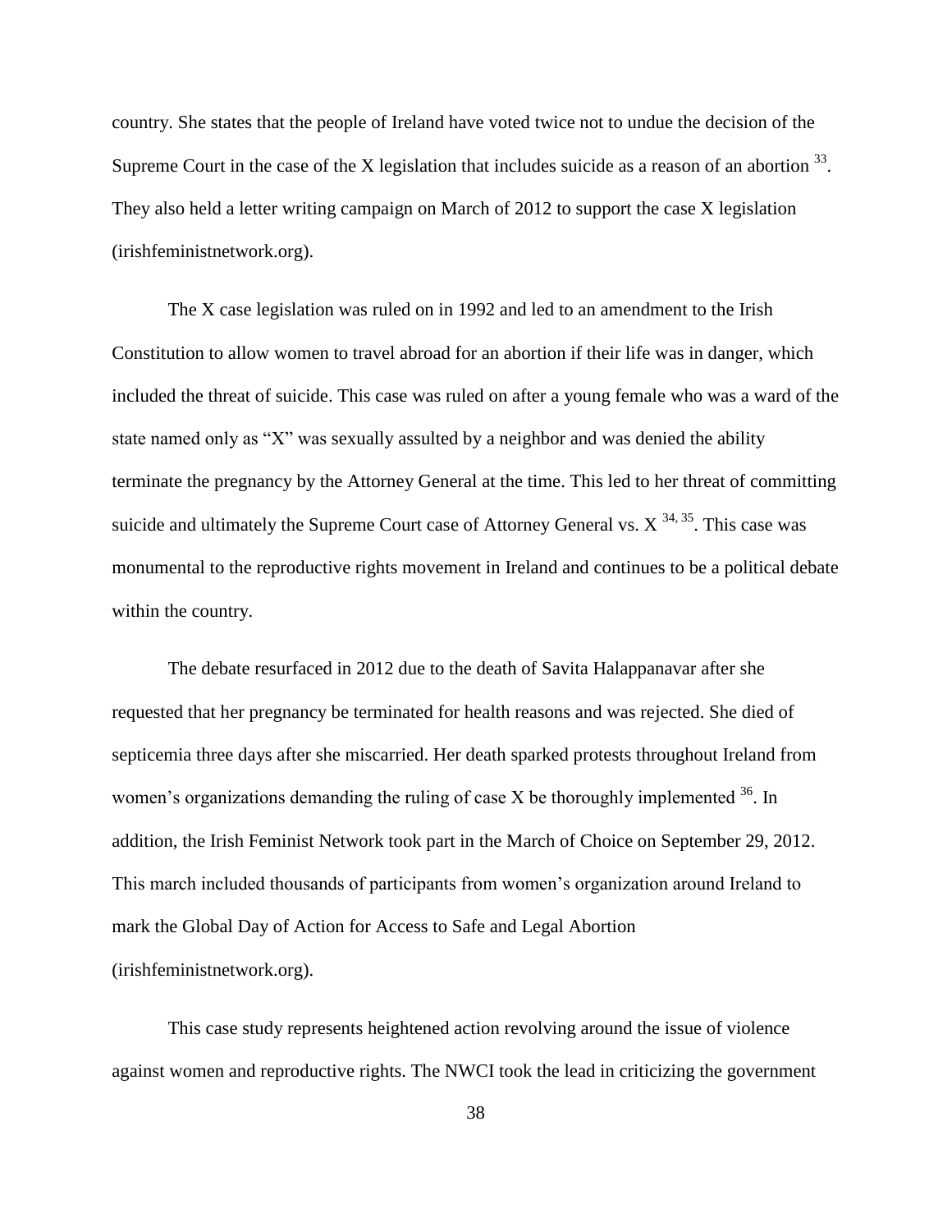country. She states that the people of Ireland have voted twice not to undue the decision of the Supreme Court in the case of the X legislation that includes suicide as a reason of an abortion [33]. They also held a letter writing campaign on March of 2012 to support the case X legislation (irishfeministnetwork.org).

The X case legislation was ruled on in 1992 and led to an amendment to the Irish Constitution to allow women to travel abroad for an abortion if their life was in danger, which included the threat of suicide. This case was ruled on after a young female who was a ward of the state named only as "X" was sexually assulted by a neighbor and was denied the ability terminate the pregnancy by the Attorney General at the time. This led to her threat of committing suicide and ultimately the Supreme Court case of Attorney General vs. X [34, 35]. This case was monumental to the reproductive rights movement in Ireland and continues to be a political debate within the country.

The debate resurfaced in 2012 due to the death of Savita Halappanavar after she requested that her pregnancy be terminated for health reasons and was rejected. She died of septicemia three days after she miscarried. Her death sparked protests throughout Ireland from women's organizations demanding the ruling of case X be thoroughly implemented [36]. In addition, the Irish Feminist Network took part in the March of Choice on September 29, 2012. This march included thousands of participants from women's organization around Ireland to mark the Global Day of Action for Access to Safe and Legal Abortion (irishfeministnetwork.org).

This case study represents heightened action revolving around the issue of violence against women and reproductive rights. The NWCI took the lead in criticizing the government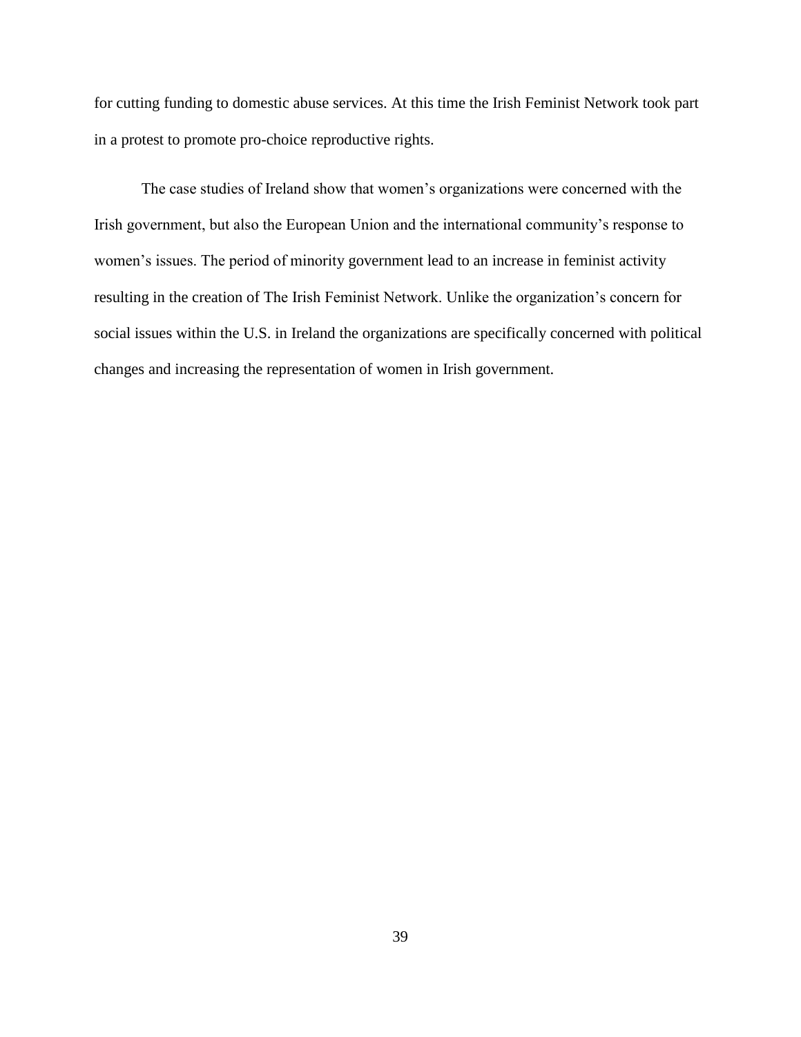for cutting funding to domestic abuse services. At this time the Irish Feminist Network took part in a protest to promote pro-choice reproductive rights.

The case studies of Ireland show that women's organizations were concerned with the Irish government, but also the European Union and the international community's response to women's issues. The period of minority government lead to an increase in feminist activity resulting in the creation of The Irish Feminist Network. Unlike the organization's concern for social issues within the U.S. in Ireland the organizations are specifically concerned with political changes and increasing the representation of women in Irish government.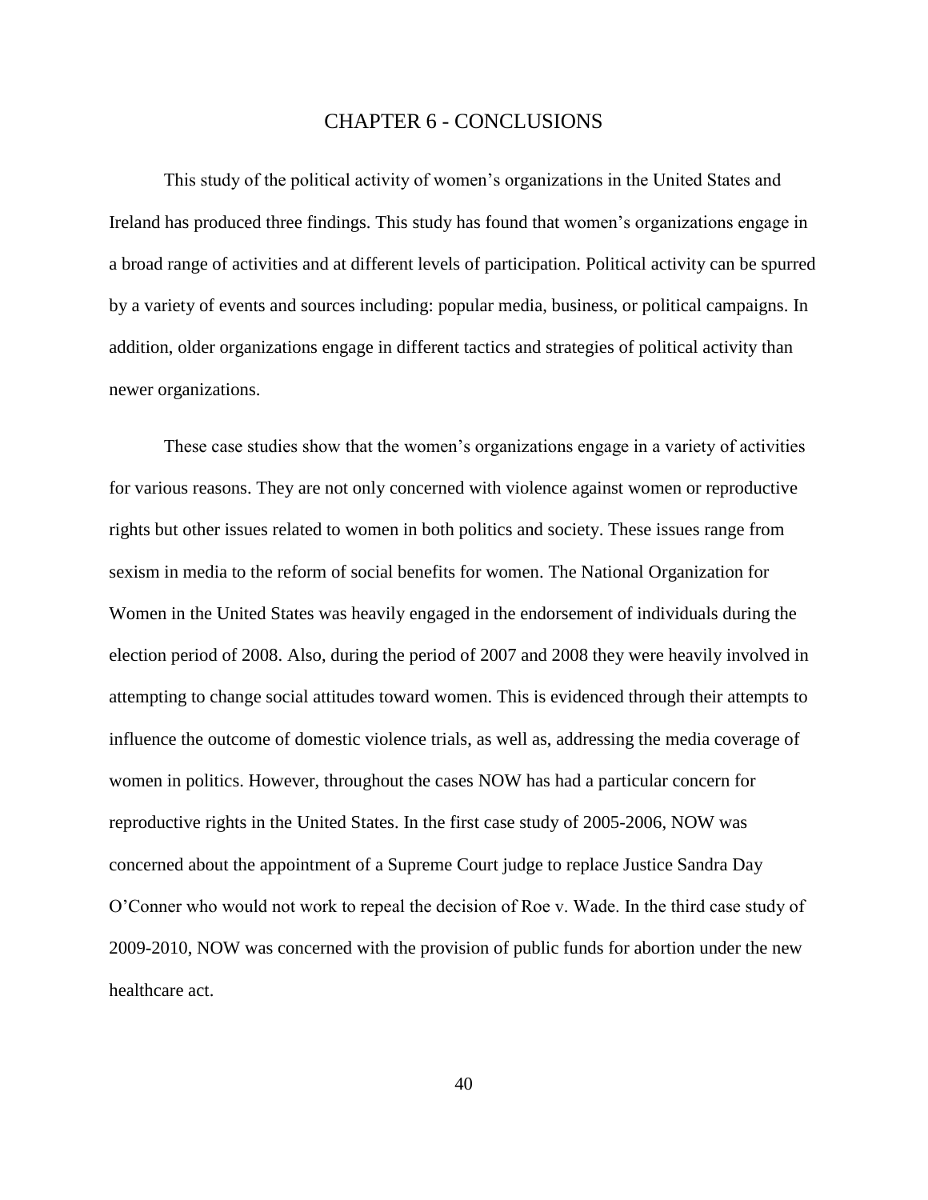# CHAPTER 6 - CONCLUSIONS

This study of the political activity of women's organizations in the United States and Ireland has produced three findings. This study has found that women's organizations engage in a broad range of activities and at different levels of participation. Political activity can be spurred by a variety of events and sources including: popular media, business, or political campaigns. In addition, older organizations engage in different tactics and strategies of political activity than newer organizations.

These case studies show that the women's organizations engage in a variety of activities for various reasons. They are not only concerned with violence against women or reproductive rights but other issues related to women in both politics and society. These issues range from sexism in media to the reform of social benefits for women. The National Organization for Women in the United States was heavily engaged in the endorsement of individuals during the election period of 2008. Also, during the period of 2007 and 2008 they were heavily involved in attempting to change social attitudes toward women. This is evidenced through their attempts to influence the outcome of domestic violence trials, as well as, addressing the media coverage of women in politics. However, throughout the cases NOW has had a particular concern for reproductive rights in the United States. In the first case study of 2005-2006, NOW was concerned about the appointment of a Supreme Court judge to replace Justice Sandra Day O'Conner who would not work to repeal the decision of Roe v. Wade. In the third case study of 2009-2010, NOW was concerned with the provision of public funds for abortion under the new healthcare act.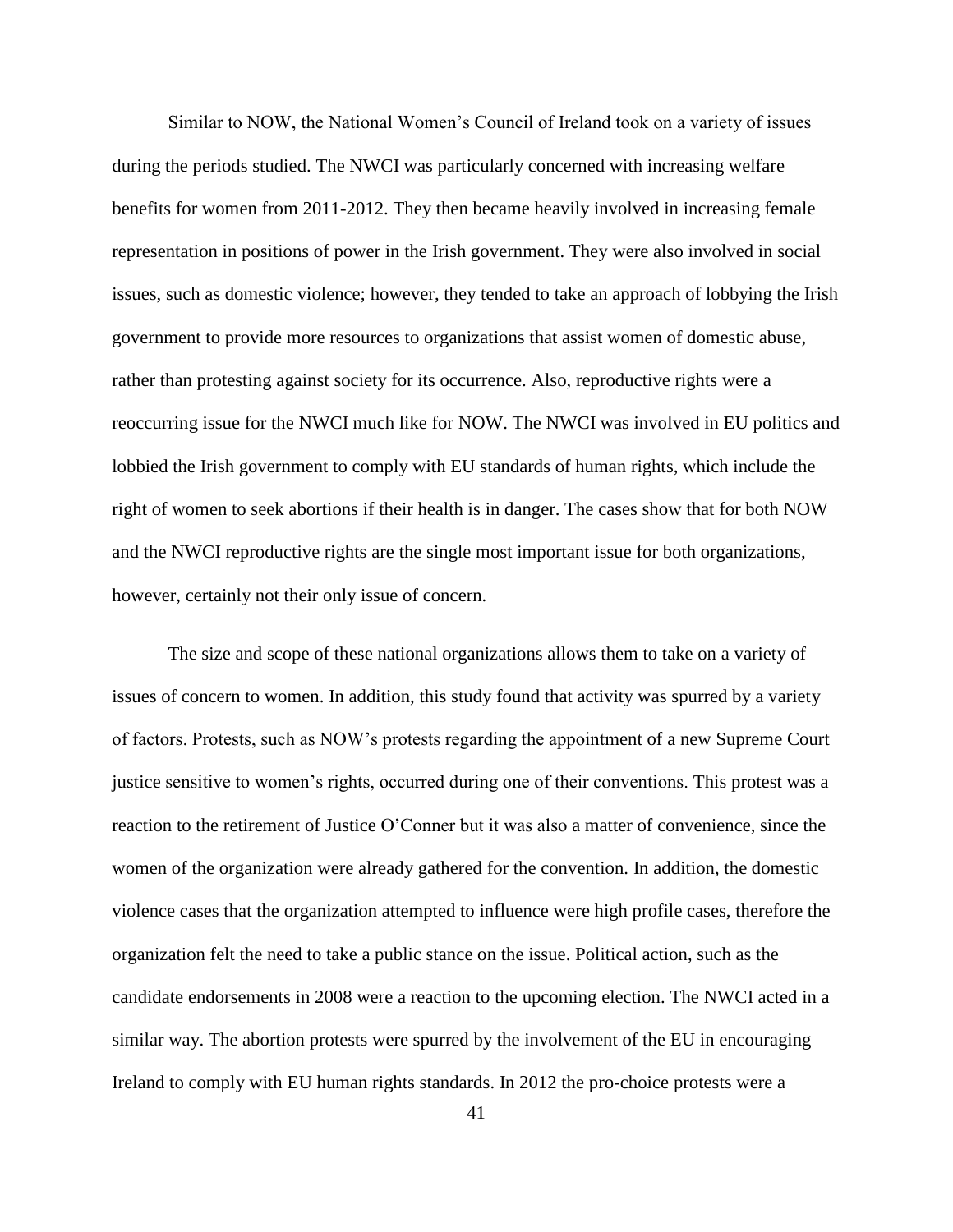Similar to NOW, the National Women's Council of Ireland took on a variety of issues during the periods studied. The NWCI was particularly concerned with increasing welfare benefits for women from 2011-2012. They then became heavily involved in increasing female representation in positions of power in the Irish government. They were also involved in social issues, such as domestic violence; however, they tended to take an approach of lobbying the Irish government to provide more resources to organizations that assist women of domestic abuse, rather than protesting against society for its occurrence. Also, reproductive rights were a reoccurring issue for the NWCI much like for NOW. The NWCI was involved in EU politics and lobbied the Irish government to comply with EU standards of human rights, which include the right of women to seek abortions if their health is in danger. The cases show that for both NOW and the NWCI reproductive rights are the single most important issue for both organizations, however, certainly not their only issue of concern.

The size and scope of these national organizations allows them to take on a variety of issues of concern to women. In addition, this study found that activity was spurred by a variety of factors. Protests, such as NOW's protests regarding the appointment of a new Supreme Court justice sensitive to women's rights, occurred during one of their conventions. This protest was a reaction to the retirement of Justice O'Conner but it was also a matter of convenience, since the women of the organization were already gathered for the convention. In addition, the domestic violence cases that the organization attempted to influence were high profile cases, therefore the organization felt the need to take a public stance on the issue. Political action, such as the candidate endorsements in 2008 were a reaction to the upcoming election. The NWCI acted in a similar way. The abortion protests were spurred by the involvement of the EU in encouraging Ireland to comply with EU human rights standards. In 2012 the pro-choice protests were a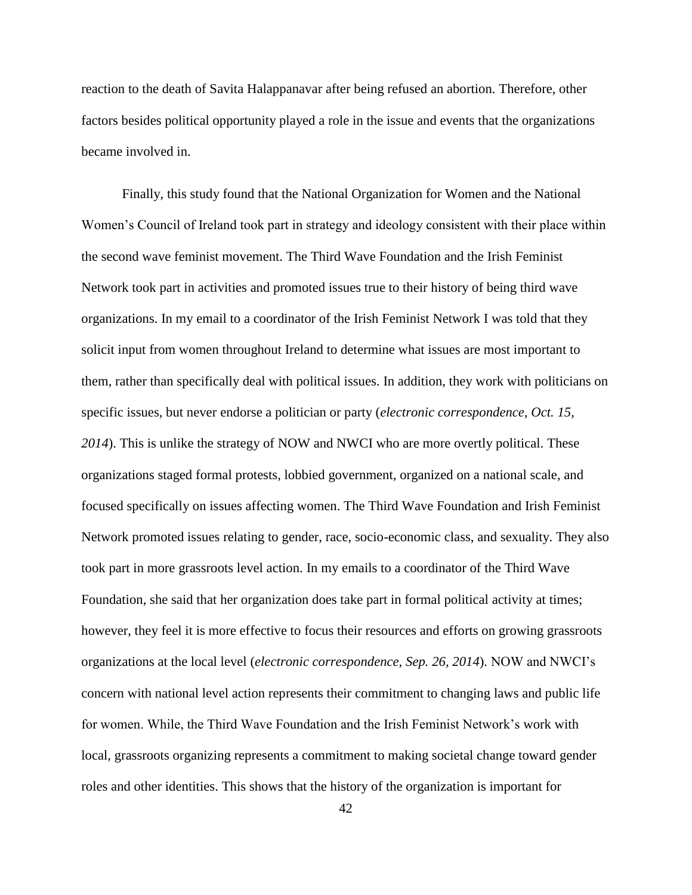reaction to the death of Savita Halappanavar after being refused an abortion. Therefore, other factors besides political opportunity played a role in the issue and events that the organizations became involved in.

Finally, this study found that the National Organization for Women and the National Women's Council of Ireland took part in strategy and ideology consistent with their place within the second wave feminist movement. The Third Wave Foundation and the Irish Feminist Network took part in activities and promoted issues true to their history of being third wave organizations. In my email to a coordinator of the Irish Feminist Network I was told that they solicit input from women throughout Ireland to determine what issues are most important to them, rather than specifically deal with political issues. In addition, they work with politicians on specific issues, but never endorse a politician or party (*electronic correspondence, Oct. 15, 2014*). This is unlike the strategy of NOW and NWCI who are more overtly political. These organizations staged formal protests, lobbied government, organized on a national scale, and focused specifically on issues affecting women. The Third Wave Foundation and Irish Feminist Network promoted issues relating to gender, race, socio-economic class, and sexuality. They also took part in more grassroots level action. In my emails to a coordinator of the Third Wave Foundation, she said that her organization does take part in formal political activity at times; however, they feel it is more effective to focus their resources and efforts on growing grassroots organizations at the local level (*electronic correspondence, Sep. 26, 2014*). NOW and NWCI's concern with national level action represents their commitment to changing laws and public life for women. While, the Third Wave Foundation and the Irish Feminist Network's work with local, grassroots organizing represents a commitment to making societal change toward gender roles and other identities. This shows that the history of the organization is important for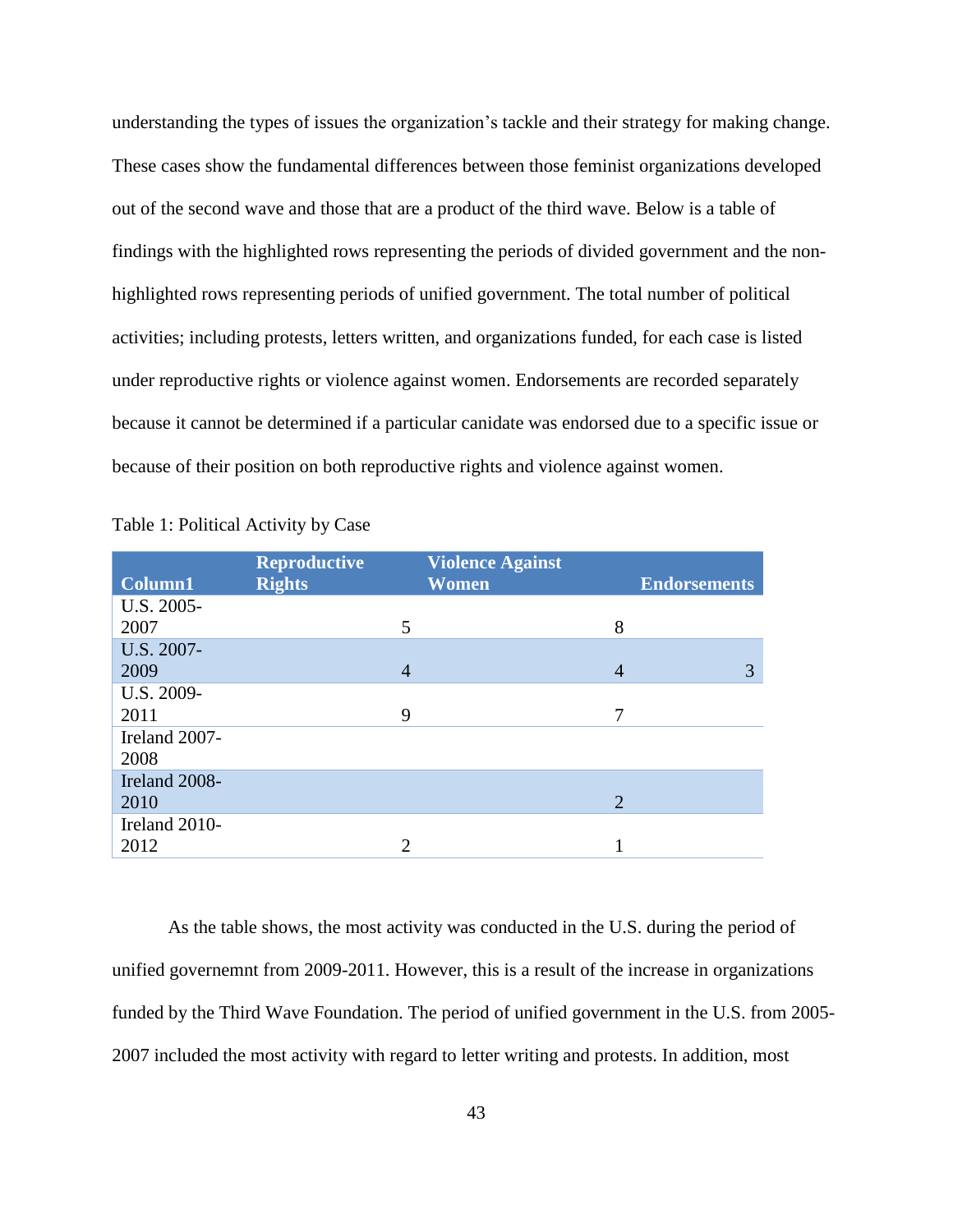understanding the types of issues the organization's tackle and their strategy for making change. These cases show the fundamental differences between those feminist organizations developed out of the second wave and those that are a product of the third wave. Below is a table of findings with the highlighted rows representing the periods of divided government and the non-highlighted rows representing periods of unified government. The total number of political activities; including protests, letters written, and organizations funded, for each case is listed under reproductive rights or violence against women. Endorsements are recorded separately because it cannot be determined if a particular canidate was endorsed due to a specific issue or because of their position on both reproductive rights and violence against women.

Table 1: Political Activity by Case

| Column1 | Reproductive Rights | Violence Against Women | Endorsements |
|---|---|---|---|
| U.S. 2005-2007 | 5 | 8 | |
| U.S. 2007-2009 | 4 | 4 | 3 |
| U.S. 2009-2011 | 9 | 7 | |
| Ireland 2007-2008 | | | |
| Ireland 2008-2010 | | 2 | |
| Ireland 2010-2012 | 2 | 1 | |

As the table shows, the most activity was conducted in the U.S. during the period of unified governemnt from 2009-2011. However, this is a result of the increase in organizations funded by the Third Wave Foundation. The period of unified government in the U.S. from 2005-2007 included the most activity with regard to letter writing and protests. In addition, most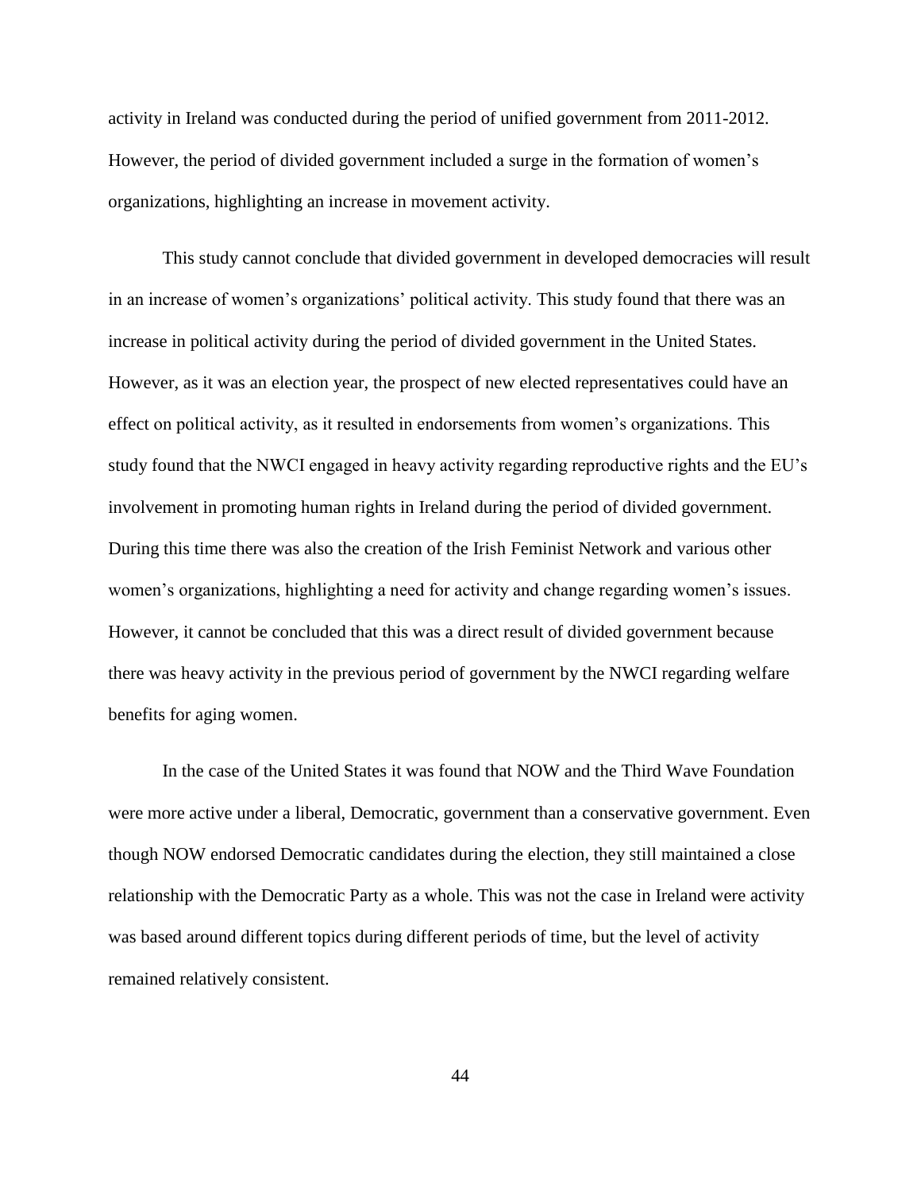activity in Ireland was conducted during the period of unified government from 2011-2012. However, the period of divided government included a surge in the formation of women's organizations, highlighting an increase in movement activity.

This study cannot conclude that divided government in developed democracies will result in an increase of women's organizations' political activity. This study found that there was an increase in political activity during the period of divided government in the United States. However, as it was an election year, the prospect of new elected representatives could have an effect on political activity, as it resulted in endorsements from women's organizations. This study found that the NWCI engaged in heavy activity regarding reproductive rights and the EU's involvement in promoting human rights in Ireland during the period of divided government. During this time there was also the creation of the Irish Feminist Network and various other women's organizations, highlighting a need for activity and change regarding women's issues. However, it cannot be concluded that this was a direct result of divided government because there was heavy activity in the previous period of government by the NWCI regarding welfare benefits for aging women.

In the case of the United States it was found that NOW and the Third Wave Foundation were more active under a liberal, Democratic, government than a conservative government. Even though NOW endorsed Democratic candidates during the election, they still maintained a close relationship with the Democratic Party as a whole. This was not the case in Ireland were activity was based around different topics during different periods of time, but the level of activity remained relatively consistent.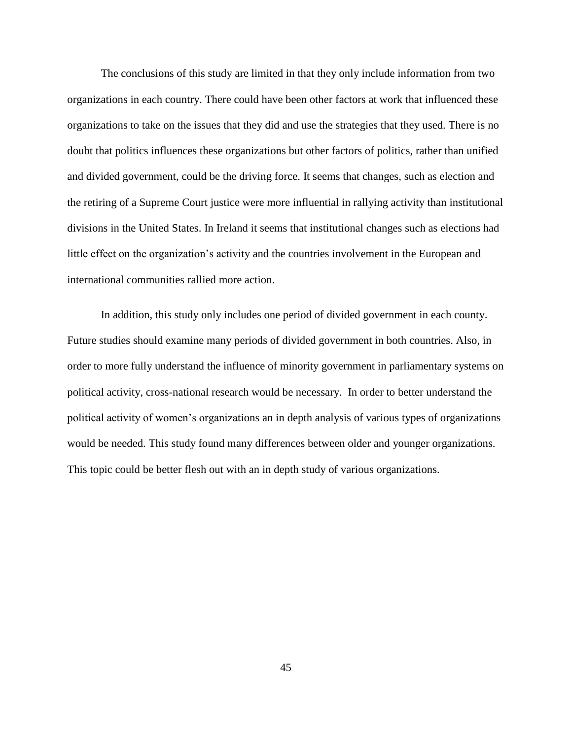The conclusions of this study are limited in that they only include information from two organizations in each country. There could have been other factors at work that influenced these organizations to take on the issues that they did and use the strategies that they used. There is no doubt that politics influences these organizations but other factors of politics, rather than unified and divided government, could be the driving force. It seems that changes, such as election and the retiring of a Supreme Court justice were more influential in rallying activity than institutional divisions in the United States. In Ireland it seems that institutional changes such as elections had little effect on the organization's activity and the countries involvement in the European and international communities rallied more action.

In addition, this study only includes one period of divided government in each county. Future studies should examine many periods of divided government in both countries. Also, in order to more fully understand the influence of minority government in parliamentary systems on political activity, cross-national research would be necessary. In order to better understand the political activity of women's organizations an in depth analysis of various types of organizations would be needed. This study found many differences between older and younger organizations. This topic could be better flesh out with an in depth study of various organizations.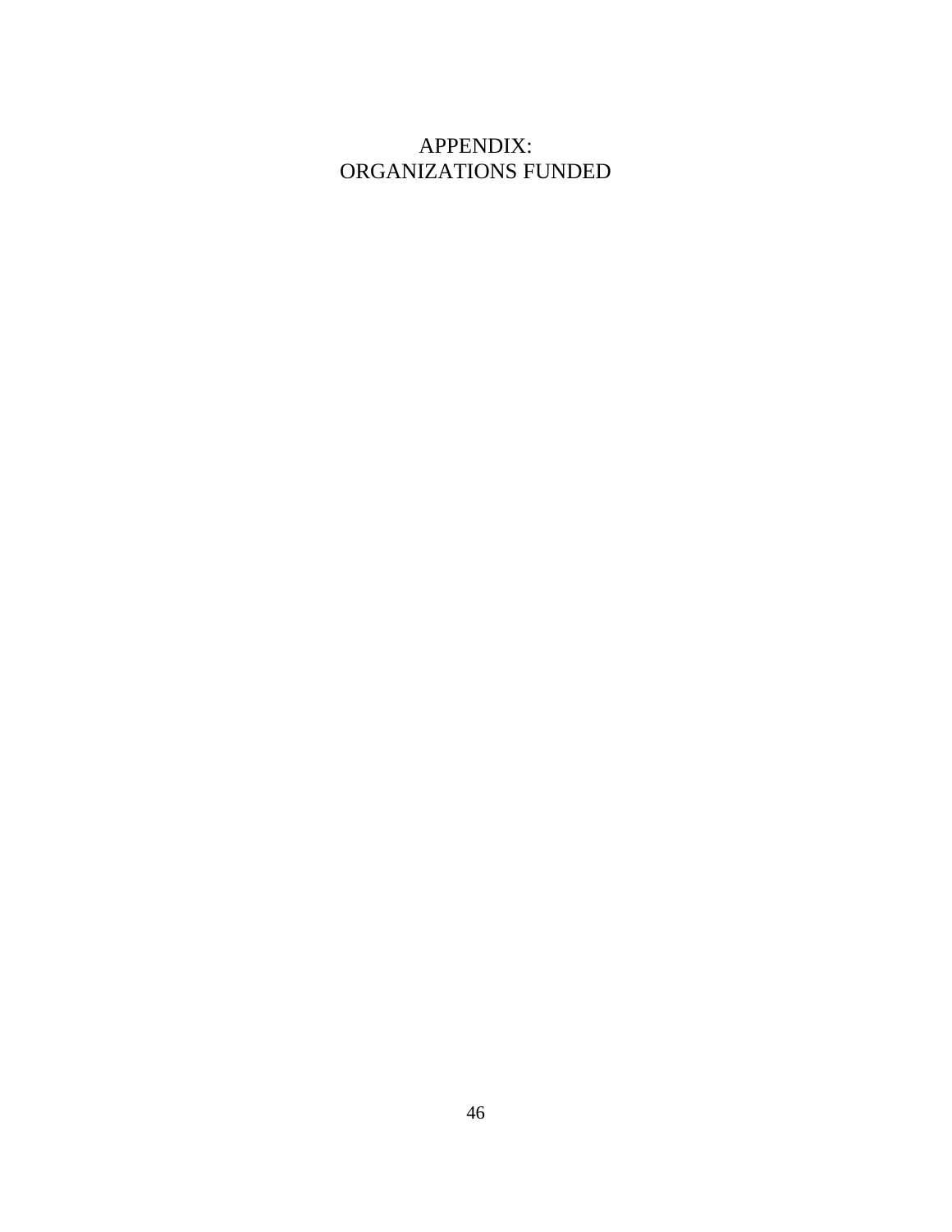# APPENDIX:
# ORGANIZATIONS FUNDED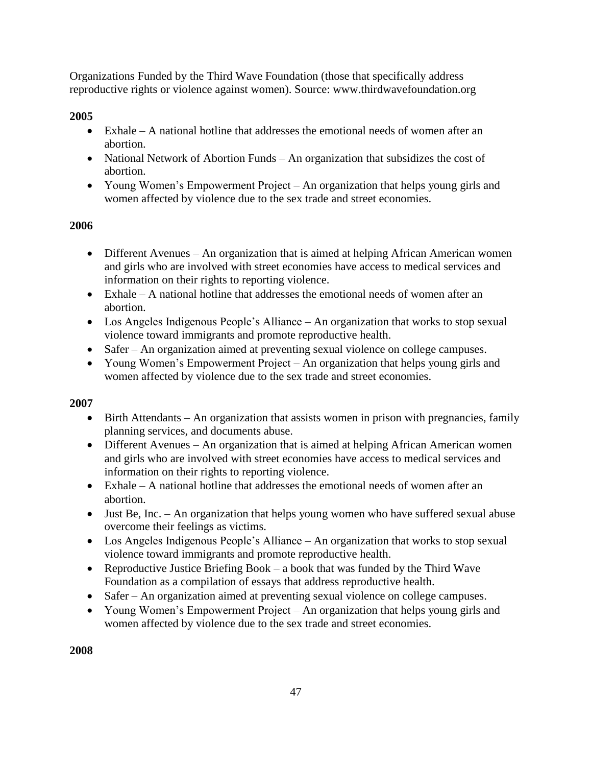Organizations Funded by the Third Wave Foundation (those that specifically address reproductive rights or violence against women). Source: www.thirdwavefoundation.org

**2005**

- Exhale – A national hotline that addresses the emotional needs of women after an abortion.
- National Network of Abortion Funds – An organization that subsidizes the cost of abortion.
- Young Women's Empowerment Project – An organization that helps young girls and women affected by violence due to the sex trade and street economies.

**2006**

- Different Avenues – An organization that is aimed at helping African American women and girls who are involved with street economies have access to medical services and information on their rights to reporting violence.
- Exhale – A national hotline that addresses the emotional needs of women after an abortion.
- Los Angeles Indigenous People's Alliance – An organization that works to stop sexual violence toward immigrants and promote reproductive health.
- Safer – An organization aimed at preventing sexual violence on college campuses.
- Young Women's Empowerment Project – An organization that helps young girls and women affected by violence due to the sex trade and street economies.

**2007**

- Birth Attendants – An organization that assists women in prison with pregnancies, family planning services, and documents abuse.
- Different Avenues – An organization that is aimed at helping African American women and girls who are involved with street economies have access to medical services and information on their rights to reporting violence.
- Exhale – A national hotline that addresses the emotional needs of women after an abortion.
- Just Be, Inc. – An organization that helps young women who have suffered sexual abuse overcome their feelings as victims.
- Los Angeles Indigenous People's Alliance – An organization that works to stop sexual violence toward immigrants and promote reproductive health.
- Reproductive Justice Briefing Book – a book that was funded by the Third Wave Foundation as a compilation of essays that address reproductive health.
- Safer – An organization aimed at preventing sexual violence on college campuses.
- Young Women's Empowerment Project – An organization that helps young girls and women affected by violence due to the sex trade and street economies.

**2008**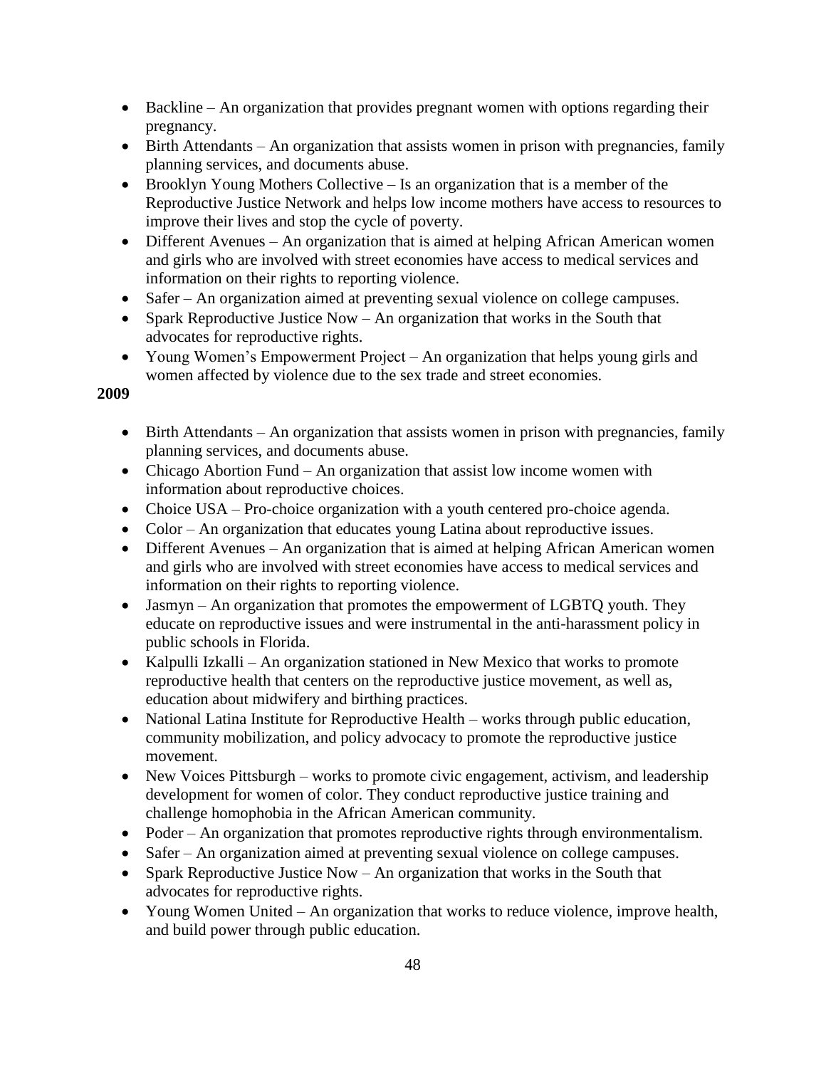- Backline – An organization that provides pregnant women with options regarding their pregnancy.
- Birth Attendants – An organization that assists women in prison with pregnancies, family planning services, and documents abuse.
- Brooklyn Young Mothers Collective – Is an organization that is a member of the Reproductive Justice Network and helps low income mothers have access to resources to improve their lives and stop the cycle of poverty.
- Different Avenues – An organization that is aimed at helping African American women and girls who are involved with street economies have access to medical services and information on their rights to reporting violence.
- Safer – An organization aimed at preventing sexual violence on college campuses.
- Spark Reproductive Justice Now – An organization that works in the South that advocates for reproductive rights.
- Young Women's Empowerment Project – An organization that helps young girls and women affected by violence due to the sex trade and street economies.

**2009**

- Birth Attendants – An organization that assists women in prison with pregnancies, family planning services, and documents abuse.
- Chicago Abortion Fund – An organization that assist low income women with information about reproductive choices.
- Choice USA – Pro-choice organization with a youth centered pro-choice agenda.
- Color – An organization that educates young Latina about reproductive issues.
- Different Avenues – An organization that is aimed at helping African American women and girls who are involved with street economies have access to medical services and information on their rights to reporting violence.
- Jasmyn – An organization that promotes the empowerment of LGBTQ youth. They educate on reproductive issues and were instrumental in the anti-harassment policy in public schools in Florida.
- Kalpulli Izkalli – An organization stationed in New Mexico that works to promote reproductive health that centers on the reproductive justice movement, as well as, education about midwifery and birthing practices.
- National Latina Institute for Reproductive Health – works through public education, community mobilization, and policy advocacy to promote the reproductive justice movement.
- New Voices Pittsburgh – works to promote civic engagement, activism, and leadership development for women of color. They conduct reproductive justice training and challenge homophobia in the African American community.
- Poder – An organization that promotes reproductive rights through environmentalism.
- Safer – An organization aimed at preventing sexual violence on college campuses.
- Spark Reproductive Justice Now – An organization that works in the South that advocates for reproductive rights.
- Young Women United – An organization that works to reduce violence, improve health, and build power through public education.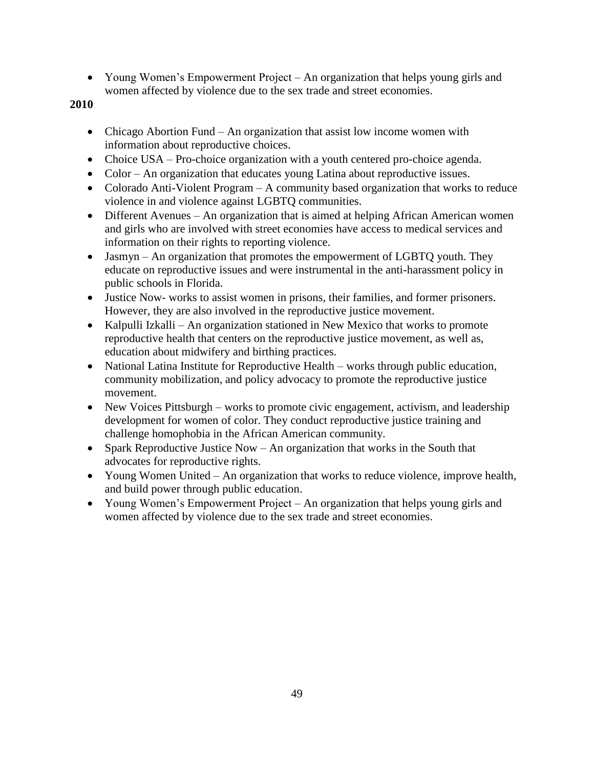- Young Women's Empowerment Project – An organization that helps young girls and women affected by violence due to the sex trade and street economies.

**2010**

- Chicago Abortion Fund – An organization that assist low income women with information about reproductive choices.
- Choice USA – Pro-choice organization with a youth centered pro-choice agenda.
- Color – An organization that educates young Latina about reproductive issues.
- Colorado Anti-Violent Program – A community based organization that works to reduce violence in and violence against LGBTQ communities.
- Different Avenues – An organization that is aimed at helping African American women and girls who are involved with street economies have access to medical services and information on their rights to reporting violence.
- Jasmyn – An organization that promotes the empowerment of LGBTQ youth. They educate on reproductive issues and were instrumental in the anti-harassment policy in public schools in Florida.
- Justice Now- works to assist women in prisons, their families, and former prisoners. However, they are also involved in the reproductive justice movement.
- Kalpulli Izkalli – An organization stationed in New Mexico that works to promote reproductive health that centers on the reproductive justice movement, as well as, education about midwifery and birthing practices.
- National Latina Institute for Reproductive Health – works through public education, community mobilization, and policy advocacy to promote the reproductive justice movement.
- New Voices Pittsburgh – works to promote civic engagement, activism, and leadership development for women of color. They conduct reproductive justice training and challenge homophobia in the African American community.
- Spark Reproductive Justice Now – An organization that works in the South that advocates for reproductive rights.
- Young Women United – An organization that works to reduce violence, improve health, and build power through public education.
- Young Women's Empowerment Project – An organization that helps young girls and women affected by violence due to the sex trade and street economies.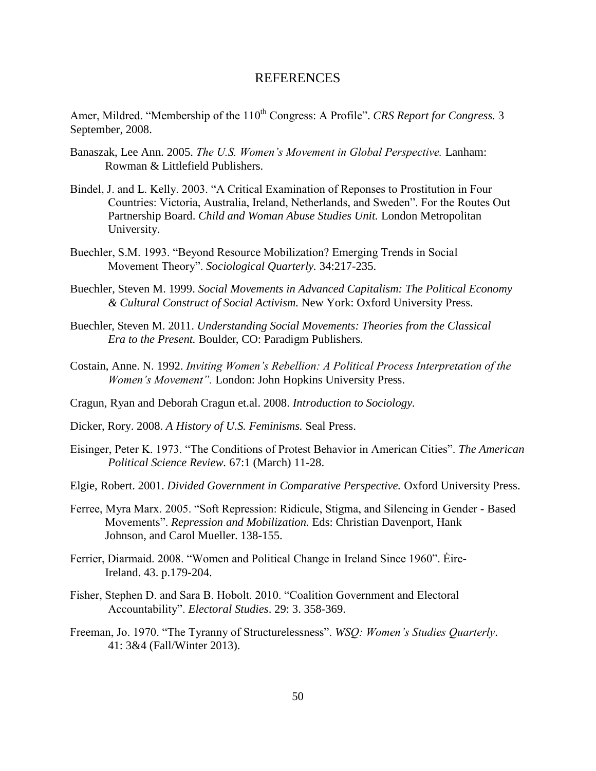# REFERENCES

Amer, Mildred. "Membership of the 110th Congress: A Profile". *CRS Report for Congress.* 3 September, 2008.

Banaszak, Lee Ann. 2005. *The U.S. Women's Movement in Global Perspective.* Lanham: Rowman & Littlefield Publishers.

Bindel, J. and L. Kelly. 2003. "A Critical Examination of Reponses to Prostitution in Four Countries: Victoria, Australia, Ireland, Netherlands, and Sweden". For the Routes Out Partnership Board. *Child and Woman Abuse Studies Unit.* London Metropolitan University.

Buechler, S.M. 1993. "Beyond Resource Mobilization? Emerging Trends in Social Movement Theory". *Sociological Quarterly.* 34:217-235.

Buechler, Steven M. 1999. *Social Movements in Advanced Capitalism: The Political Economy & Cultural Construct of Social Activism.* New York: Oxford University Press.

Buechler, Steven M. 2011. *Understanding Social Movements: Theories from the Classical Era to the Present.* Boulder, CO: Paradigm Publishers.

Costain, Anne. N. 1992. *Inviting Women's Rebellion: A Political Process Interpretation of the Women's Movement".* London: John Hopkins University Press.

Cragun, Ryan and Deborah Cragun et.al. 2008. *Introduction to Sociology.*

Dicker, Rory. 2008. *A History of U.S. Feminisms.* Seal Press.

Eisinger, Peter K. 1973. "The Conditions of Protest Behavior in American Cities". *The American Political Science Review.* 67:1 (March) 11-28.

Elgie, Robert. 2001. *Divided Government in Comparative Perspective.* Oxford University Press.

Ferree, Myra Marx. 2005. "Soft Repression: Ridicule, Stigma, and Silencing in Gender - Based Movements". *Repression and Mobilization.* Eds: Christian Davenport, Hank Johnson, and Carol Mueller. 138-155.

Ferrier, Diarmaid. 2008. "Women and Political Change in Ireland Since 1960". Ėire-Ireland. 43. p.179-204.

Fisher, Stephen D. and Sara B. Hobolt. 2010. "Coalition Government and Electoral Accountability". *Electoral Studies*. 29: 3. 358-369.

Freeman, Jo. 1970. "The Tyranny of Structurelessness". *WSQ: Women's Studies Quarterly*. 41: 3&4 (Fall/Winter 2013).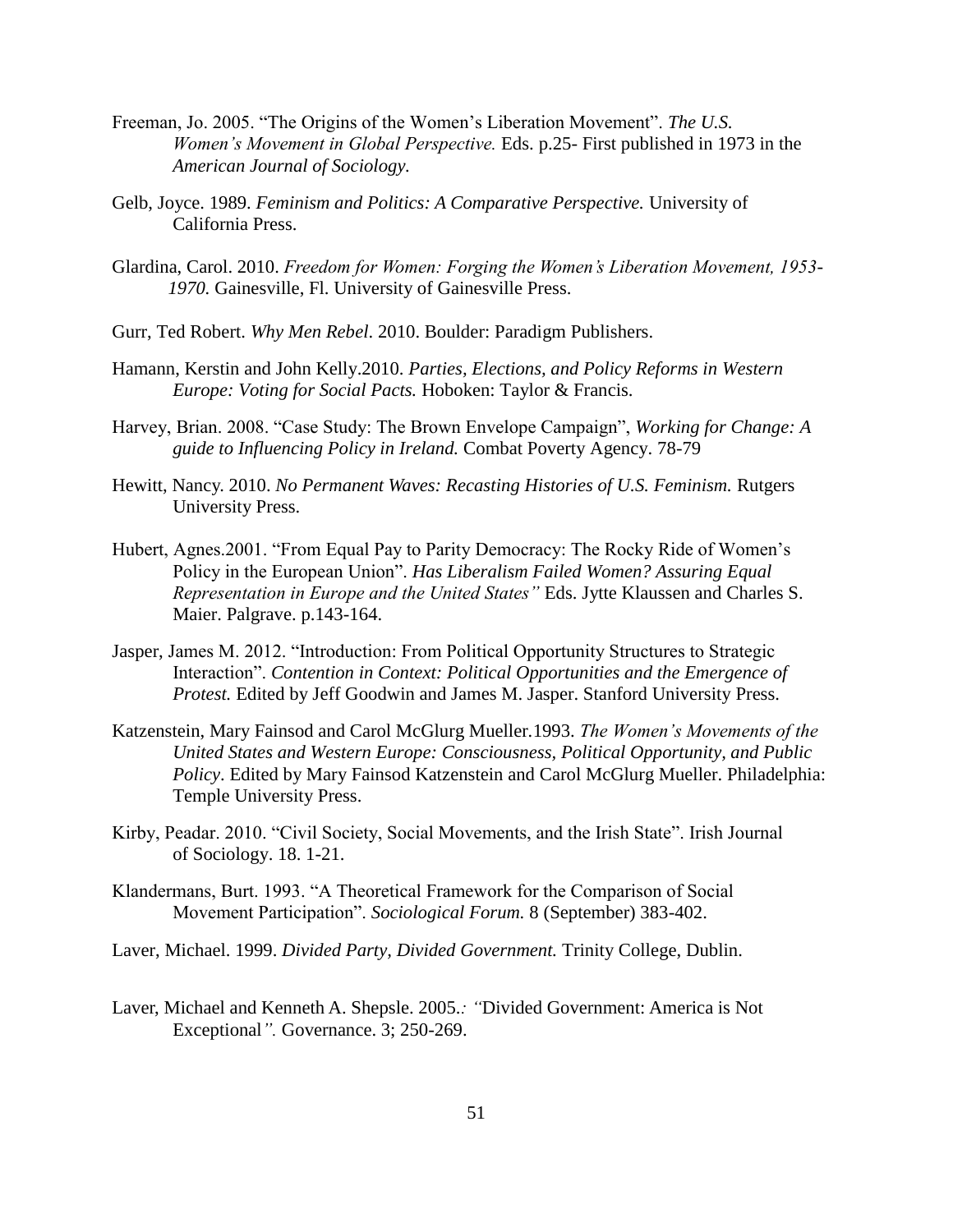Freeman, Jo. 2005. "The Origins of the Women's Liberation Movement". *The U.S. Women's Movement in Global Perspective.* Eds. p.25- First published in 1973 in the *American Journal of Sociology.*

Gelb, Joyce. 1989. *Feminism and Politics: A Comparative Perspective.* University of California Press.

Glardina, Carol. 2010. *Freedom for Women: Forging the Women's Liberation Movement, 1953-1970.* Gainesville, Fl. University of Gainesville Press.

Gurr, Ted Robert. *Why Men Rebel*. 2010. Boulder: Paradigm Publishers.

Hamann, Kerstin and John Kelly.2010. *Parties, Elections, and Policy Reforms in Western Europe: Voting for Social Pacts.* Hoboken: Taylor & Francis.

Harvey, Brian. 2008. "Case Study: The Brown Envelope Campaign", *Working for Change: A guide to Influencing Policy in Ireland.* Combat Poverty Agency. 78-79

Hewitt, Nancy. 2010. *No Permanent Waves: Recasting Histories of U.S. Feminism.* Rutgers University Press.

Hubert, Agnes.2001. "From Equal Pay to Parity Democracy: The Rocky Ride of Women's Policy in the European Union". *Has Liberalism Failed Women? Assuring Equal Representation in Europe and the United States"* Eds. Jytte Klaussen and Charles S. Maier. Palgrave. p.143-164.

Jasper, James M. 2012. "Introduction: From Political Opportunity Structures to Strategic Interaction". *Contention in Context: Political Opportunities and the Emergence of Protest.* Edited by Jeff Goodwin and James M. Jasper. Stanford University Press.

Katzenstein, Mary Fainsod and Carol McGlurg Mueller.1993. *The Women's Movements of the United States and Western Europe: Consciousness, Political Opportunity, and Public Policy*. Edited by Mary Fainsod Katzenstein and Carol McGlurg Mueller. Philadelphia: Temple University Press.

Kirby, Peadar. 2010. "Civil Society, Social Movements, and the Irish State". Irish Journal of Sociology. 18. 1-21.

Klandermans, Burt. 1993. "A Theoretical Framework for the Comparison of Social Movement Participation". *Sociological Forum.* 8 (September) 383-402.

Laver, Michael. 1999. *Divided Party, Divided Government.* Trinity College, Dublin.

Laver, Michael and Kenneth A. Shepsle. 2005.*: "*Divided Government: America is Not Exceptional*".* Governance. 3; 250-269.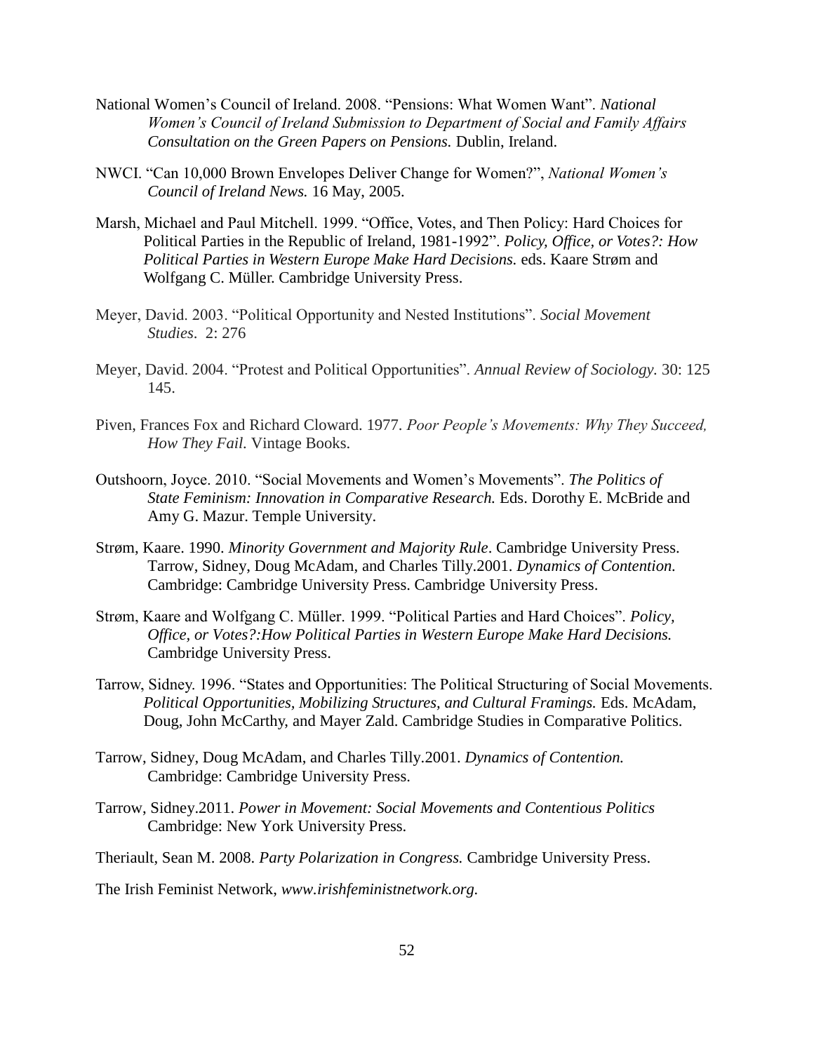National Women's Council of Ireland. 2008. "Pensions: What Women Want". *National Women's Council of Ireland Submission to Department of Social and Family Affairs Consultation on the Green Papers on Pensions.* Dublin, Ireland.

NWCI. "Can 10,000 Brown Envelopes Deliver Change for Women?", *National Women's Council of Ireland News.* 16 May, 2005.

Marsh, Michael and Paul Mitchell. 1999. "Office, Votes, and Then Policy: Hard Choices for Political Parties in the Republic of Ireland, 1981-1992". *Policy, Office, or Votes?: How Political Parties in Western Europe Make Hard Decisions.* eds. Kaare Strøm and Wolfgang C. Müller. Cambridge University Press.

Meyer, David. 2003. "Political Opportunity and Nested Institutions". *Social Movement Studies*. 2: 276

Meyer, David. 2004. "Protest and Political Opportunities". *Annual Review of Sociology.* 30: 125 145.

Piven, Frances Fox and Richard Cloward. 1977. *Poor People's Movements: Why They Succeed, How They Fail.* Vintage Books.

Outshoorn, Joyce. 2010. "Social Movements and Women's Movements". *The Politics of State Feminism: Innovation in Comparative Research.* Eds. Dorothy E. McBride and Amy G. Mazur. Temple University.

Strøm, Kaare. 1990. *Minority Government and Majority Rule*. Cambridge University Press. Tarrow, Sidney, Doug McAdam, and Charles Tilly.2001. *Dynamics of Contention.* Cambridge: Cambridge University Press. Cambridge University Press.

Strøm, Kaare and Wolfgang C. Müller. 1999. "Political Parties and Hard Choices". *Policy, Office, or Votes?:How Political Parties in Western Europe Make Hard Decisions.* Cambridge University Press.

Tarrow, Sidney. 1996. "States and Opportunities: The Political Structuring of Social Movements. *Political Opportunities, Mobilizing Structures, and Cultural Framings.* Eds. McAdam, Doug, John McCarthy, and Mayer Zald. Cambridge Studies in Comparative Politics.

Tarrow, Sidney, Doug McAdam, and Charles Tilly.2001. *Dynamics of Contention.* Cambridge: Cambridge University Press.

Tarrow, Sidney.2011. *Power in Movement: Social Movements and Contentious Politics* Cambridge: New York University Press.

Theriault, Sean M. 2008. *Party Polarization in Congress.* Cambridge University Press.

The Irish Feminist Network, *www.irishfeministnetwork.org.*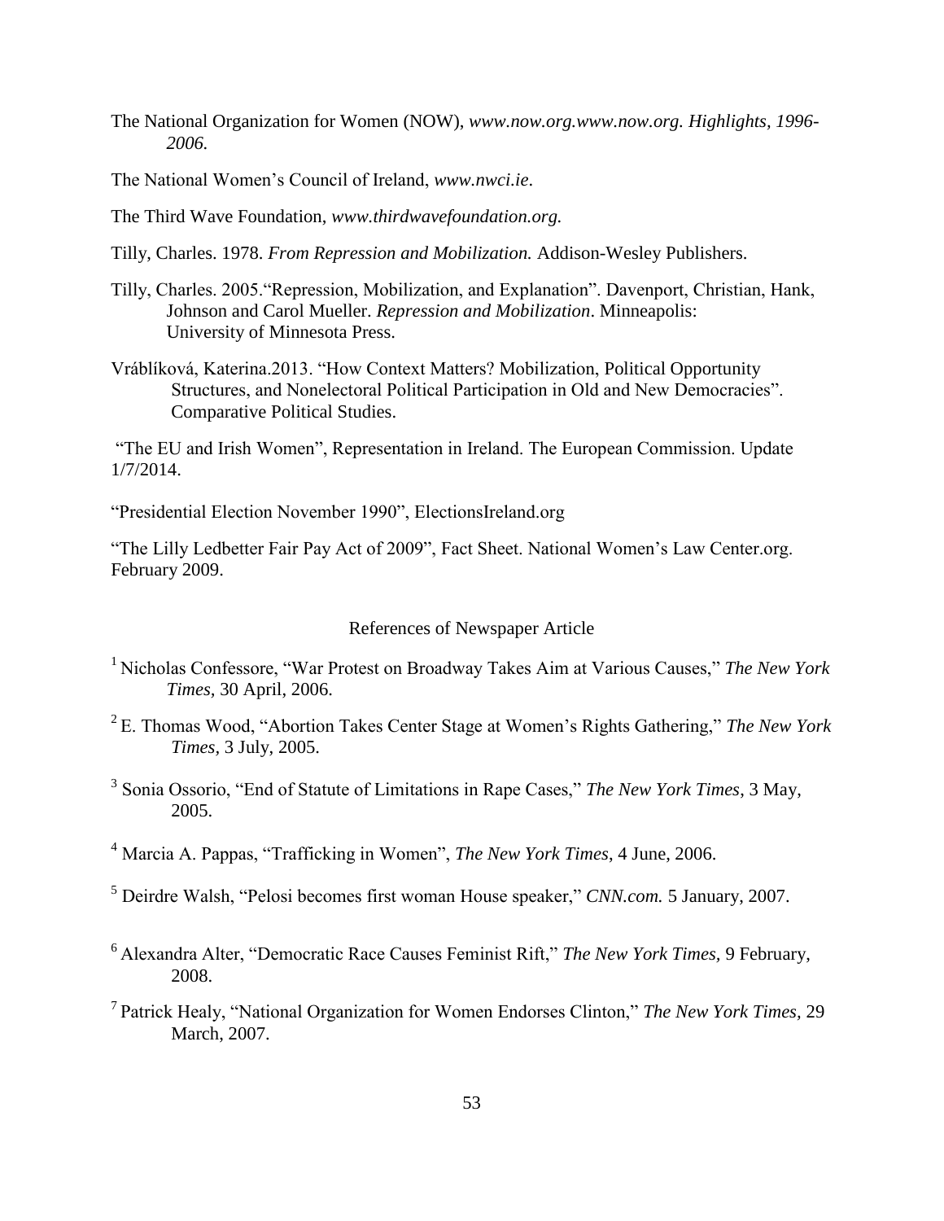The National Organization for Women (NOW), *www.now.org.www.now.org. Highlights, 1996-2006.*

The National Women's Council of Ireland, *www.nwci.ie*.

The Third Wave Foundation, *www.thirdwavefoundation.org.*

Tilly, Charles. 1978. *From Repression and Mobilization.* Addison-Wesley Publishers.

Tilly, Charles. 2005."Repression, Mobilization, and Explanation". Davenport, Christian, Hank, Johnson and Carol Mueller. *Repression and Mobilization*. Minneapolis: University of Minnesota Press.

Vráblíková, Katerina.2013. "How Context Matters? Mobilization, Political Opportunity Structures, and Nonelectoral Political Participation in Old and New Democracies". Comparative Political Studies.

"The EU and Irish Women", Representation in Ireland. The European Commission. Update 1/7/2014.

"Presidential Election November 1990", ElectionsIreland.org

"The Lilly Ledbetter Fair Pay Act of 2009", Fact Sheet. National Women's Law Center.org. February 2009.

## References of Newspaper Article

[1] Nicholas Confessore, "War Protest on Broadway Takes Aim at Various Causes," *The New York Times,* 30 April, 2006.

[2] E. Thomas Wood, "Abortion Takes Center Stage at Women's Rights Gathering," *The New York Times,* 3 July, 2005.

[3] Sonia Ossorio, "End of Statute of Limitations in Rape Cases," *The New York Times*, 3 May, 2005.

[4] Marcia A. Pappas, "Trafficking in Women", *The New York Times*, 4 June, 2006.

[5] Deirdre Walsh, "Pelosi becomes first woman House speaker," *CNN.com.* 5 January, 2007.

[6] Alexandra Alter, "Democratic Race Causes Feminist Rift," *The New York Times,* 9 February, 2008.

[7] Patrick Healy, "National Organization for Women Endorses Clinton," *The New York Times,* 29 March, 2007.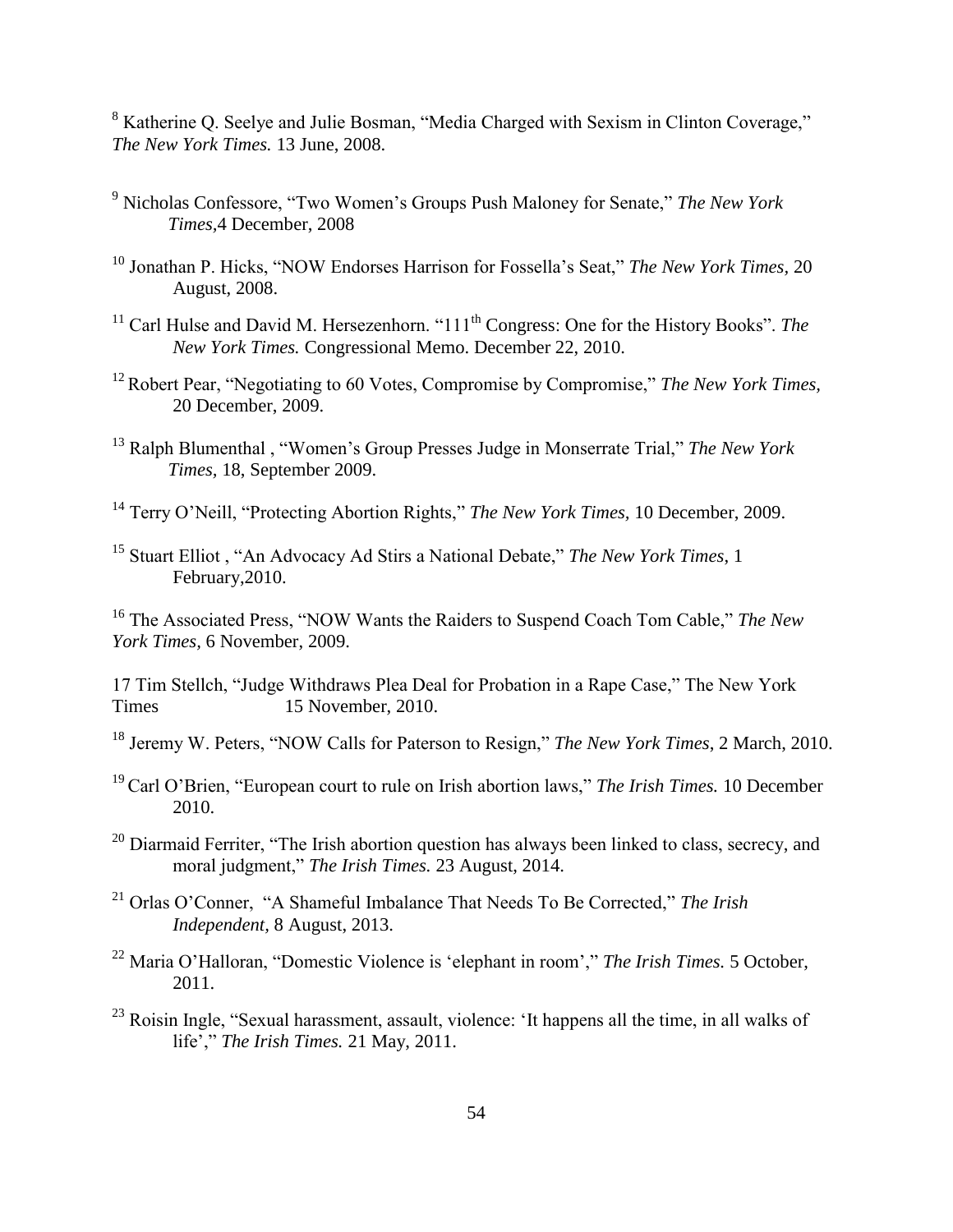[8] Katherine Q. Seelye and Julie Bosman, "Media Charged with Sexism in Clinton Coverage," *The New York Times.* 13 June, 2008.

[9] Nicholas Confessore, "Two Women's Groups Push Maloney for Senate," *The New York Times,*4 December, 2008

[10] Jonathan P. Hicks, "NOW Endorses Harrison for Fossella's Seat," *The New York Times,* 20 August, 2008.

[11] Carl Hulse and David M. Hersezenhorn. "111th Congress: One for the History Books". *The New York Times.* Congressional Memo. December 22, 2010.

[12] Robert Pear, "Negotiating to 60 Votes, Compromise by Compromise," *The New York Times,* 20 December, 2009.

[13] Ralph Blumenthal , "Women's Group Presses Judge in Monserrate Trial," *The New York Times,* 18, September 2009.

[14] Terry O'Neill, "Protecting Abortion Rights," *The New York Times,* 10 December, 2009.

[15] Stuart Elliot , "An Advocacy Ad Stirs a National Debate," *The New York Times*, 1 February,2010.

[16] The Associated Press, "NOW Wants the Raiders to Suspend Coach Tom Cable," *The New York Times,* 6 November, 2009.

17 Tim Stellch, "Judge Withdraws Plea Deal for Probation in a Rape Case," The New York Times 15 November, 2010.

[18] Jeremy W. Peters, "NOW Calls for Paterson to Resign," *The New York Times*, 2 March, 2010.

[19] Carl O'Brien, "European court to rule on Irish abortion laws," *The Irish Times.* 10 December 2010.

[20] Diarmaid Ferriter, "The Irish abortion question has always been linked to class, secrecy, and moral judgment," *The Irish Times.* 23 August, 2014.

[21] Orlas O'Conner, "A Shameful Imbalance That Needs To Be Corrected," *The Irish Independent,* 8 August, 2013.

[22] Maria O'Halloran, "Domestic Violence is 'elephant in room'," *The Irish Times.* 5 October, 2011.

[23] Roisin Ingle, "Sexual harassment, assault, violence: 'It happens all the time, in all walks of life'," *The Irish Times.* 21 May, 2011.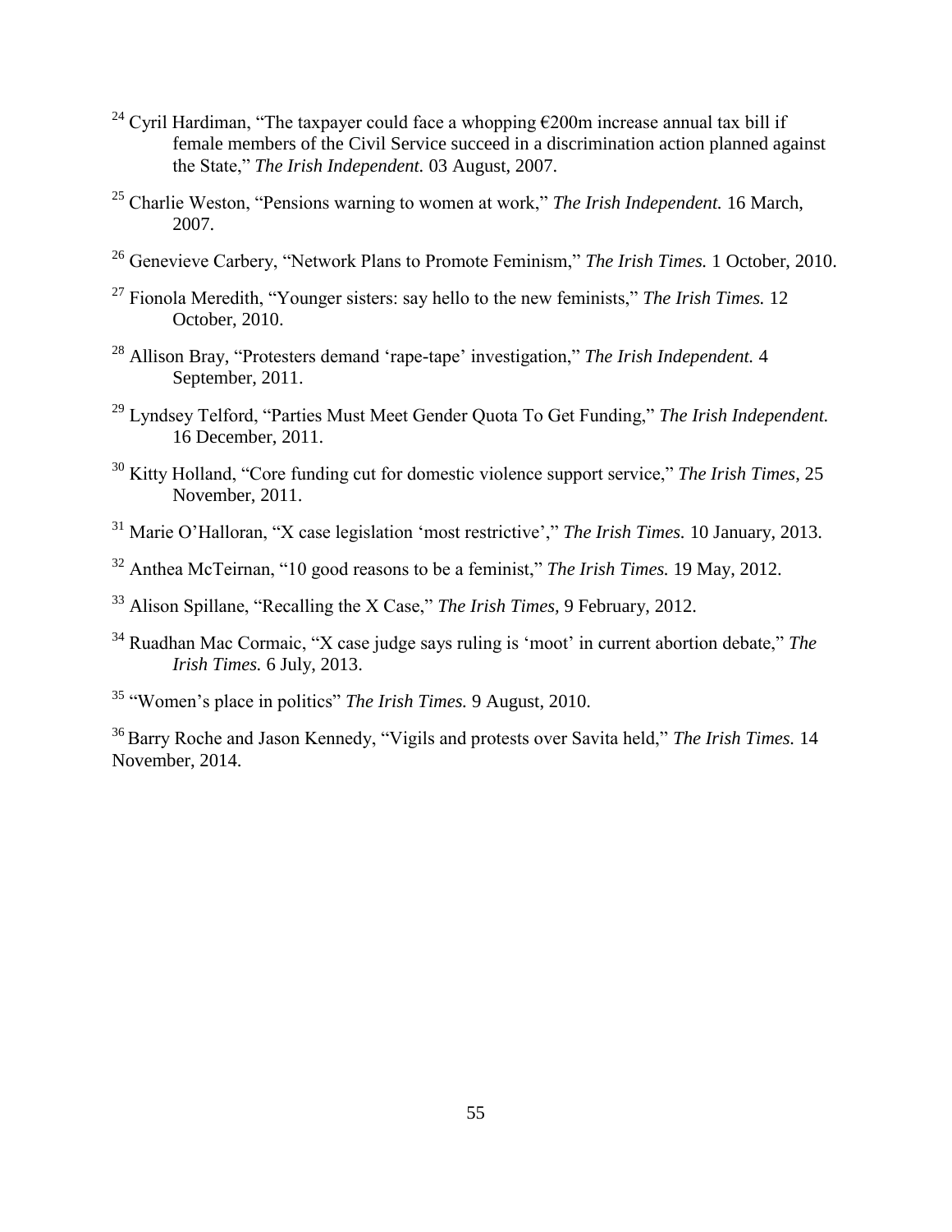[24] Cyril Hardiman, "The taxpayer could face a whopping €200m increase annual tax bill if female members of the Civil Service succeed in a discrimination action planned against the State," *The Irish Independent.* 03 August, 2007.

[25] Charlie Weston, "Pensions warning to women at work," *The Irish Independent.* 16 March, 2007.

[26] Genevieve Carbery, "Network Plans to Promote Feminism," *The Irish Times.* 1 October, 2010.

[27] Fionola Meredith, "Younger sisters: say hello to the new feminists," *The Irish Times.* 12 October, 2010.

[28] Allison Bray, "Protesters demand 'rape-tape' investigation," *The Irish Independent.* 4 September, 2011.

[29] Lyndsey Telford, "Parties Must Meet Gender Quota To Get Funding," *The Irish Independent.* 16 December, 2011.

[30] Kitty Holland, "Core funding cut for domestic violence support service," *The Irish Times*, 25 November, 2011.

[31] Marie O'Halloran, "X case legislation 'most restrictive'," *The Irish Times.* 10 January, 2013.

[32] Anthea McTeirnan, "10 good reasons to be a feminist," *The Irish Times.* 19 May, 2012.

[33] Alison Spillane, "Recalling the X Case," *The Irish Times,* 9 February, 2012.

[34] Ruadhan Mac Cormaic, "X case judge says ruling is 'moot' in current abortion debate," *The Irish Times.* 6 July, 2013.

[35] "Women's place in politics" *The Irish Times.* 9 August, 2010.

[36] Barry Roche and Jason Kennedy, "Vigils and protests over Savita held," *The Irish Times.* 14 November, 2014.